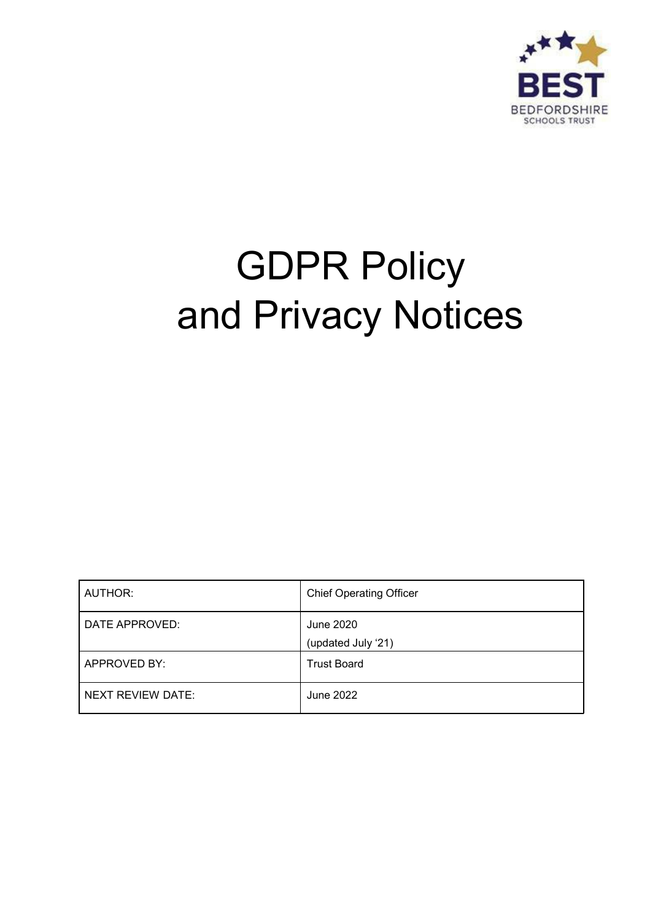BEST
BEDFORDSHIRE
SCHOOLS TRUST

# GDPR Policy and Privacy Notices

| AUTHOR: | Chief Operating Officer |
|---|---|
| DATE APPROVED: | June 2020 (updated July '21) |
| APPROVED BY: | Trust Board |
| NEXT REVIEW DATE: | June 2022 |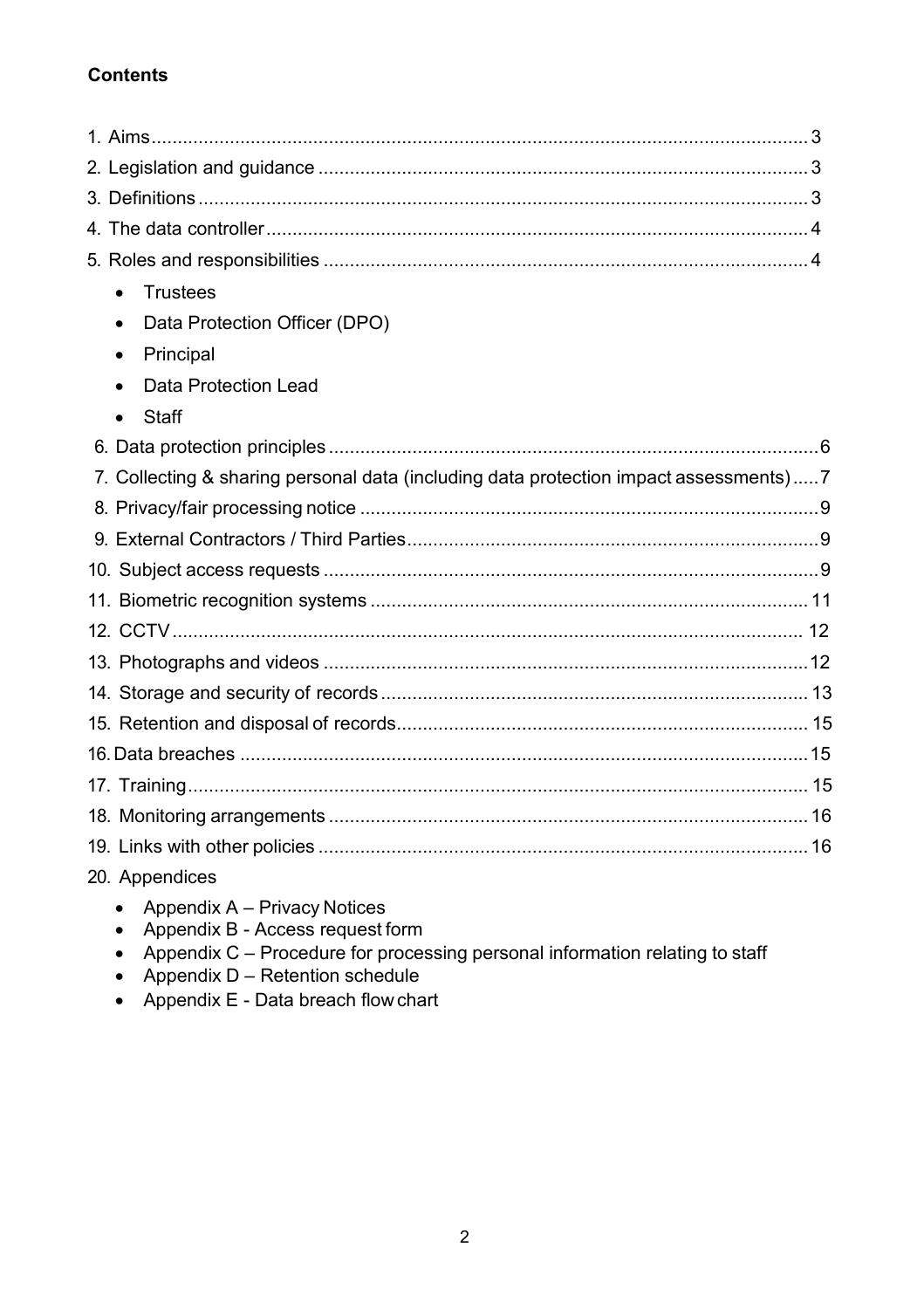**Contents**

1. Aims ........................................................................................................................ 3
2. Legislation and guidance ........................................................................................ 3
3. Definitions ............................................................................................................... 3
4. The data controller .................................................................................................. 4
5. Roles and responsibilities ........................................................................................ 4
    - Trustees
    - Data Protection Officer (DPO)
    - Principal
    - Data Protection Lead
    - Staff
6. Data protection principles ........................................................................................ 6
7. Collecting & sharing personal data (including data protection impact assessments) ..... 7
8. Privacy/fair processing notice ................................................................................... 9
9. External Contractors / Third Parties .......................................................................... 9
10. Subject access requests ......................................................................................... 9
11. Biometric recognition systems ............................................................................... 11
12. CCTV ..................................................................................................................... 12
13. Photographs and videos ........................................................................................ 12
14. Storage and security of records ............................................................................. 13
15. Retention and disposal of records .......................................................................... 15
16. Data breaches ........................................................................................................ 15
17. Training .................................................................................................................. 15
18. Monitoring arrangements ....................................................................................... 16
19. Links with other policies ......................................................................................... 16
20. Appendices
    - Appendix A – Privacy Notices
    - Appendix B - Access request form
    - Appendix C – Procedure for processing personal information relating to staff
    - Appendix D – Retention schedule
    - Appendix E - Data breach flow chart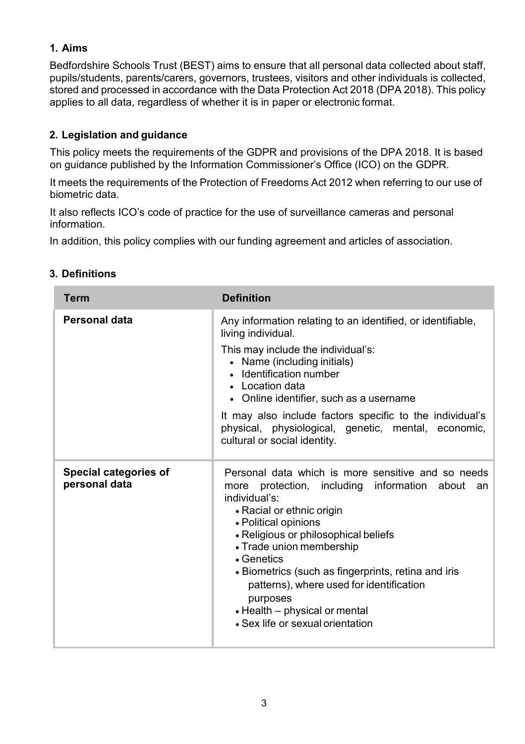## 1. Aims

Bedfordshire Schools Trust (BEST) aims to ensure that all personal data collected about staff, pupils/students, parents/carers, governors, trustees, visitors and other individuals is collected, stored and processed in accordance with the Data Protection Act 2018 (DPA 2018). This policy applies to all data, regardless of whether it is in paper or electronic format.

## 2. Legislation and guidance

This policy meets the requirements of the GDPR and provisions of the DPA 2018. It is based on guidance published by the Information Commissioner's Office (ICO) on the GDPR.

It meets the requirements of the Protection of Freedoms Act 2012 when referring to our use of biometric data.

It also reflects ICO's code of practice for the use of surveillance cameras and personal information.

In addition, this policy complies with our funding agreement and articles of association.

## 3. Definitions

| Term | Definition |
|---|---|
| **Personal data** | Any information relating to an identified, or identifiable, living individual.<br><br>This may include the individual's:<br>• Name (including initials)<br>• Identification number<br>• Location data<br>• Online identifier, such as a username<br><br>It may also include factors specific to the individual's physical, physiological, genetic, mental, economic, cultural or social identity. |
| **Special categories of personal data** | Personal data which is more sensitive and so needs more protection, including information about an individual's:<br>• Racial or ethnic origin<br>• Political opinions<br>• Religious or philosophical beliefs<br>• Trade union membership<br>• Genetics<br>• Biometrics (such as fingerprints, retina and iris patterns), where used for identification purposes<br>• Health – physical or mental<br>• Sex life or sexual orientation |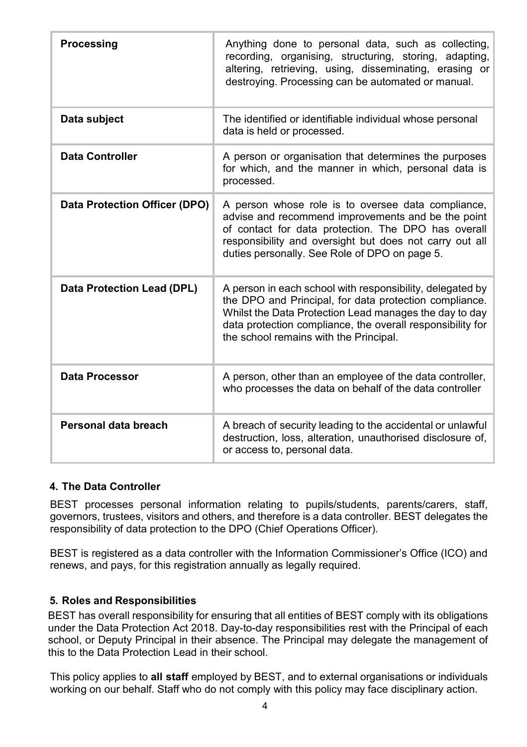| | |
|---|---|
| **Processing** | Anything done to personal data, such as collecting, recording, organising, structuring, storing, adapting, altering, retrieving, using, disseminating, erasing or destroying. Processing can be automated or manual. |
| **Data subject** | The identified or identifiable individual whose personal data is held or processed. |
| **Data Controller** | A person or organisation that determines the purposes for which, and the manner in which, personal data is processed. |
| **Data Protection Officer (DPO)** | A person whose role is to oversee data compliance, advise and recommend improvements and be the point of contact for data protection. The DPO has overall responsibility and oversight but does not carry out all duties personally. See Role of DPO on page 5. |
| **Data Protection Lead (DPL)** | A person in each school with responsibility, delegated by the DPO and Principal, for data protection compliance. Whilst the Data Protection Lead manages the day to day data protection compliance, the overall responsibility for the school remains with the Principal. |
| **Data Processor** | A person, other than an employee of the data controller, who processes the data on behalf of the data controller |
| **Personal data breach** | A breach of security leading to the accidental or unlawful destruction, loss, alteration, unauthorised disclosure of, or access to, personal data. |

## 4. The Data Controller

BEST processes personal information relating to pupils/students, parents/carers, staff, governors, trustees, visitors and others, and therefore is a data controller. BEST delegates the responsibility of data protection to the DPO (Chief Operations Officer).

BEST is registered as a data controller with the Information Commissioner's Office (ICO) and renews, and pays, for this registration annually as legally required.

## 5. Roles and Responsibilities

BEST has overall responsibility for ensuring that all entities of BEST comply with its obligations under the Data Protection Act 2018. Day-to-day responsibilities rest with the Principal of each school, or Deputy Principal in their absence. The Principal may delegate the management of this to the Data Protection Lead in their school.

This policy applies to **all staff** employed by BEST, and to external organisations or individuals working on our behalf. Staff who do not comply with this policy may face disciplinary action.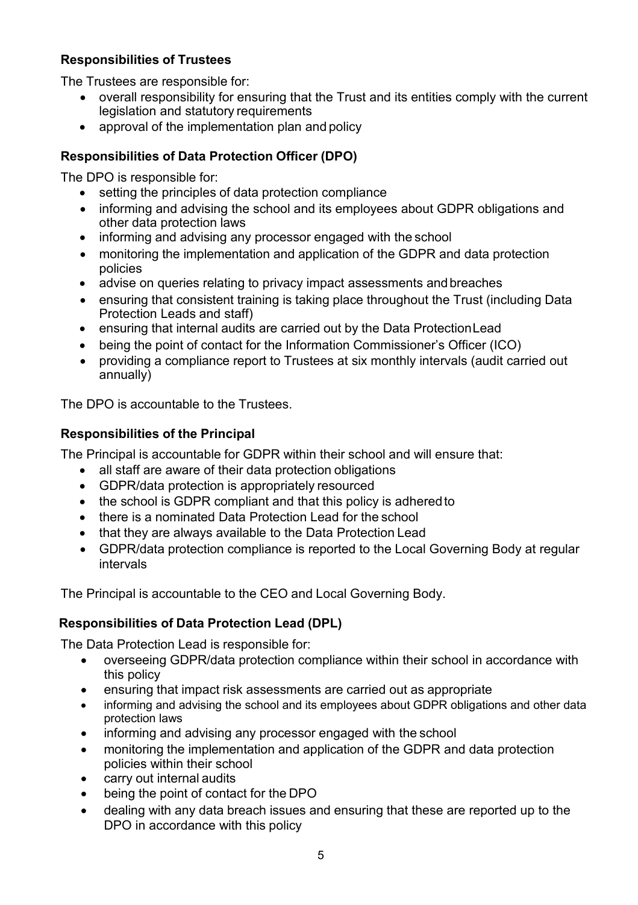**Responsibilities of Trustees**

The Trustees are responsible for:

- overall responsibility for ensuring that the Trust and its entities comply with the current legislation and statutory requirements
- approval of the implementation plan and policy

**Responsibilities of Data Protection Officer (DPO)**

The DPO is responsible for:

- setting the principles of data protection compliance
- informing and advising the school and its employees about GDPR obligations and other data protection laws
- informing and advising any processor engaged with the school
- monitoring the implementation and application of the GDPR and data protection policies
- advise on queries relating to privacy impact assessments and breaches
- ensuring that consistent training is taking place throughout the Trust (including Data Protection Leads and staff)
- ensuring that internal audits are carried out by the Data Protection Lead
- being the point of contact for the Information Commissioner's Officer (ICO)
- providing a compliance report to Trustees at six monthly intervals (audit carried out annually)

The DPO is accountable to the Trustees.

**Responsibilities of the Principal**

The Principal is accountable for GDPR within their school and will ensure that:

- all staff are aware of their data protection obligations
- GDPR/data protection is appropriately resourced
- the school is GDPR compliant and that this policy is adhered to
- there is a nominated Data Protection Lead for the school
- that they are always available to the Data Protection Lead
- GDPR/data protection compliance is reported to the Local Governing Body at regular intervals

The Principal is accountable to the CEO and Local Governing Body.

**Responsibilities of Data Protection Lead (DPL)**

The Data Protection Lead is responsible for:

- overseeing GDPR/data protection compliance within their school in accordance with this policy
- ensuring that impact risk assessments are carried out as appropriate
- informing and advising the school and its employees about GDPR obligations and other data protection laws
- informing and advising any processor engaged with the school
- monitoring the implementation and application of the GDPR and data protection policies within their school
- carry out internal audits
- being the point of contact for the DPO
- dealing with any data breach issues and ensuring that these are reported up to the DPO in accordance with this policy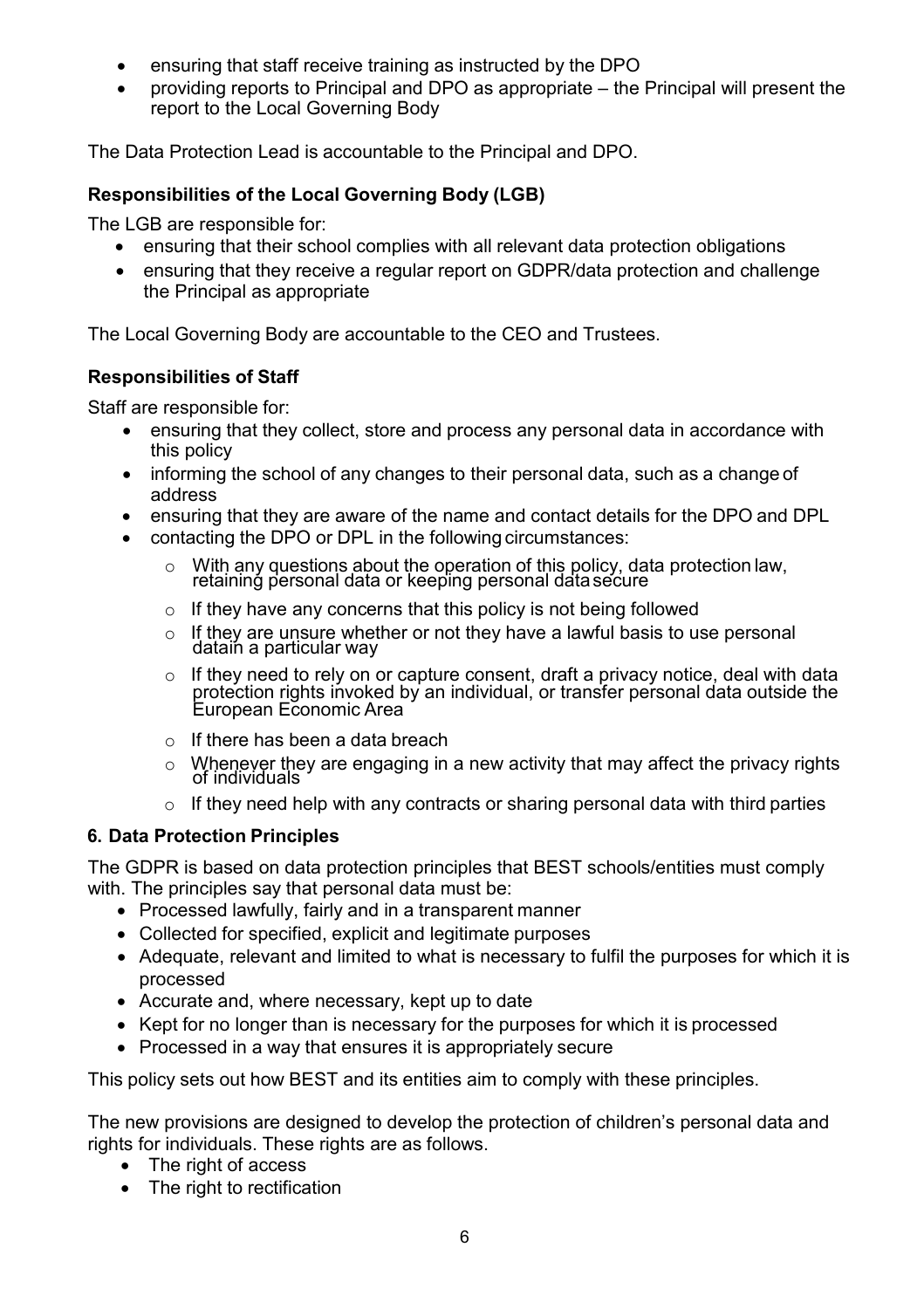- ensuring that staff receive training as instructed by the DPO
- providing reports to Principal and DPO as appropriate – the Principal will present the report to the Local Governing Body

The Data Protection Lead is accountable to the Principal and DPO.

**Responsibilities of the Local Governing Body (LGB)**

The LGB are responsible for:

- ensuring that their school complies with all relevant data protection obligations
- ensuring that they receive a regular report on GDPR/data protection and challenge the Principal as appropriate

The Local Governing Body are accountable to the CEO and Trustees.

**Responsibilities of Staff**

Staff are responsible for:

- ensuring that they collect, store and process any personal data in accordance with this policy
- informing the school of any changes to their personal data, such as a change of address
- ensuring that they are aware of the name and contact details for the DPO and DPL
- contacting the DPO or DPL in the following circumstances:
    - With any questions about the operation of this policy, data protection law, retaining personal data or keeping personal data secure
    - If they have any concerns that this policy is not being followed
    - If they are unsure whether or not they have a lawful basis to use personal data in a particular way
    - If they need to rely on or capture consent, draft a privacy notice, deal with data protection rights invoked by an individual, or transfer personal data outside the European Economic Area
    - If there has been a data breach
    - Whenever they are engaging in a new activity that may affect the privacy rights of individuals
    - If they need help with any contracts or sharing personal data with third parties

## 6. Data Protection Principles

The GDPR is based on data protection principles that BEST schools/entities must comply with. The principles say that personal data must be:

- Processed lawfully, fairly and in a transparent manner
- Collected for specified, explicit and legitimate purposes
- Adequate, relevant and limited to what is necessary to fulfil the purposes for which it is processed
- Accurate and, where necessary, kept up to date
- Kept for no longer than is necessary for the purposes for which it is processed
- Processed in a way that ensures it is appropriately secure

This policy sets out how BEST and its entities aim to comply with these principles.

The new provisions are designed to develop the protection of children's personal data and rights for individuals. These rights are as follows.

- The right of access
- The right to rectification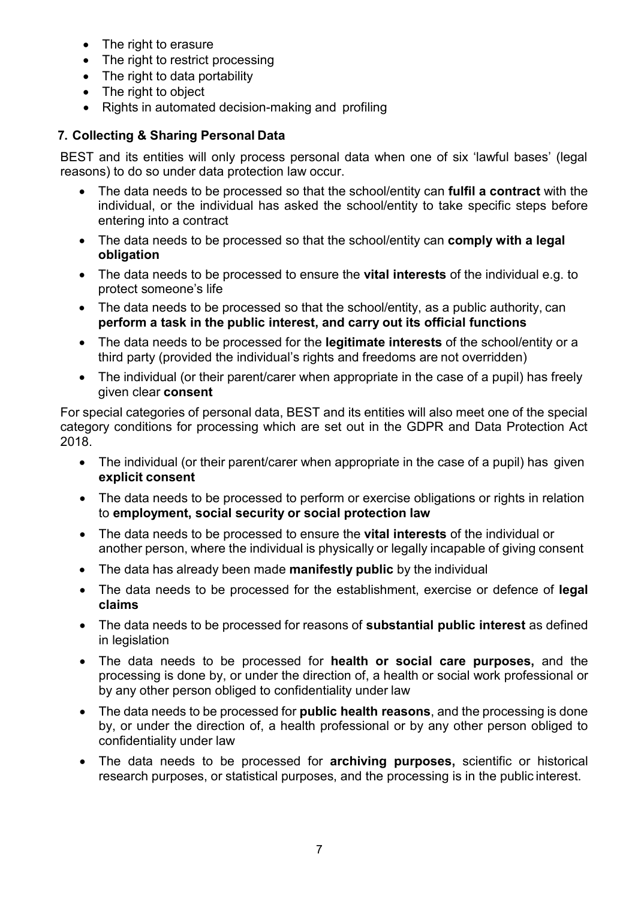- The right to erasure
- The right to restrict processing
- The right to data portability
- The right to object
- Rights in automated decision-making and profiling

## 7. Collecting & Sharing Personal Data

BEST and its entities will only process personal data when one of six 'lawful bases' (legal reasons) to do so under data protection law occur.

- The data needs to be processed so that the school/entity can **fulfil a contract** with the individual, or the individual has asked the school/entity to take specific steps before entering into a contract
- The data needs to be processed so that the school/entity can **comply with a legal obligation**
- The data needs to be processed to ensure the **vital interests** of the individual e.g. to protect someone's life
- The data needs to be processed so that the school/entity, as a public authority, can **perform a task in the public interest, and carry out its official functions**
- The data needs to be processed for the **legitimate interests** of the school/entity or a third party (provided the individual's rights and freedoms are not overridden)
- The individual (or their parent/carer when appropriate in the case of a pupil) has freely given clear **consent**

For special categories of personal data, BEST and its entities will also meet one of the special category conditions for processing which are set out in the GDPR and Data Protection Act 2018.

- The individual (or their parent/carer when appropriate in the case of a pupil) has given **explicit consent**
- The data needs to be processed to perform or exercise obligations or rights in relation to **employment, social security or social protection law**
- The data needs to be processed to ensure the **vital interests** of the individual or another person, where the individual is physically or legally incapable of giving consent
- The data has already been made **manifestly public** by the individual
- The data needs to be processed for the establishment, exercise or defence of **legal claims**
- The data needs to be processed for reasons of **substantial public interest** as defined in legislation
- The data needs to be processed for **health or social care purposes,** and the processing is done by, or under the direction of, a health or social work professional or by any other person obliged to confidentiality under law
- The data needs to be processed for **public health reasons**, and the processing is done by, or under the direction of, a health professional or by any other person obliged to confidentiality under law
- The data needs to be processed for **archiving purposes,** scientific or historical research purposes, or statistical purposes, and the processing is in the public interest.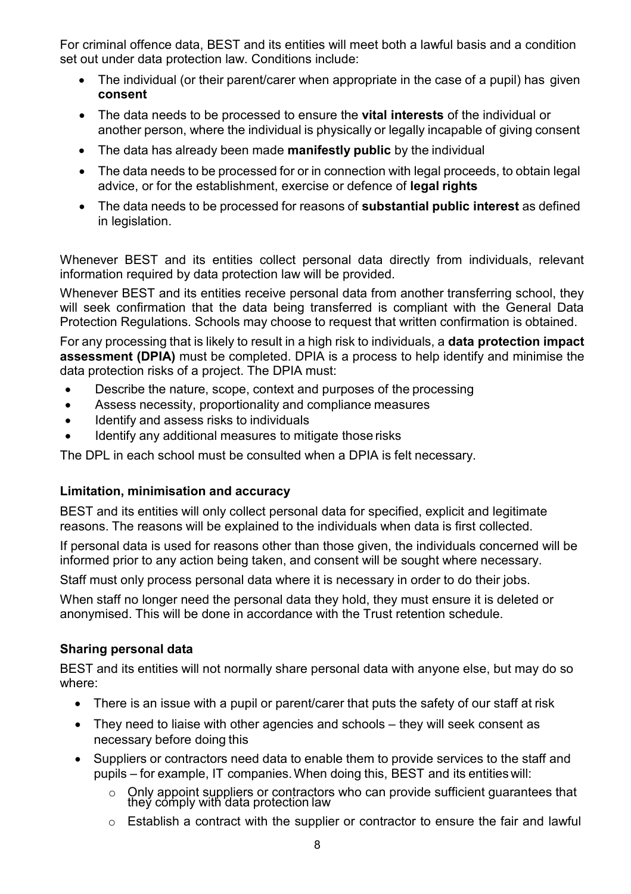For criminal offence data, BEST and its entities will meet both a lawful basis and a condition set out under data protection law. Conditions include:

- The individual (or their parent/carer when appropriate in the case of a pupil) has given **consent**
- The data needs to be processed to ensure the **vital interests** of the individual or another person, where the individual is physically or legally incapable of giving consent
- The data has already been made **manifestly public** by the individual
- The data needs to be processed for or in connection with legal proceeds, to obtain legal advice, or for the establishment, exercise or defence of **legal rights**
- The data needs to be processed for reasons of **substantial public interest** as defined in legislation.

Whenever BEST and its entities collect personal data directly from individuals, relevant information required by data protection law will be provided.

Whenever BEST and its entities receive personal data from another transferring school, they will seek confirmation that the data being transferred is compliant with the General Data Protection Regulations. Schools may choose to request that written confirmation is obtained.

For any processing that is likely to result in a high risk to individuals, a **data protection impact assessment (DPIA)** must be completed. DPIA is a process to help identify and minimise the data protection risks of a project. The DPIA must:

- Describe the nature, scope, context and purposes of the processing
- Assess necessity, proportionality and compliance measures
- Identify and assess risks to individuals
- Identify any additional measures to mitigate those risks

The DPL in each school must be consulted when a DPIA is felt necessary.

### Limitation, minimisation and accuracy

BEST and its entities will only collect personal data for specified, explicit and legitimate reasons. The reasons will be explained to the individuals when data is first collected.

If personal data is used for reasons other than those given, the individuals concerned will be informed prior to any action being taken, and consent will be sought where necessary.

Staff must only process personal data where it is necessary in order to do their jobs.

When staff no longer need the personal data they hold, they must ensure it is deleted or anonymised. This will be done in accordance with the Trust retention schedule.

### Sharing personal data

BEST and its entities will not normally share personal data with anyone else, but may do so where:

- There is an issue with a pupil or parent/carer that puts the safety of our staff at risk
- They need to liaise with other agencies and schools – they will seek consent as necessary before doing this
- Suppliers or contractors need data to enable them to provide services to the staff and pupils – for example, IT companies. When doing this, BEST and its entities will:
    - Only appoint suppliers or contractors who can provide sufficient guarantees that they comply with data protection law
    - Establish a contract with the supplier or contractor to ensure the fair and lawful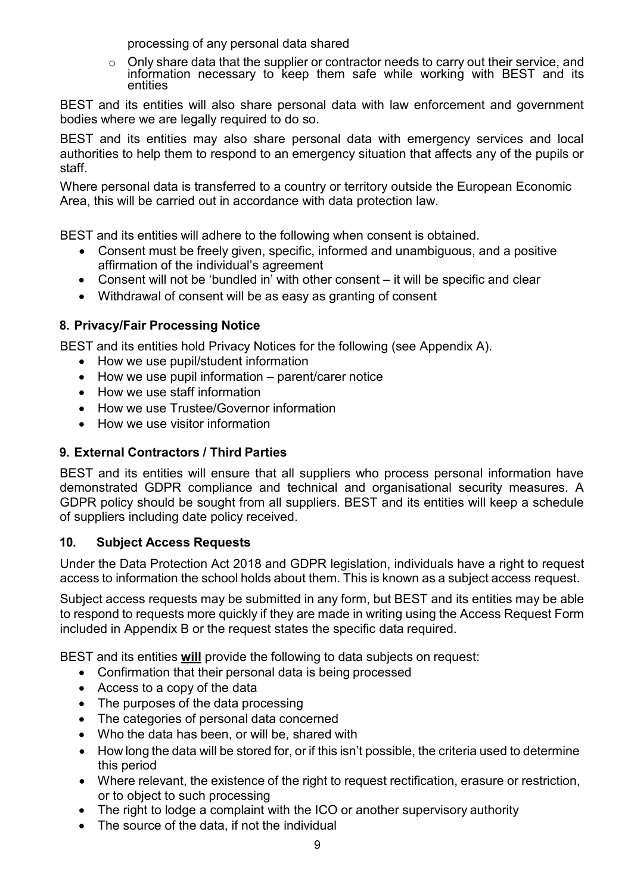processing of any personal data shared

- Only share data that the supplier or contractor needs to carry out their service, and information necessary to keep them safe while working with BEST and its entities

BEST and its entities will also share personal data with law enforcement and government bodies where we are legally required to do so.

BEST and its entities may also share personal data with emergency services and local authorities to help them to respond to an emergency situation that affects any of the pupils or staff.

Where personal data is transferred to a country or territory outside the European Economic Area, this will be carried out in accordance with data protection law.

BEST and its entities will adhere to the following when consent is obtained.

- Consent must be freely given, specific, informed and unambiguous, and a positive affirmation of the individual's agreement
- Consent will not be 'bundled in' with other consent – it will be specific and clear
- Withdrawal of consent will be as easy as granting of consent

## 8. Privacy/Fair Processing Notice

BEST and its entities hold Privacy Notices for the following (see Appendix A).

- How we use pupil/student information
- How we use pupil information – parent/carer notice
- How we use staff information
- How we use Trustee/Governor information
- How we use visitor information

## 9. External Contractors / Third Parties

BEST and its entities will ensure that all suppliers who process personal information have demonstrated GDPR compliance and technical and organisational security measures. A GDPR policy should be sought from all suppliers. BEST and its entities will keep a schedule of suppliers including date policy received.

## 10. Subject Access Requests

Under the Data Protection Act 2018 and GDPR legislation, individuals have a right to request access to information the school holds about them. This is known as a subject access request.

Subject access requests may be submitted in any form, but BEST and its entities may be able to respond to requests more quickly if they are made in writing using the Access Request Form included in Appendix B or the request states the specific data required.

BEST and its entities **will** provide the following to data subjects on request:

- Confirmation that their personal data is being processed
- Access to a copy of the data
- The purposes of the data processing
- The categories of personal data concerned
- Who the data has been, or will be, shared with
- How long the data will be stored for, or if this isn't possible, the criteria used to determine this period
- Where relevant, the existence of the right to request rectification, erasure or restriction, or to object to such processing
- The right to lodge a complaint with the ICO or another supervisory authority
- The source of the data, if not the individual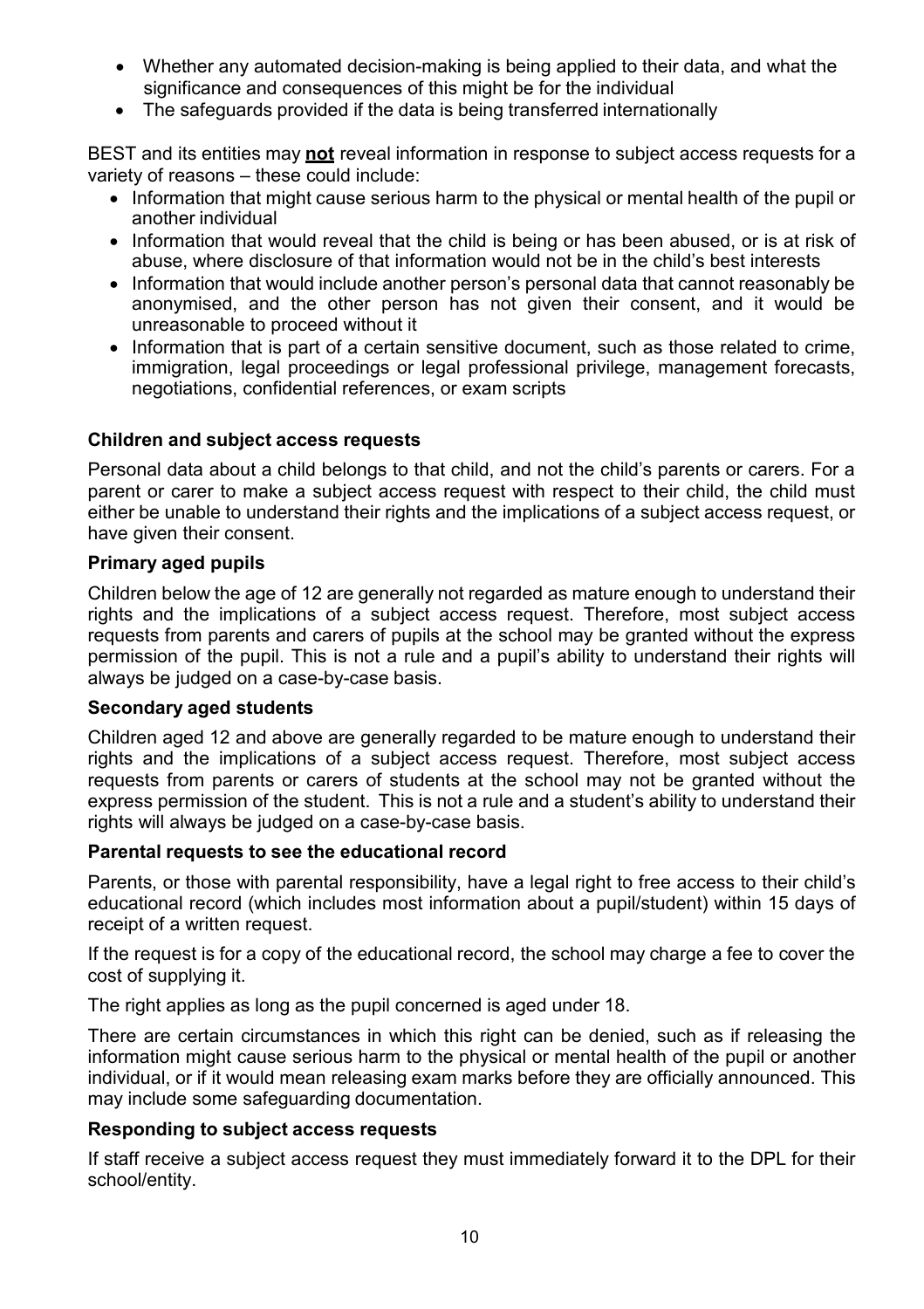- Whether any automated decision-making is being applied to their data, and what the significance and consequences of this might be for the individual
- The safeguards provided if the data is being transferred internationally

BEST and its entities may **not** reveal information in response to subject access requests for a variety of reasons – these could include:

- Information that might cause serious harm to the physical or mental health of the pupil or another individual
- Information that would reveal that the child is being or has been abused, or is at risk of abuse, where disclosure of that information would not be in the child's best interests
- Information that would include another person's personal data that cannot reasonably be anonymised, and the other person has not given their consent, and it would be unreasonable to proceed without it
- Information that is part of a certain sensitive document, such as those related to crime, immigration, legal proceedings or legal professional privilege, management forecasts, negotiations, confidential references, or exam scripts

**Children and subject access requests**

Personal data about a child belongs to that child, and not the child's parents or carers. For a parent or carer to make a subject access request with respect to their child, the child must either be unable to understand their rights and the implications of a subject access request, or have given their consent.

**Primary aged pupils**

Children below the age of 12 are generally not regarded as mature enough to understand their rights and the implications of a subject access request. Therefore, most subject access requests from parents and carers of pupils at the school may be granted without the express permission of the pupil. This is not a rule and a pupil's ability to understand their rights will always be judged on a case-by-case basis.

**Secondary aged students**

Children aged 12 and above are generally regarded to be mature enough to understand their rights and the implications of a subject access request. Therefore, most subject access requests from parents or carers of students at the school may not be granted without the express permission of the student. This is not a rule and a student's ability to understand their rights will always be judged on a case-by-case basis.

**Parental requests to see the educational record**

Parents, or those with parental responsibility, have a legal right to free access to their child's educational record (which includes most information about a pupil/student) within 15 days of receipt of a written request.

If the request is for a copy of the educational record, the school may charge a fee to cover the cost of supplying it.

The right applies as long as the pupil concerned is aged under 18.

There are certain circumstances in which this right can be denied, such as if releasing the information might cause serious harm to the physical or mental health of the pupil or another individual, or if it would mean releasing exam marks before they are officially announced. This may include some safeguarding documentation.

**Responding to subject access requests**

If staff receive a subject access request they must immediately forward it to the DPL for their school/entity.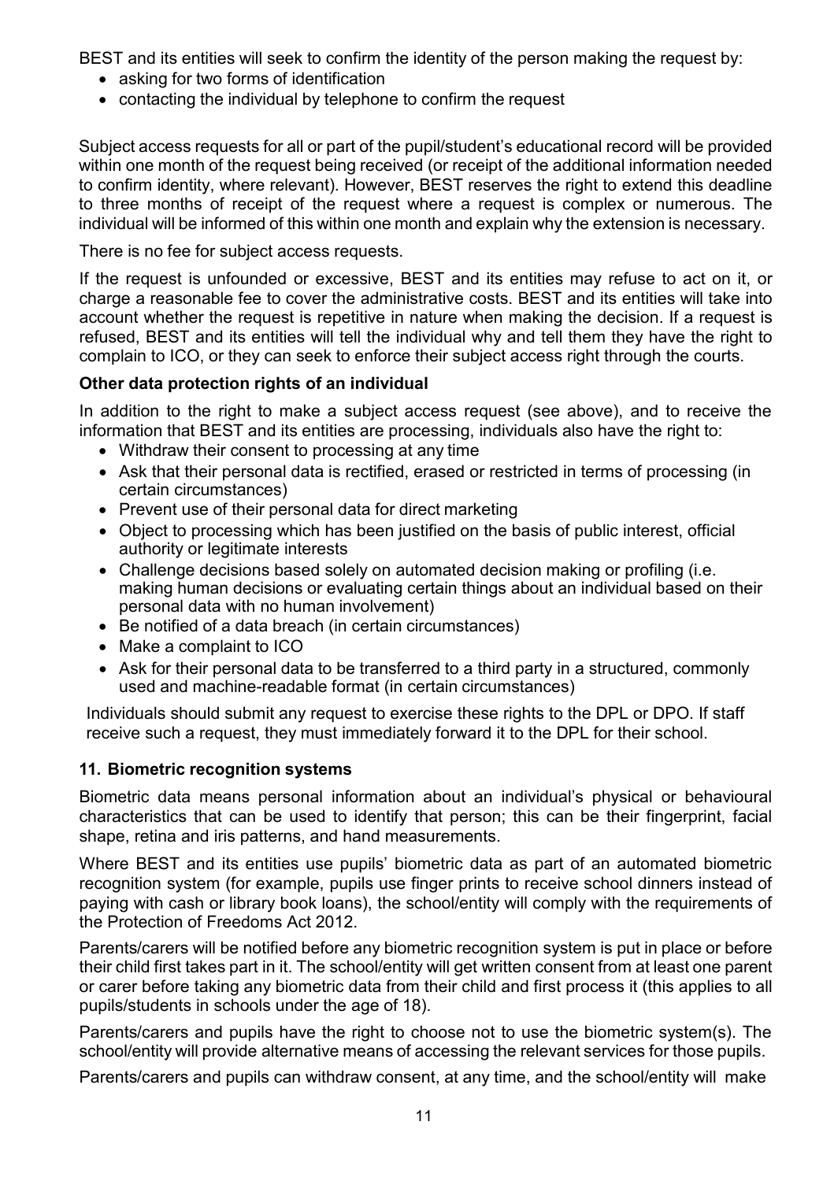BEST and its entities will seek to confirm the identity of the person making the request by:

- asking for two forms of identification
- contacting the individual by telephone to confirm the request

Subject access requests for all or part of the pupil/student's educational record will be provided within one month of the request being received (or receipt of the additional information needed to confirm identity, where relevant). However, BEST reserves the right to extend this deadline to three months of receipt of the request where a request is complex or numerous. The individual will be informed of this within one month and explain why the extension is necessary.

There is no fee for subject access requests.

If the request is unfounded or excessive, BEST and its entities may refuse to act on it, or charge a reasonable fee to cover the administrative costs. BEST and its entities will take into account whether the request is repetitive in nature when making the decision. If a request is refused, BEST and its entities will tell the individual why and tell them they have the right to complain to ICO, or they can seek to enforce their subject access right through the courts.

**Other data protection rights of an individual**

In addition to the right to make a subject access request (see above), and to receive the information that BEST and its entities are processing, individuals also have the right to:

- Withdraw their consent to processing at any time
- Ask that their personal data is rectified, erased or restricted in terms of processing (in certain circumstances)
- Prevent use of their personal data for direct marketing
- Object to processing which has been justified on the basis of public interest, official authority or legitimate interests
- Challenge decisions based solely on automated decision making or profiling (i.e. making human decisions or evaluating certain things about an individual based on their personal data with no human involvement)
- Be notified of a data breach (in certain circumstances)
- Make a complaint to ICO
- Ask for their personal data to be transferred to a third party in a structured, commonly used and machine-readable format (in certain circumstances)

Individuals should submit any request to exercise these rights to the DPL or DPO. If staff receive such a request, they must immediately forward it to the DPL for their school.

## 11. Biometric recognition systems

Biometric data means personal information about an individual's physical or behavioural characteristics that can be used to identify that person; this can be their fingerprint, facial shape, retina and iris patterns, and hand measurements.

Where BEST and its entities use pupils' biometric data as part of an automated biometric recognition system (for example, pupils use finger prints to receive school dinners instead of paying with cash or library book loans), the school/entity will comply with the requirements of the Protection of Freedoms Act 2012.

Parents/carers will be notified before any biometric recognition system is put in place or before their child first takes part in it. The school/entity will get written consent from at least one parent or carer before taking any biometric data from their child and first process it (this applies to all pupils/students in schools under the age of 18).

Parents/carers and pupils have the right to choose not to use the biometric system(s). The school/entity will provide alternative means of accessing the relevant services for those pupils.

Parents/carers and pupils can withdraw consent, at any time, and the school/entity will make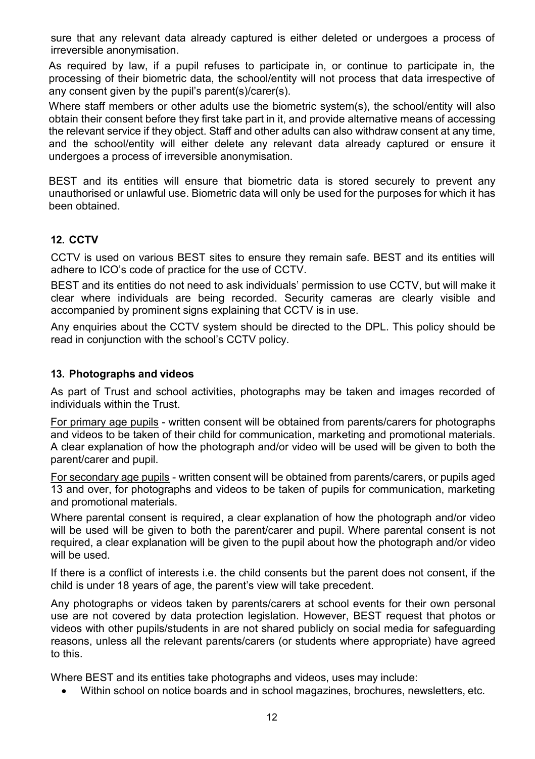sure that any relevant data already captured is either deleted or undergoes a process of irreversible anonymisation.

As required by law, if a pupil refuses to participate in, or continue to participate in, the processing of their biometric data, the school/entity will not process that data irrespective of any consent given by the pupil's parent(s)/carer(s).

Where staff members or other adults use the biometric system(s), the school/entity will also obtain their consent before they first take part in it, and provide alternative means of accessing the relevant service if they object. Staff and other adults can also withdraw consent at any time, and the school/entity will either delete any relevant data already captured or ensure it undergoes a process of irreversible anonymisation.

BEST and its entities will ensure that biometric data is stored securely to prevent any unauthorised or unlawful use. Biometric data will only be used for the purposes for which it has been obtained.

## 12. CCTV

CCTV is used on various BEST sites to ensure they remain safe. BEST and its entities will adhere to ICO's code of practice for the use of CCTV.

BEST and its entities do not need to ask individuals' permission to use CCTV, but will make it clear where individuals are being recorded. Security cameras are clearly visible and accompanied by prominent signs explaining that CCTV is in use.

Any enquiries about the CCTV system should be directed to the DPL. This policy should be read in conjunction with the school's CCTV policy.

## 13. Photographs and videos

As part of Trust and school activities, photographs may be taken and images recorded of individuals within the Trust.

For primary age pupils - written consent will be obtained from parents/carers for photographs and videos to be taken of their child for communication, marketing and promotional materials. A clear explanation of how the photograph and/or video will be used will be given to both the parent/carer and pupil.

For secondary age pupils - written consent will be obtained from parents/carers, or pupils aged 13 and over, for photographs and videos to be taken of pupils for communication, marketing and promotional materials.

Where parental consent is required, a clear explanation of how the photograph and/or video will be used will be given to both the parent/carer and pupil. Where parental consent is not required, a clear explanation will be given to the pupil about how the photograph and/or video will be used.

If there is a conflict of interests i.e. the child consents but the parent does not consent, if the child is under 18 years of age, the parent's view will take precedent.

Any photographs or videos taken by parents/carers at school events for their own personal use are not covered by data protection legislation. However, BEST request that photos or videos with other pupils/students in are not shared publicly on social media for safeguarding reasons, unless all the relevant parents/carers (or students where appropriate) have agreed to this.

Where BEST and its entities take photographs and videos, uses may include:

- Within school on notice boards and in school magazines, brochures, newsletters, etc.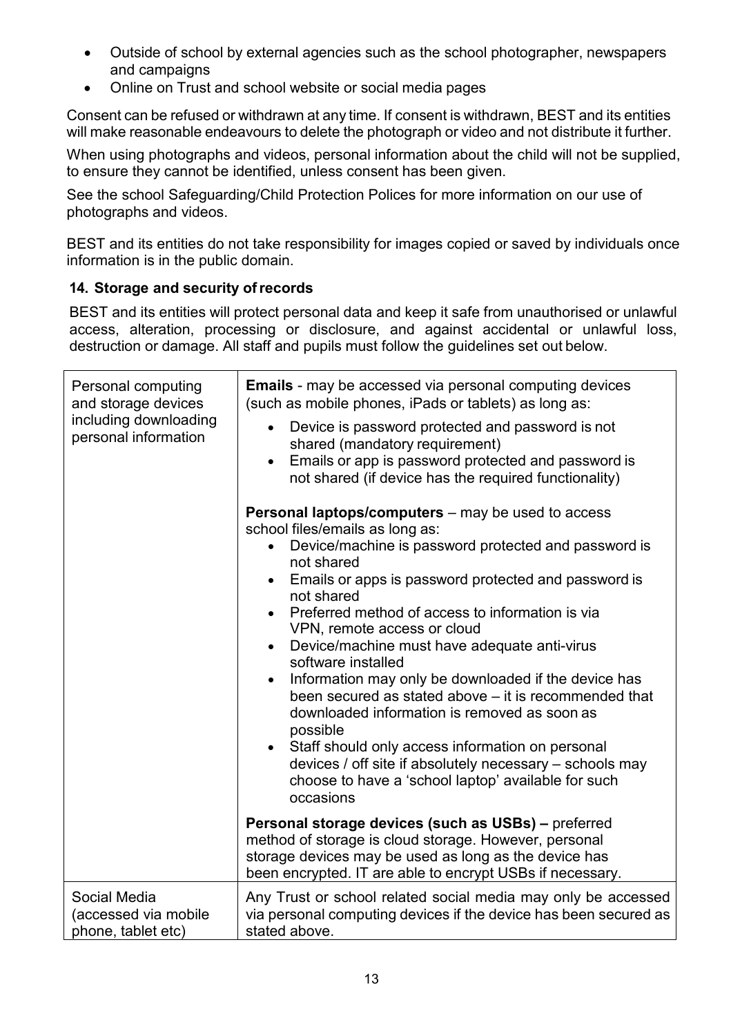- Outside of school by external agencies such as the school photographer, newspapers and campaigns
- Online on Trust and school website or social media pages

Consent can be refused or withdrawn at any time. If consent is withdrawn, BEST and its entities will make reasonable endeavours to delete the photograph or video and not distribute it further.

When using photographs and videos, personal information about the child will not be supplied, to ensure they cannot be identified, unless consent has been given.

See the school Safeguarding/Child Protection Polices for more information on our use of photographs and videos.

BEST and its entities do not take responsibility for images copied or saved by individuals once information is in the public domain.

### 14. Storage and security of records

BEST and its entities will protect personal data and keep it safe from unauthorised or unlawful access, alteration, processing or disclosure, and against accidental or unlawful loss, destruction or damage. All staff and pupils must follow the guidelines set out below.

| | |
|---|---|
| Personal computing and storage devices including downloading personal information | **Emails** - may be accessed via personal computing devices (such as mobile phones, iPads or tablets) as long as:<br>• Device is password protected and password is not shared (mandatory requirement)<br>• Emails or app is password protected and password is not shared (if device has the required functionality)<br><br>**Personal laptops/computers** – may be used to access school files/emails as long as:<br>• Device/machine is password protected and password is not shared<br>• Emails or apps is password protected and password is not shared<br>• Preferred method of access to information is via VPN, remote access or cloud<br>• Device/machine must have adequate anti-virus software installed<br>• Information may only be downloaded if the device has been secured as stated above – it is recommended that downloaded information is removed as soon as possible<br>• Staff should only access information on personal devices / off site if absolutely necessary – schools may choose to have a 'school laptop' available for such occasions<br><br>**Personal storage devices (such as USBs) –** preferred method of storage is cloud storage. However, personal storage devices may be used as long as the device has been encrypted. IT are able to encrypt USBs if necessary. |
| Social Media (accessed via mobile phone, tablet etc) | Any Trust or school related social media may only be accessed via personal computing devices if the device has been secured as stated above. |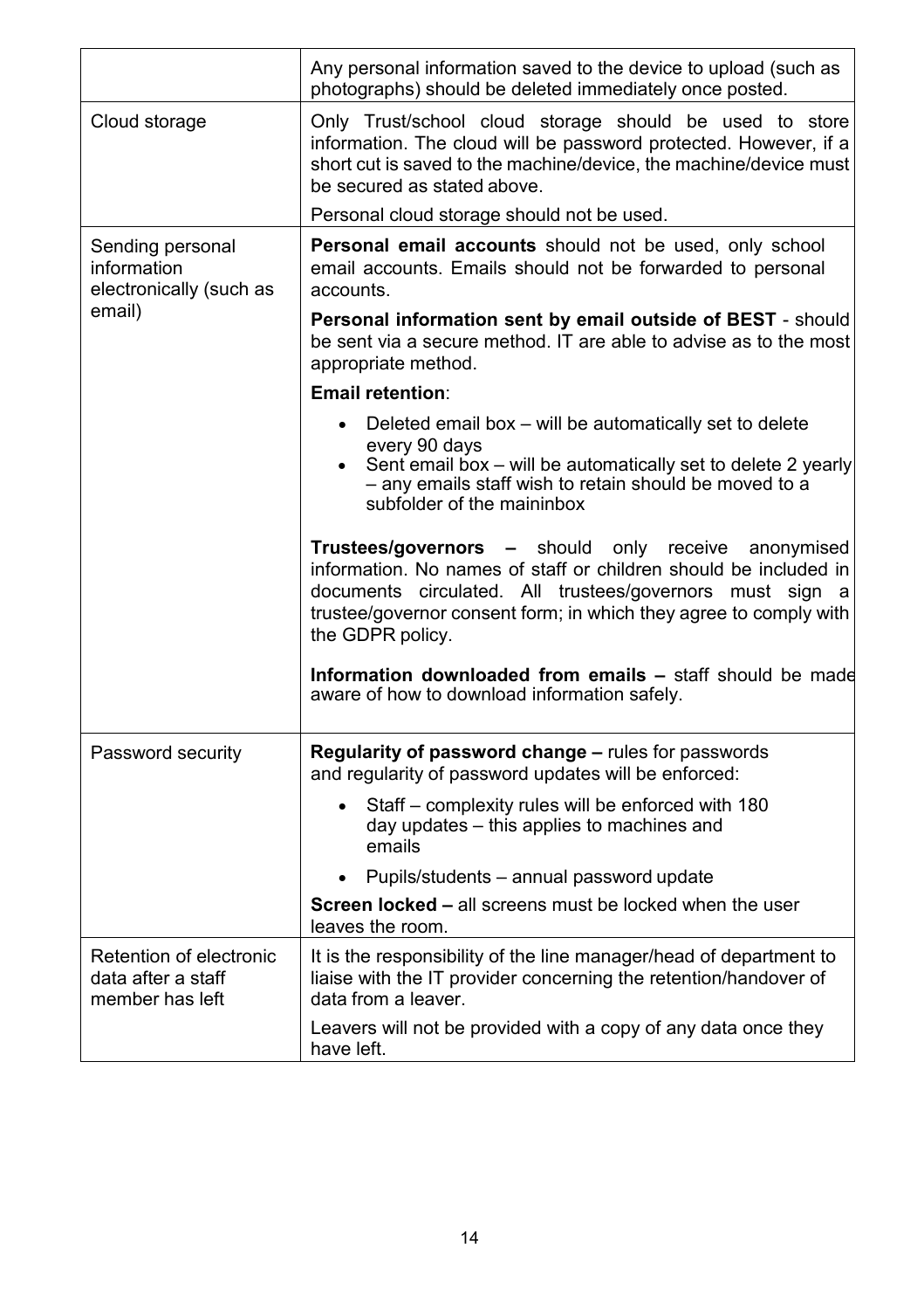| | |
|---|---|
| | Any personal information saved to the device to upload (such as photographs) should be deleted immediately once posted. |
| Cloud storage | Only Trust/school cloud storage should be used to store information. The cloud will be password protected. However, if a short cut is saved to the machine/device, the machine/device must be secured as stated above.<br><br>Personal cloud storage should not be used. |
| Sending personal information electronically (such as email) | **Personal email accounts** should not be used, only school email accounts. Emails should not be forwarded to personal accounts.<br><br>**Personal information sent by email outside of BEST** - should be sent via a secure method. IT are able to advise as to the most appropriate method.<br><br>**Email retention**:<br>• Deleted email box – will be automatically set to delete every 90 days<br>• Sent email box – will be automatically set to delete 2 yearly – any emails staff wish to retain should be moved to a subfolder of the maininbox<br><br>**Trustees/governors –** should only receive anonymised information. No names of staff or children should be included in documents circulated. All trustees/governors must sign a trustee/governor consent form; in which they agree to comply with the GDPR policy.<br><br>**Information downloaded from emails –** staff should be made aware of how to download information safely. |
| Password security | **Regularity of password change –** rules for passwords and regularity of password updates will be enforced:<br>• Staff – complexity rules will be enforced with 180 day updates – this applies to machines and emails<br>• Pupils/students – annual password update<br><br>**Screen locked –** all screens must be locked when the user leaves the room. |
| Retention of electronic data after a staff member has left | It is the responsibility of the line manager/head of department to liaise with the IT provider concerning the retention/handover of data from a leaver.<br><br>Leavers will not be provided with a copy of any data once they have left. |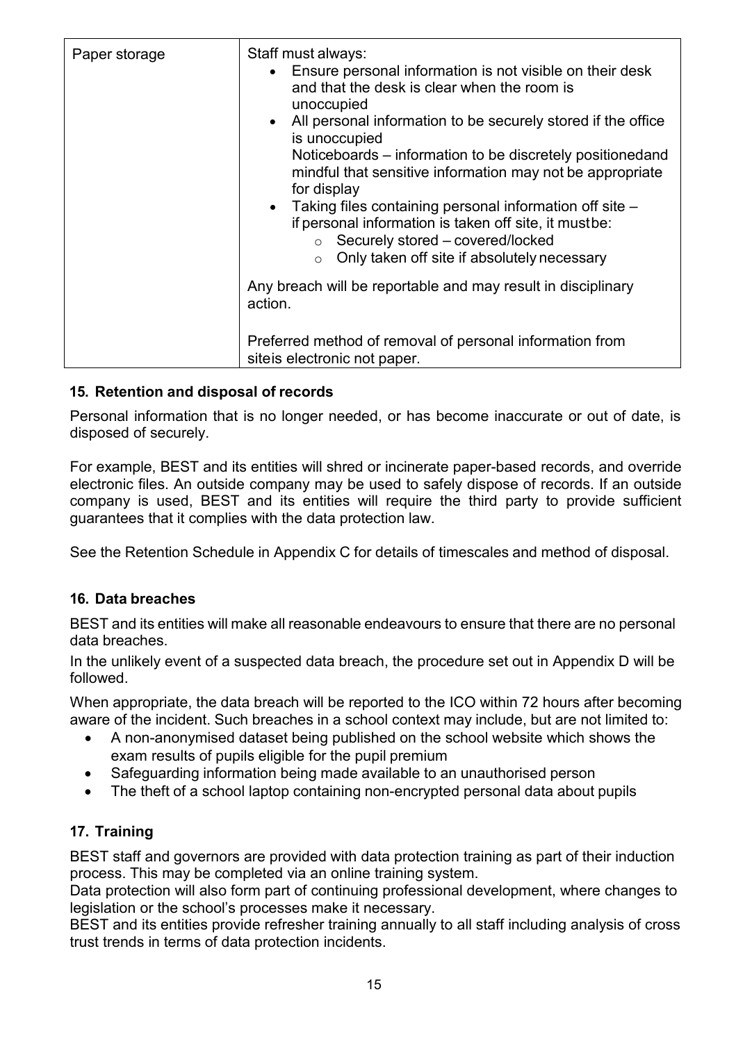| Paper storage | Staff must always:<br>• Ensure personal information is not visible on their desk and that the desk is clear when the room is unoccupied<br>• All personal information to be securely stored if the office is unoccupied<br>Noticeboards – information to be discretely positionedand mindful that sensitive information may not be appropriate for display<br>• Taking files containing personal information off site – if personal information is taken off site, it mustbe:<br>  ○ Securely stored – covered/locked<br>  ○ Only taken off site if absolutely necessary<br><br>Any breach will be reportable and may result in disciplinary action.<br><br>Preferred method of removal of personal information from siteis electronic not paper. |
|---|---|

## 15. Retention and disposal of records

Personal information that is no longer needed, or has become inaccurate or out of date, is disposed of securely.

For example, BEST and its entities will shred or incinerate paper-based records, and override electronic files. An outside company may be used to safely dispose of records. If an outside company is used, BEST and its entities will require the third party to provide sufficient guarantees that it complies with the data protection law.

See the Retention Schedule in Appendix C for details of timescales and method of disposal.

## 16. Data breaches

BEST and its entities will make all reasonable endeavours to ensure that there are no personal data breaches.

In the unlikely event of a suspected data breach, the procedure set out in Appendix D will be followed.

When appropriate, the data breach will be reported to the ICO within 72 hours after becoming aware of the incident. Such breaches in a school context may include, but are not limited to:

- A non-anonymised dataset being published on the school website which shows the exam results of pupils eligible for the pupil premium
- Safeguarding information being made available to an unauthorised person
- The theft of a school laptop containing non-encrypted personal data about pupils

## 17. Training

BEST staff and governors are provided with data protection training as part of their induction process. This may be completed via an online training system.

Data protection will also form part of continuing professional development, where changes to legislation or the school's processes make it necessary.

BEST and its entities provide refresher training annually to all staff including analysis of cross trust trends in terms of data protection incidents.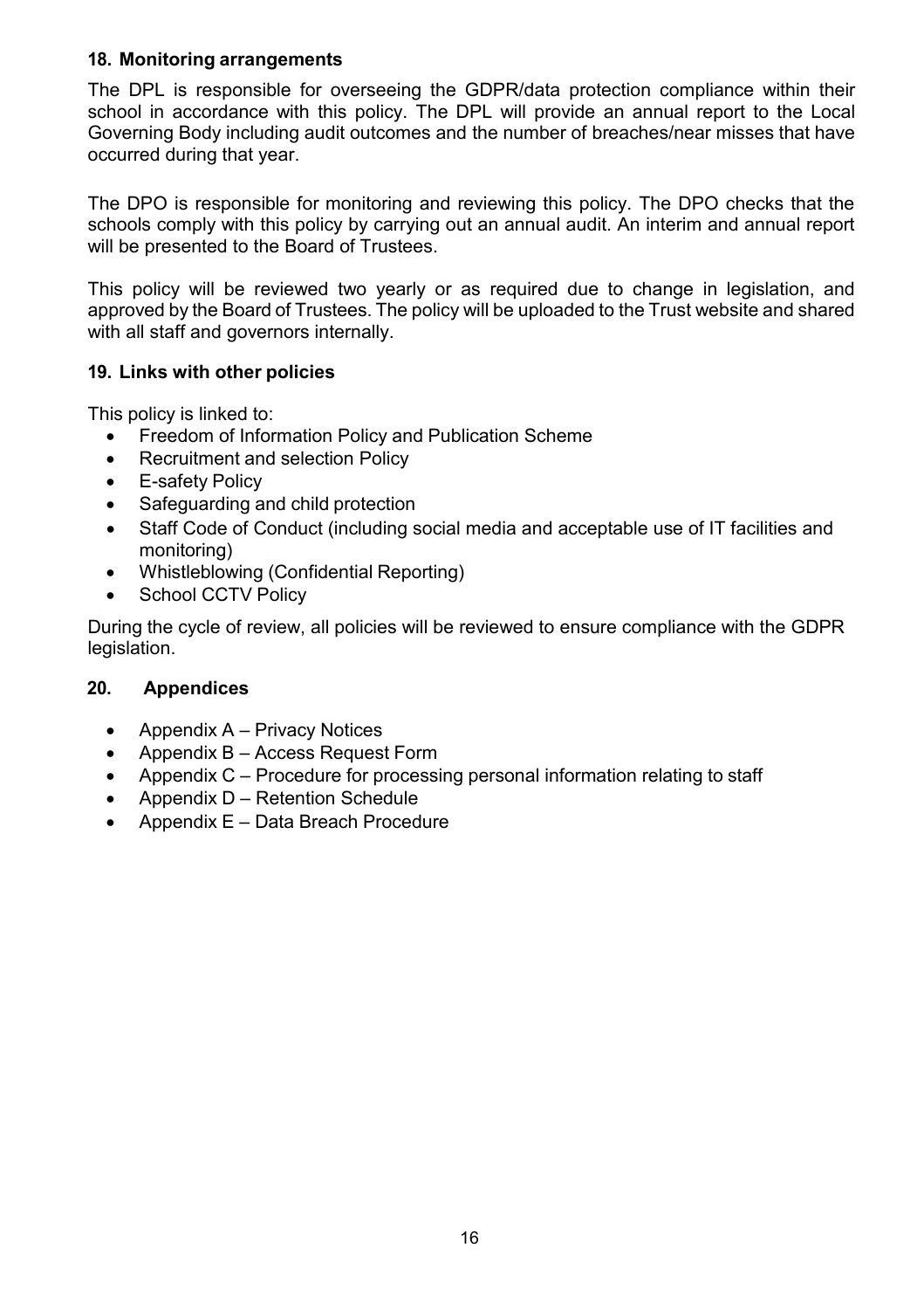## 18. Monitoring arrangements

The DPL is responsible for overseeing the GDPR/data protection compliance within their school in accordance with this policy. The DPL will provide an annual report to the Local Governing Body including audit outcomes and the number of breaches/near misses that have occurred during that year.

The DPO is responsible for monitoring and reviewing this policy. The DPO checks that the schools comply with this policy by carrying out an annual audit. An interim and annual report will be presented to the Board of Trustees.

This policy will be reviewed two yearly or as required due to change in legislation, and approved by the Board of Trustees. The policy will be uploaded to the Trust website and shared with all staff and governors internally.

## 19. Links with other policies

This policy is linked to:

- Freedom of Information Policy and Publication Scheme
- Recruitment and selection Policy
- E-safety Policy
- Safeguarding and child protection
- Staff Code of Conduct (including social media and acceptable use of IT facilities and monitoring)
- Whistleblowing (Confidential Reporting)
- School CCTV Policy

During the cycle of review, all policies will be reviewed to ensure compliance with the GDPR legislation.

## 20. Appendices

- Appendix A – Privacy Notices
- Appendix B – Access Request Form
- Appendix C – Procedure for processing personal information relating to staff
- Appendix D – Retention Schedule
- Appendix E – Data Breach Procedure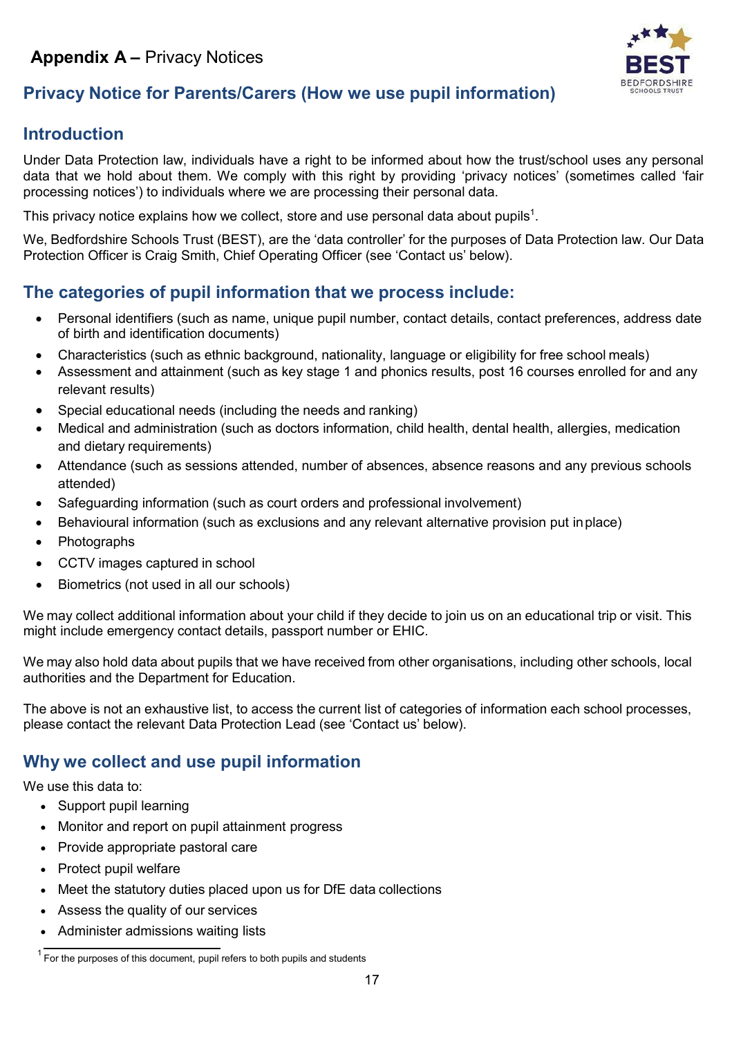## Appendix A – Privacy Notices

## Privacy Notice for Parents/Carers (How we use pupil information)

### Introduction

Under Data Protection law, individuals have a right to be informed about how the trust/school uses any personal data that we hold about them. We comply with this right by providing 'privacy notices' (sometimes called 'fair processing notices') to individuals where we are processing their personal data.

This privacy notice explains how we collect, store and use personal data about pupils[1].

We, Bedfordshire Schools Trust (BEST), are the 'data controller' for the purposes of Data Protection law. Our Data Protection Officer is Craig Smith, Chief Operating Officer (see 'Contact us' below).

### The categories of pupil information that we process include:

- Personal identifiers (such as name, unique pupil number, contact details, contact preferences, address date of birth and identification documents)
- Characteristics (such as ethnic background, nationality, language or eligibility for free school meals)
- Assessment and attainment (such as key stage 1 and phonics results, post 16 courses enrolled for and any relevant results)
- Special educational needs (including the needs and ranking)
- Medical and administration (such as doctors information, child health, dental health, allergies, medication and dietary requirements)
- Attendance (such as sessions attended, number of absences, absence reasons and any previous schools attended)
- Safeguarding information (such as court orders and professional involvement)
- Behavioural information (such as exclusions and any relevant alternative provision put in place)
- Photographs
- CCTV images captured in school
- Biometrics (not used in all our schools)

We may collect additional information about your child if they decide to join us on an educational trip or visit. This might include emergency contact details, passport number or EHIC.

We may also hold data about pupils that we have received from other organisations, including other schools, local authorities and the Department for Education.

The above is not an exhaustive list, to access the current list of categories of information each school processes, please contact the relevant Data Protection Lead (see 'Contact us' below).

### Why we collect and use pupil information

We use this data to:

- Support pupil learning
- Monitor and report on pupil attainment progress
- Provide appropriate pastoral care
- Protect pupil welfare
- Meet the statutory duties placed upon us for DfE data collections
- Assess the quality of our services
- Administer admissions waiting lists

[1] For the purposes of this document, pupil refers to both pupils and students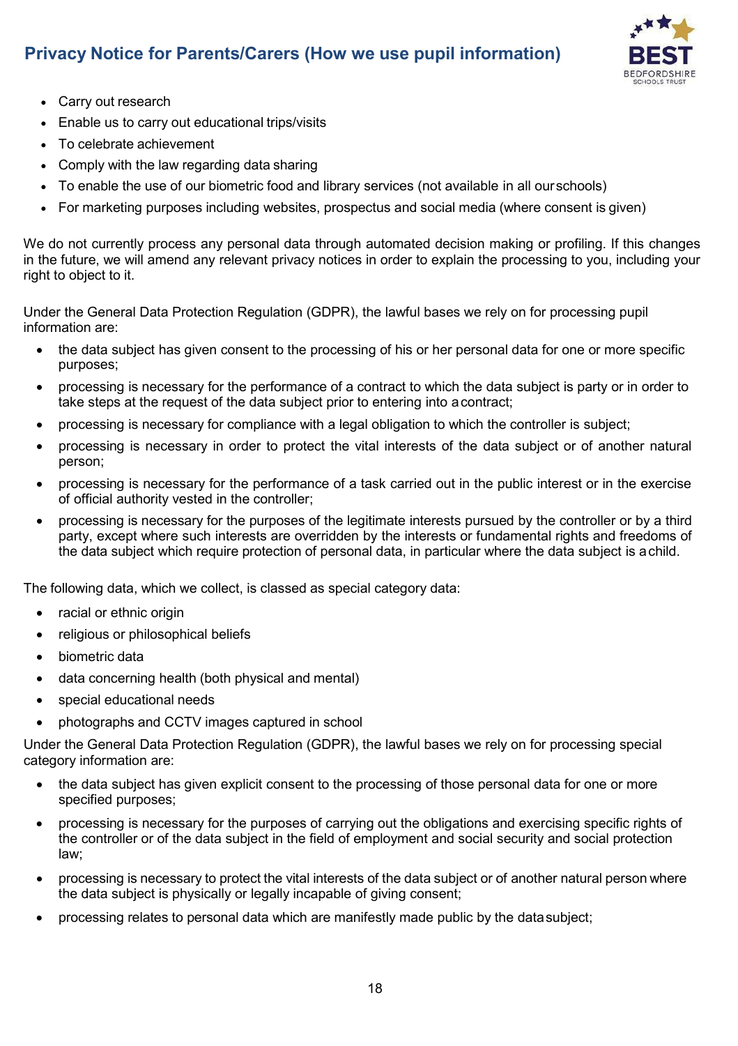- Carry out research
- Enable us to carry out educational trips/visits
- To celebrate achievement
- Comply with the law regarding data sharing
- To enable the use of our biometric food and library services (not available in all our schools)
- For marketing purposes including websites, prospectus and social media (where consent is given)

We do not currently process any personal data through automated decision making or profiling. If this changes in the future, we will amend any relevant privacy notices in order to explain the processing to you, including your right to object to it.

Under the General Data Protection Regulation (GDPR), the lawful bases we rely on for processing pupil information are:

- the data subject has given consent to the processing of his or her personal data for one or more specific purposes;
- processing is necessary for the performance of a contract to which the data subject is party or in order to take steps at the request of the data subject prior to entering into a contract;
- processing is necessary for compliance with a legal obligation to which the controller is subject;
- processing is necessary in order to protect the vital interests of the data subject or of another natural person;
- processing is necessary for the performance of a task carried out in the public interest or in the exercise of official authority vested in the controller;
- processing is necessary for the purposes of the legitimate interests pursued by the controller or by a third party, except where such interests are overridden by the interests or fundamental rights and freedoms of the data subject which require protection of personal data, in particular where the data subject is a child.

The following data, which we collect, is classed as special category data:

- racial or ethnic origin
- religious or philosophical beliefs
- biometric data
- data concerning health (both physical and mental)
- special educational needs
- photographs and CCTV images captured in school

Under the General Data Protection Regulation (GDPR), the lawful bases we rely on for processing special category information are:

- the data subject has given explicit consent to the processing of those personal data for one or more specified purposes;
- processing is necessary for the purposes of carrying out the obligations and exercising specific rights of the controller or of the data subject in the field of employment and social security and social protection law;
- processing is necessary to protect the vital interests of the data subject or of another natural person where the data subject is physically or legally incapable of giving consent;
- processing relates to personal data which are manifestly made public by the data subject;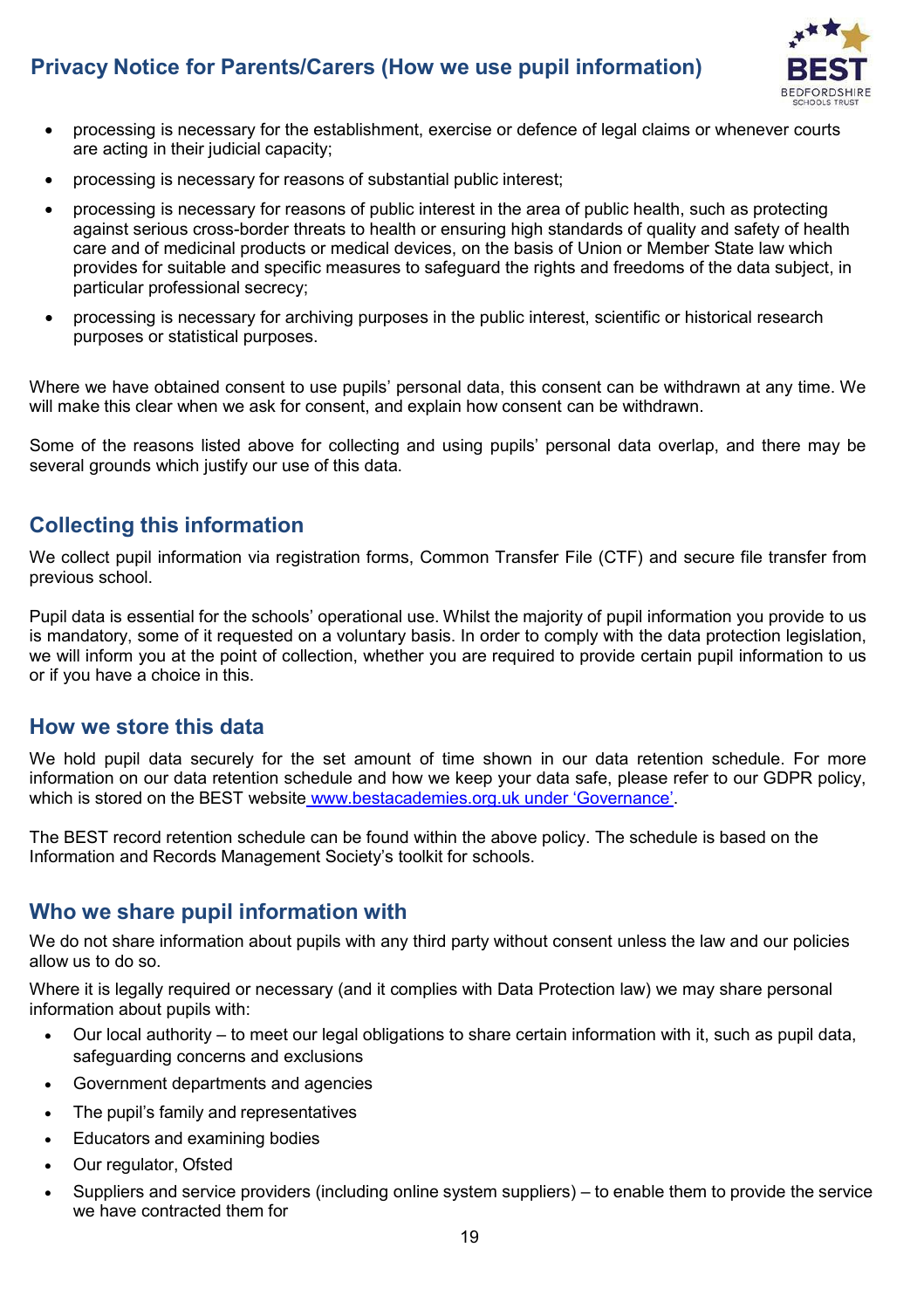- processing is necessary for the establishment, exercise or defence of legal claims or whenever courts are acting in their judicial capacity;
- processing is necessary for reasons of substantial public interest;
- processing is necessary for reasons of public interest in the area of public health, such as protecting against serious cross-border threats to health or ensuring high standards of quality and safety of health care and of medicinal products or medical devices, on the basis of Union or Member State law which provides for suitable and specific measures to safeguard the rights and freedoms of the data subject, in particular professional secrecy;
- processing is necessary for archiving purposes in the public interest, scientific or historical research purposes or statistical purposes.

Where we have obtained consent to use pupils' personal data, this consent can be withdrawn at any time. We will make this clear when we ask for consent, and explain how consent can be withdrawn.

Some of the reasons listed above for collecting and using pupils' personal data overlap, and there may be several grounds which justify our use of this data.

## Collecting this information

We collect pupil information via registration forms, Common Transfer File (CTF) and secure file transfer from previous school.

Pupil data is essential for the schools' operational use. Whilst the majority of pupil information you provide to us is mandatory, some of it requested on a voluntary basis. In order to comply with the data protection legislation, we will inform you at the point of collection, whether you are required to provide certain pupil information to us or if you have a choice in this.

## How we store this data

We hold pupil data securely for the set amount of time shown in our data retention schedule. For more information on our data retention schedule and how we keep your data safe, please refer to our GDPR policy, which is stored on the BEST website www.bestacademies.org.uk under 'Governance'.

The BEST record retention schedule can be found within the above policy. The schedule is based on the Information and Records Management Society's toolkit for schools.

## Who we share pupil information with

We do not share information about pupils with any third party without consent unless the law and our policies allow us to do so.

Where it is legally required or necessary (and it complies with Data Protection law) we may share personal information about pupils with:

- Our local authority – to meet our legal obligations to share certain information with it, such as pupil data, safeguarding concerns and exclusions
- Government departments and agencies
- The pupil's family and representatives
- Educators and examining bodies
- Our regulator, Ofsted
- Suppliers and service providers (including online system suppliers) – to enable them to provide the service we have contracted them for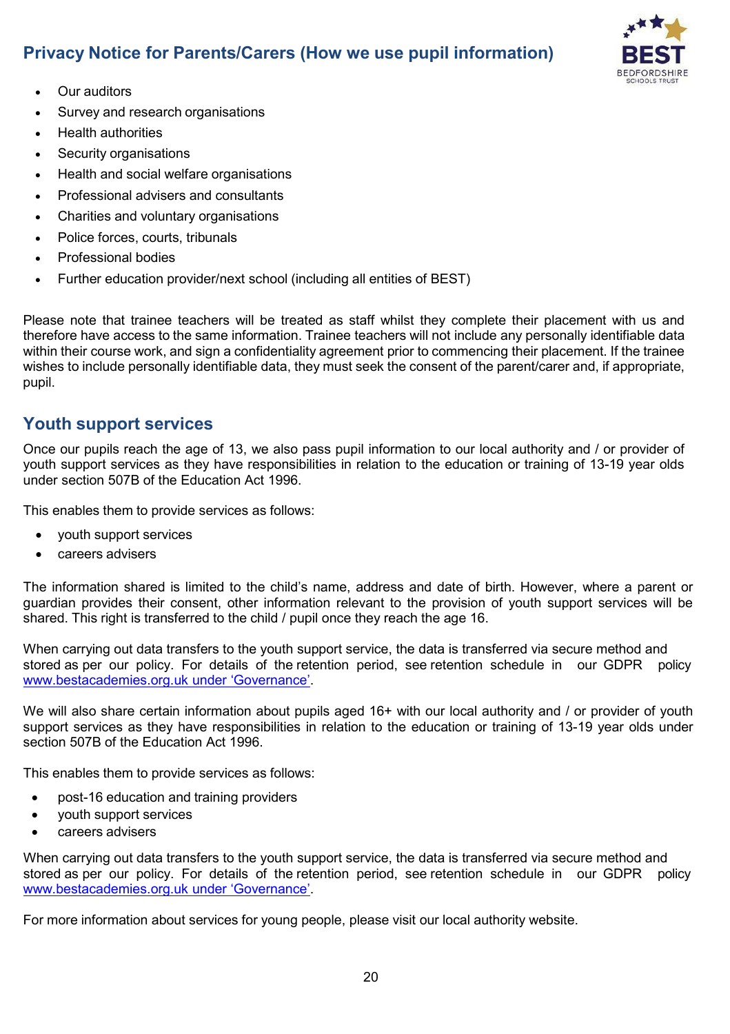- Our auditors
- Survey and research organisations
- Health authorities
- Security organisations
- Health and social welfare organisations
- Professional advisers and consultants
- Charities and voluntary organisations
- Police forces, courts, tribunals
- Professional bodies
- Further education provider/next school (including all entities of BEST)

Please note that trainee teachers will be treated as staff whilst they complete their placement with us and therefore have access to the same information. Trainee teachers will not include any personally identifiable data within their course work, and sign a confidentiality agreement prior to commencing their placement. If the trainee wishes to include personally identifiable data, they must seek the consent of the parent/carer and, if appropriate, pupil.

## Youth support services

Once our pupils reach the age of 13, we also pass pupil information to our local authority and / or provider of youth support services as they have responsibilities in relation to the education or training of 13-19 year olds under section 507B of the Education Act 1996.

This enables them to provide services as follows:

- youth support services
- careers advisers

The information shared is limited to the child's name, address and date of birth. However, where a parent or guardian provides their consent, other information relevant to the provision of youth support services will be shared. This right is transferred to the child / pupil once they reach the age 16.

When carrying out data transfers to the youth support service, the data is transferred via secure method and stored as per our policy. For details of the retention period, see retention schedule in our GDPR policy [www.bestacademies.org.uk under 'Governance'](http://www.bestacademies.org.uk).

We will also share certain information about pupils aged 16+ with our local authority and / or provider of youth support services as they have responsibilities in relation to the education or training of 13-19 year olds under section 507B of the Education Act 1996.

This enables them to provide services as follows:

- post-16 education and training providers
- youth support services
- careers advisers

When carrying out data transfers to the youth support service, the data is transferred via secure method and stored as per our policy. For details of the retention period, see retention schedule in our GDPR policy [www.bestacademies.org.uk under 'Governance'](http://www.bestacademies.org.uk).

For more information about services for young people, please visit our local authority website.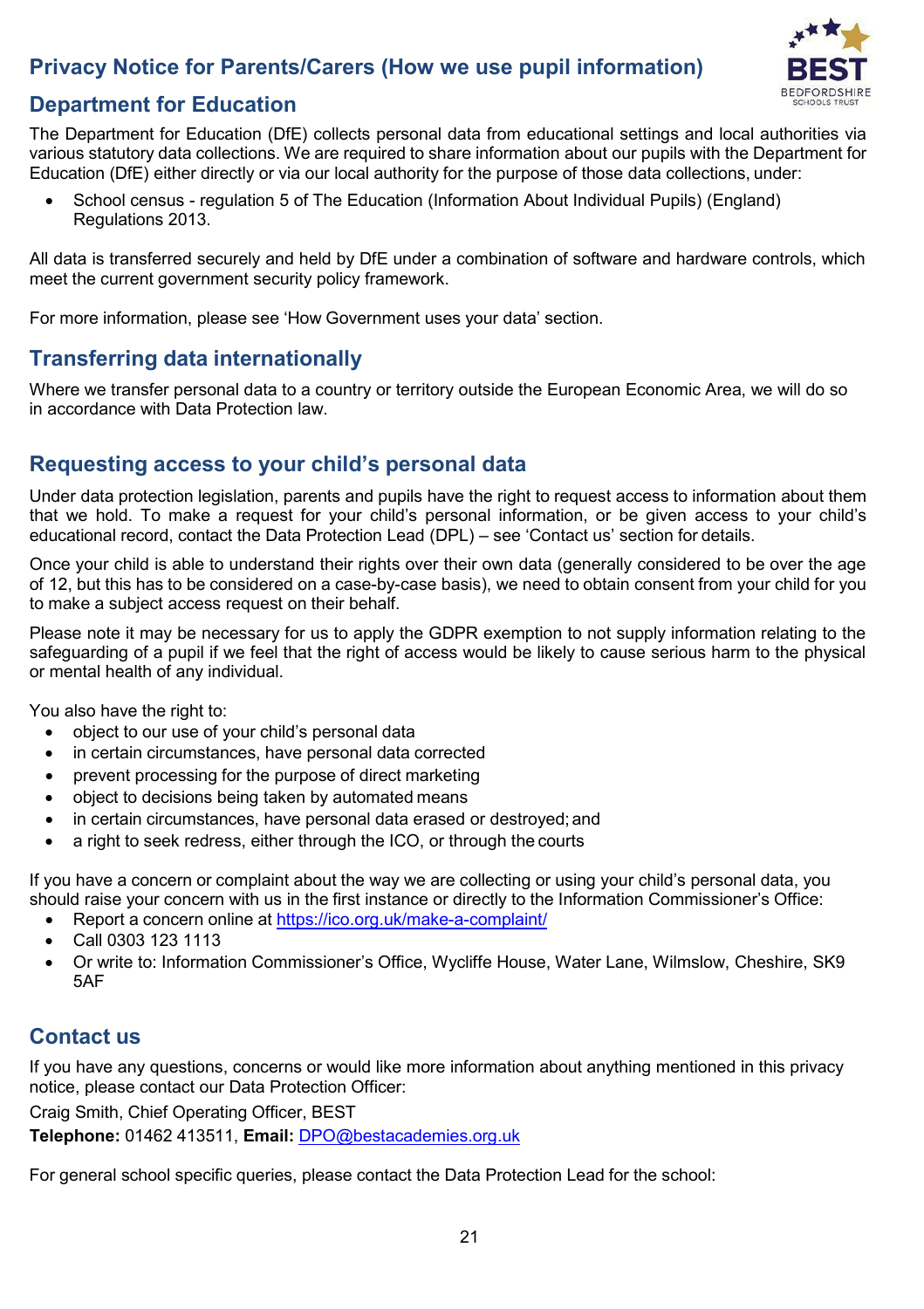## Privacy Notice for Parents/Carers (How we use pupil information)

## Department for Education

The Department for Education (DfE) collects personal data from educational settings and local authorities via various statutory data collections. We are required to share information about our pupils with the Department for Education (DfE) either directly or via our local authority for the purpose of those data collections, under:

- School census - regulation 5 of The Education (Information About Individual Pupils) (England) Regulations 2013.

All data is transferred securely and held by DfE under a combination of software and hardware controls, which meet the current government security policy framework.

For more information, please see 'How Government uses your data' section.

## Transferring data internationally

Where we transfer personal data to a country or territory outside the European Economic Area, we will do so in accordance with Data Protection law.

## Requesting access to your child's personal data

Under data protection legislation, parents and pupils have the right to request access to information about them that we hold. To make a request for your child's personal information, or be given access to your child's educational record, contact the Data Protection Lead (DPL) – see 'Contact us' section for details.

Once your child is able to understand their rights over their own data (generally considered to be over the age of 12, but this has to be considered on a case-by-case basis), we need to obtain consent from your child for you to make a subject access request on their behalf.

Please note it may be necessary for us to apply the GDPR exemption to not supply information relating to the safeguarding of a pupil if we feel that the right of access would be likely to cause serious harm to the physical or mental health of any individual.

You also have the right to:

- object to our use of your child's personal data
- in certain circumstances, have personal data corrected
- prevent processing for the purpose of direct marketing
- object to decisions being taken by automated means
- in certain circumstances, have personal data erased or destroyed; and
- a right to seek redress, either through the ICO, or through the courts

If you have a concern or complaint about the way we are collecting or using your child's personal data, you should raise your concern with us in the first instance or directly to the Information Commissioner's Office:

- Report a concern online at https://ico.org.uk/make-a-complaint/
- Call 0303 123 1113
- Or write to: Information Commissioner's Office, Wycliffe House, Water Lane, Wilmslow, Cheshire, SK9 5AF

## Contact us

If you have any questions, concerns or would like more information about anything mentioned in this privacy notice, please contact our Data Protection Officer:

Craig Smith, Chief Operating Officer, BEST

**Telephone:** 01462 413511, **Email:** DPO@bestacademies.org.uk

For general school specific queries, please contact the Data Protection Lead for the school: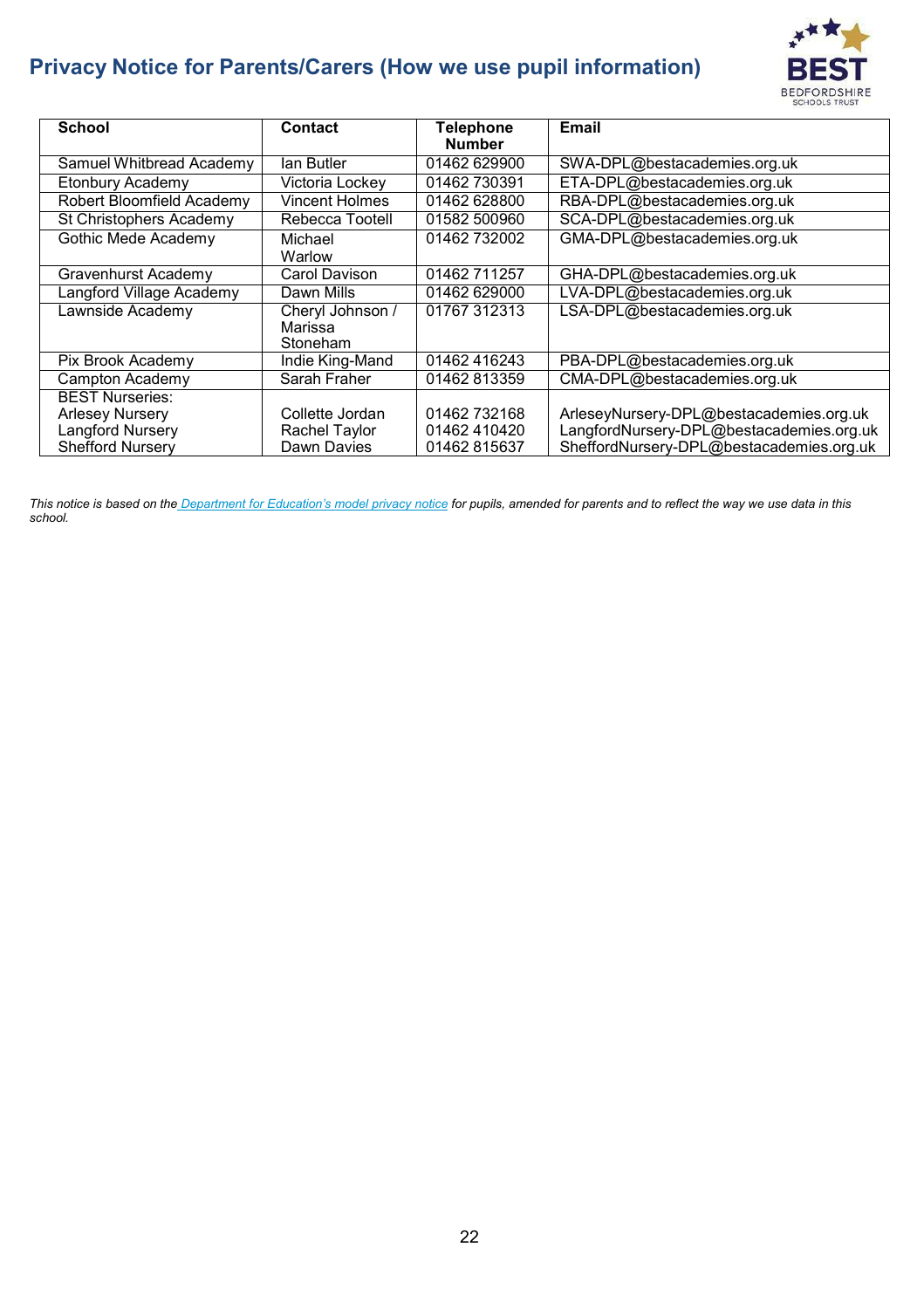| School | Contact | Telephone Number | Email |
|---|---|---|---|
| Samuel Whitbread Academy | Ian Butler | 01462 629900 | SWA-DPL@bestacademies.org.uk |
| Etonbury Academy | Victoria Lockey | 01462 730391 | ETA-DPL@bestacademies.org.uk |
| Robert Bloomfield Academy | Vincent Holmes | 01462 628800 | RBA-DPL@bestacademies.org.uk |
| St Christophers Academy | Rebecca Tootell | 01582 500960 | SCA-DPL@bestacademies.org.uk |
| Gothic Mede Academy | Michael Warlow | 01462 732002 | GMA-DPL@bestacademies.org.uk |
| Gravenhurst Academy | Carol Davison | 01462 711257 | GHA-DPL@bestacademies.org.uk |
| Langford Village Academy | Dawn Mills | 01462 629000 | LVA-DPL@bestacademies.org.uk |
| Lawnside Academy | Cheryl Johnson / Marissa Stoneham | 01767 312313 | LSA-DPL@bestacademies.org.uk |
| Pix Brook Academy | Indie King-Mand | 01462 416243 | PBA-DPL@bestacademies.org.uk |
| Campton Academy | Sarah Fraher | 01462 813359 | CMA-DPL@bestacademies.org.uk |
| BEST Nurseries:<br>Arlesey Nursery<br>Langford Nursery<br>Shefford Nursery | <br>Collette Jordan<br>Rachel Taylor<br>Dawn Davies | <br>01462 732168<br>01462 410420<br>01462 815637 | <br>ArleseyNursery-DPL@bestacademies.org.uk<br>LangfordNursery-DPL@bestacademies.org.uk<br>SheffordNursery-DPL@bestacademies.org.uk |

*This notice is based on the Department for Education's model privacy notice for pupils, amended for parents and to reflect the way we use data in this school.*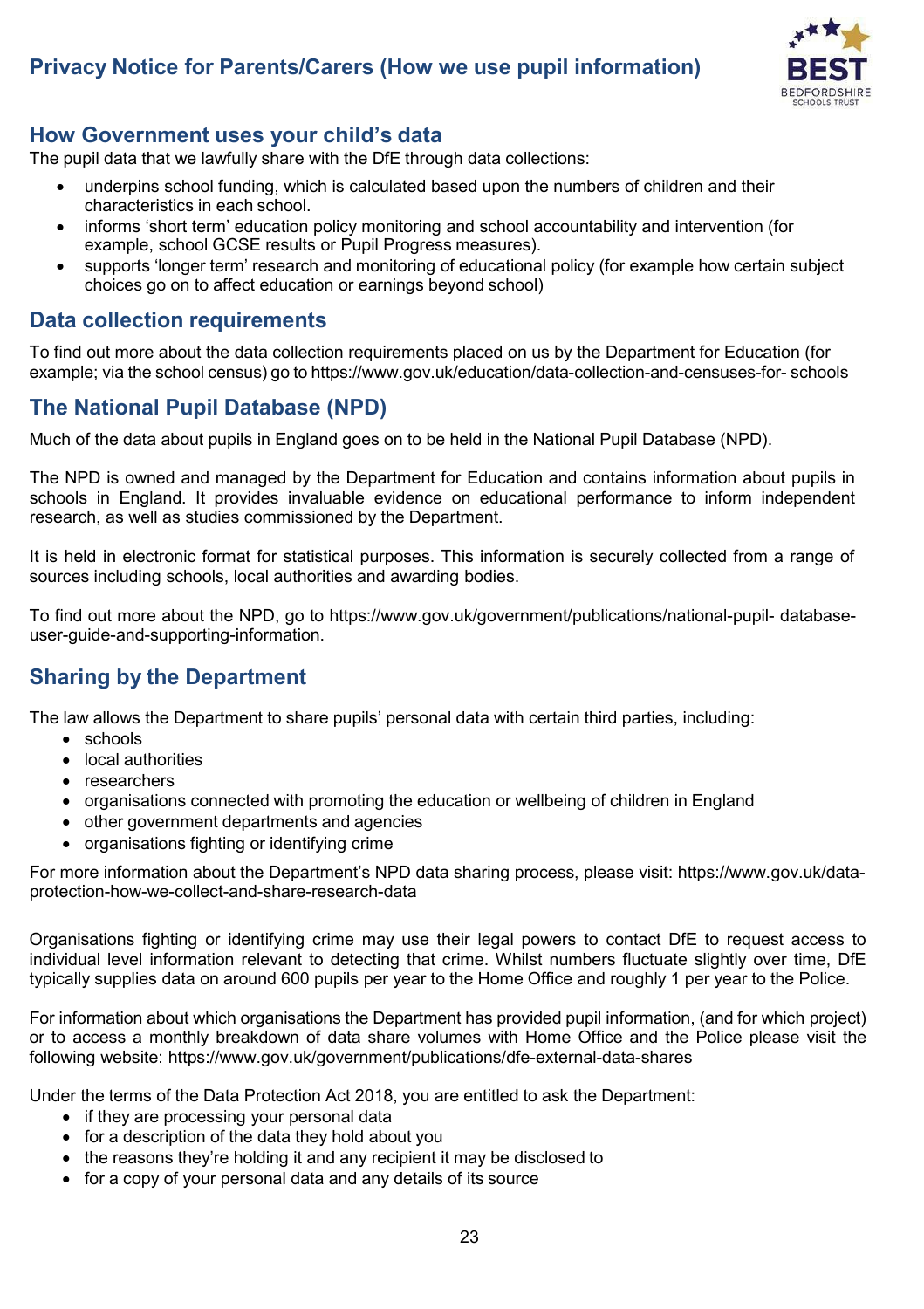## How Government uses your child's data

The pupil data that we lawfully share with the DfE through data collections:

- underpins school funding, which is calculated based upon the numbers of children and their characteristics in each school.
- informs 'short term' education policy monitoring and school accountability and intervention (for example, school GCSE results or Pupil Progress measures).
- supports 'longer term' research and monitoring of educational policy (for example how certain subject choices go on to affect education or earnings beyond school)

## Data collection requirements

To find out more about the data collection requirements placed on us by the Department for Education (for example; via the school census) go to https://www.gov.uk/education/data-collection-and-censuses-for- schools

## The National Pupil Database (NPD)

Much of the data about pupils in England goes on to be held in the National Pupil Database (NPD).

The NPD is owned and managed by the Department for Education and contains information about pupils in schools in England. It provides invaluable evidence on educational performance to inform independent research, as well as studies commissioned by the Department.

It is held in electronic format for statistical purposes. This information is securely collected from a range of sources including schools, local authorities and awarding bodies.

To find out more about the NPD, go to https://www.gov.uk/government/publications/national-pupil- database-user-guide-and-supporting-information.

## Sharing by the Department

The law allows the Department to share pupils' personal data with certain third parties, including:

- schools
- local authorities
- researchers
- organisations connected with promoting the education or wellbeing of children in England
- other government departments and agencies
- organisations fighting or identifying crime

For more information about the Department's NPD data sharing process, please visit: https://www.gov.uk/data-protection-how-we-collect-and-share-research-data

Organisations fighting or identifying crime may use their legal powers to contact DfE to request access to individual level information relevant to detecting that crime. Whilst numbers fluctuate slightly over time, DfE typically supplies data on around 600 pupils per year to the Home Office and roughly 1 per year to the Police.

For information about which organisations the Department has provided pupil information, (and for which project) or to access a monthly breakdown of data share volumes with Home Office and the Police please visit the following website: https://www.gov.uk/government/publications/dfe-external-data-shares

Under the terms of the Data Protection Act 2018, you are entitled to ask the Department:

- if they are processing your personal data
- for a description of the data they hold about you
- the reasons they're holding it and any recipient it may be disclosed to
- for a copy of your personal data and any details of its source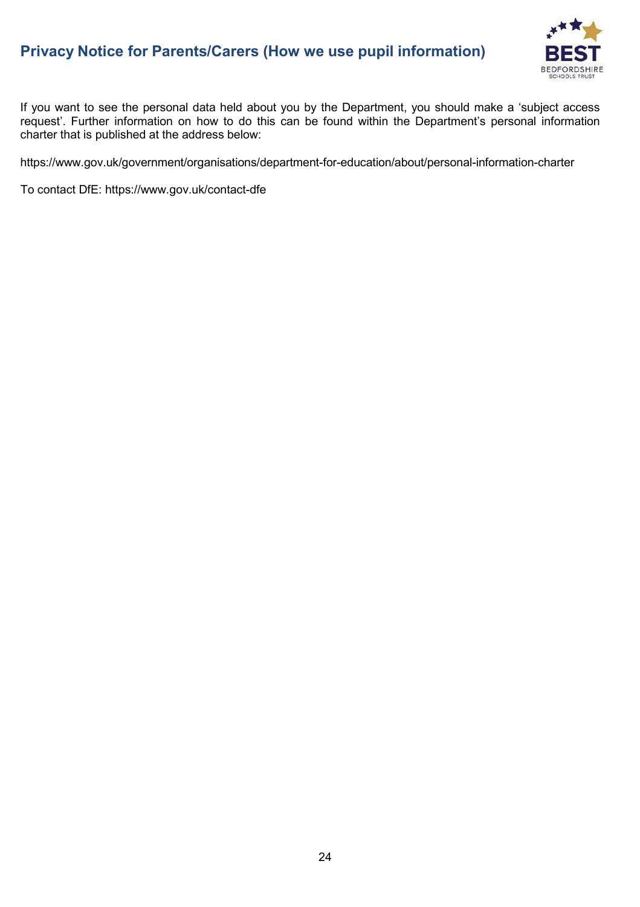If you want to see the personal data held about you by the Department, you should make a 'subject access request'. Further information on how to do this can be found within the Department's personal information charter that is published at the address below:

https://www.gov.uk/government/organisations/department-for-education/about/personal-information-charter

To contact DfE: https://www.gov.uk/contact-dfe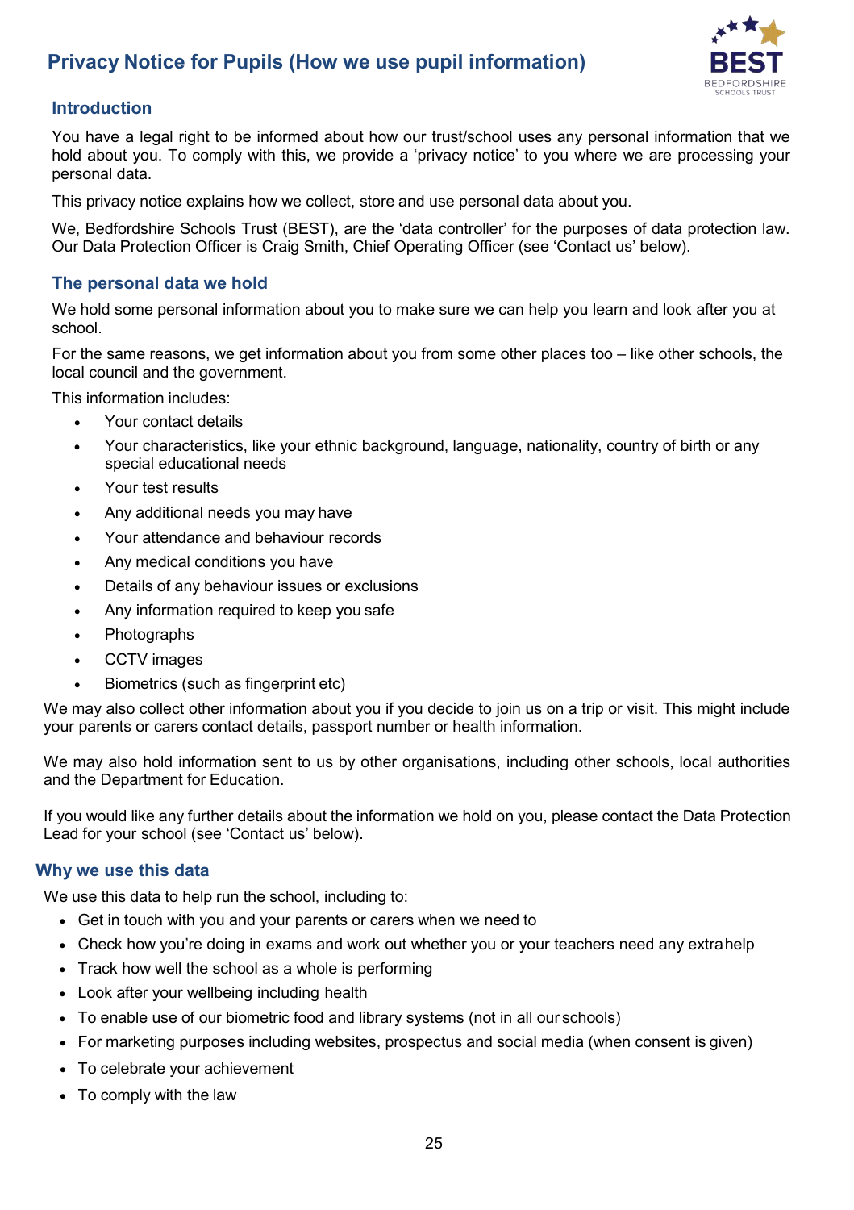# Privacy Notice for Pupils (How we use pupil information)

## Introduction

You have a legal right to be informed about how our trust/school uses any personal information that we hold about you. To comply with this, we provide a 'privacy notice' to you where we are processing your personal data.

This privacy notice explains how we collect, store and use personal data about you.

We, Bedfordshire Schools Trust (BEST), are the 'data controller' for the purposes of data protection law. Our Data Protection Officer is Craig Smith, Chief Operating Officer (see 'Contact us' below).

## The personal data we hold

We hold some personal information about you to make sure we can help you learn and look after you at school.

For the same reasons, we get information about you from some other places too – like other schools, the local council and the government.

This information includes:

- Your contact details
- Your characteristics, like your ethnic background, language, nationality, country of birth or any special educational needs
- Your test results
- Any additional needs you may have
- Your attendance and behaviour records
- Any medical conditions you have
- Details of any behaviour issues or exclusions
- Any information required to keep you safe
- Photographs
- CCTV images
- Biometrics (such as fingerprint etc)

We may also collect other information about you if you decide to join us on a trip or visit. This might include your parents or carers contact details, passport number or health information.

We may also hold information sent to us by other organisations, including other schools, local authorities and the Department for Education.

If you would like any further details about the information we hold on you, please contact the Data Protection Lead for your school (see 'Contact us' below).

## Why we use this data

We use this data to help run the school, including to:

- Get in touch with you and your parents or carers when we need to
- Check how you're doing in exams and work out whether you or your teachers need any extra help
- Track how well the school as a whole is performing
- Look after your wellbeing including health
- To enable use of our biometric food and library systems (not in all our schools)
- For marketing purposes including websites, prospectus and social media (when consent is given)
- To celebrate your achievement
- To comply with the law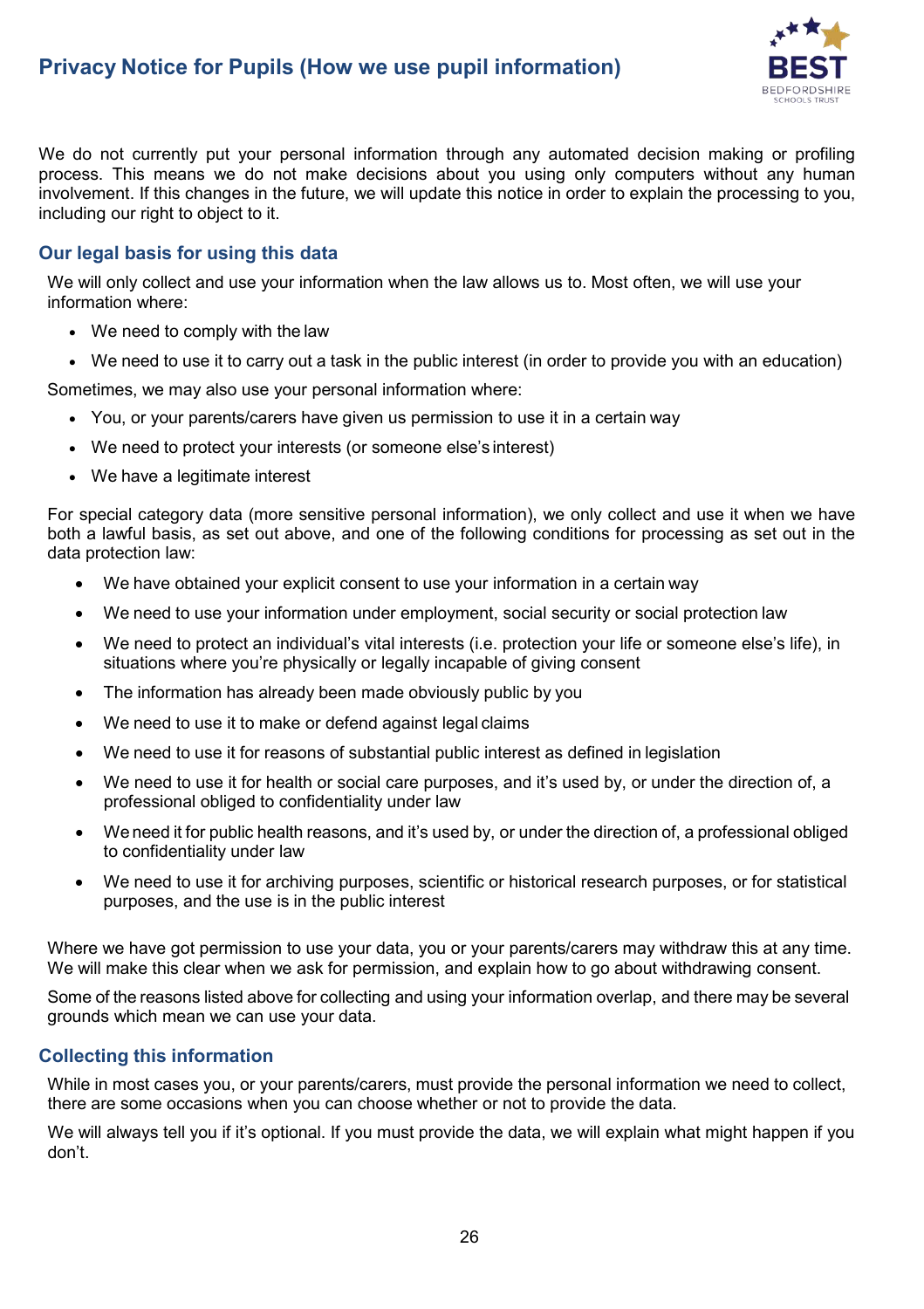We do not currently put your personal information through any automated decision making or profiling process. This means we do not make decisions about you using only computers without any human involvement. If this changes in the future, we will update this notice in order to explain the processing to you, including our right to object to it.

### Our legal basis for using this data

We will only collect and use your information when the law allows us to. Most often, we will use your information where:

- We need to comply with the law
- We need to use it to carry out a task in the public interest (in order to provide you with an education)

Sometimes, we may also use your personal information where:

- You, or your parents/carers have given us permission to use it in a certain way
- We need to protect your interests (or someone else's interest)
- We have a legitimate interest

For special category data (more sensitive personal information), we only collect and use it when we have both a lawful basis, as set out above, and one of the following conditions for processing as set out in the data protection law:

- We have obtained your explicit consent to use your information in a certain way
- We need to use your information under employment, social security or social protection law
- We need to protect an individual's vital interests (i.e. protection your life or someone else's life), in situations where you're physically or legally incapable of giving consent
- The information has already been made obviously public by you
- We need to use it to make or defend against legal claims
- We need to use it for reasons of substantial public interest as defined in legislation
- We need to use it for health or social care purposes, and it's used by, or under the direction of, a professional obliged to confidentiality under law
- We need it for public health reasons, and it's used by, or under the direction of, a professional obliged to confidentiality under law
- We need to use it for archiving purposes, scientific or historical research purposes, or for statistical purposes, and the use is in the public interest

Where we have got permission to use your data, you or your parents/carers may withdraw this at any time. We will make this clear when we ask for permission, and explain how to go about withdrawing consent.

Some of the reasons listed above for collecting and using your information overlap, and there may be several grounds which mean we can use your data.

### Collecting this information

While in most cases you, or your parents/carers, must provide the personal information we need to collect, there are some occasions when you can choose whether or not to provide the data.

We will always tell you if it's optional. If you must provide the data, we will explain what might happen if you don't.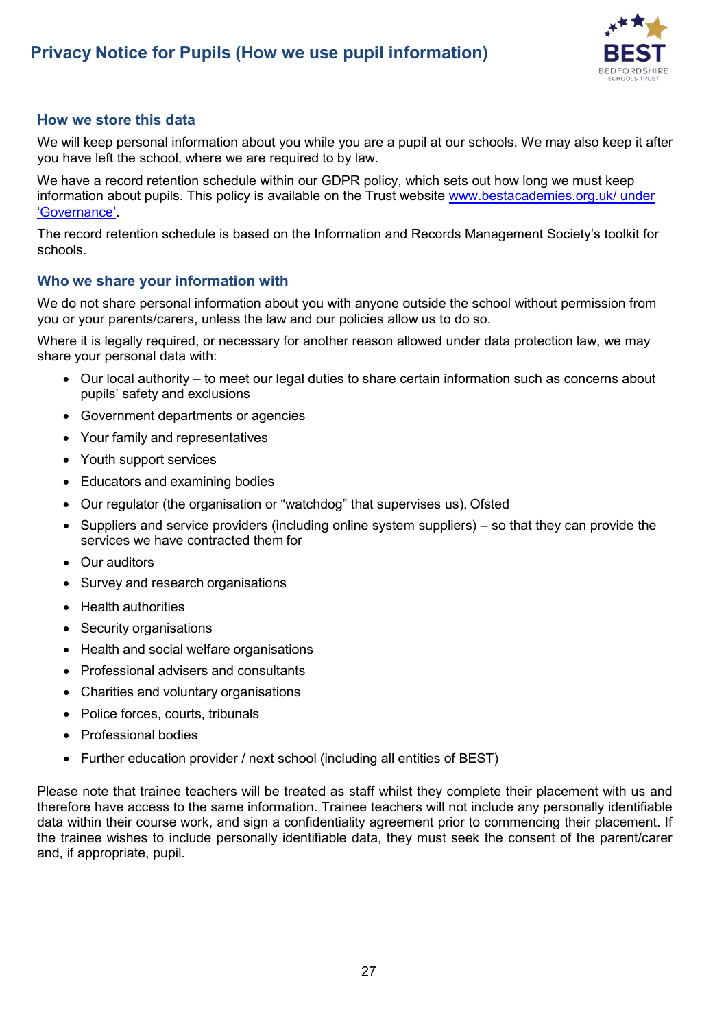## How we store this data

We will keep personal information about you while you are a pupil at our schools. We may also keep it after you have left the school, where we are required to by law.

We have a record retention schedule within our GDPR policy, which sets out how long we must keep information about pupils. This policy is available on the Trust website [www.bestacademies.org.uk/ under 'Governance'](http://www.bestacademies.org.uk/).

The record retention schedule is based on the Information and Records Management Society's toolkit for schools.

## Who we share your information with

We do not share personal information about you with anyone outside the school without permission from you or your parents/carers, unless the law and our policies allow us to do so.

Where it is legally required, or necessary for another reason allowed under data protection law, we may share your personal data with:

- Our local authority – to meet our legal duties to share certain information such as concerns about pupils' safety and exclusions
- Government departments or agencies
- Your family and representatives
- Youth support services
- Educators and examining bodies
- Our regulator (the organisation or "watchdog" that supervises us), Ofsted
- Suppliers and service providers (including online system suppliers) – so that they can provide the services we have contracted them for
- Our auditors
- Survey and research organisations
- Health authorities
- Security organisations
- Health and social welfare organisations
- Professional advisers and consultants
- Charities and voluntary organisations
- Police forces, courts, tribunals
- Professional bodies
- Further education provider / next school (including all entities of BEST)

Please note that trainee teachers will be treated as staff whilst they complete their placement with us and therefore have access to the same information. Trainee teachers will not include any personally identifiable data within their course work, and sign a confidentiality agreement prior to commencing their placement. If the trainee wishes to include personally identifiable data, they must seek the consent of the parent/carer and, if appropriate, pupil.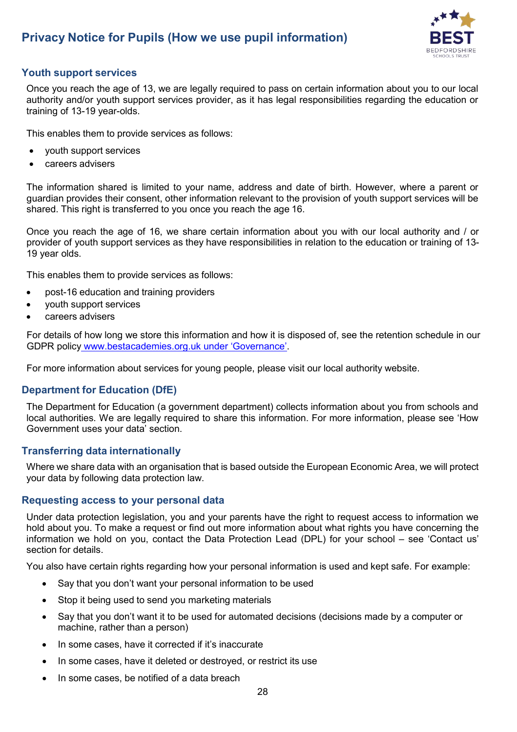## Youth support services

Once you reach the age of 13, we are legally required to pass on certain information about you to our local authority and/or youth support services provider, as it has legal responsibilities regarding the education or training of 13-19 year-olds.

This enables them to provide services as follows:

- youth support services
- careers advisers

The information shared is limited to your name, address and date of birth. However, where a parent or guardian provides their consent, other information relevant to the provision of youth support services will be shared. This right is transferred to you once you reach the age 16.

Once you reach the age of 16, we share certain information about you with our local authority and / or provider of youth support services as they have responsibilities in relation to the education or training of 13-19 year olds.

This enables them to provide services as follows:

- post-16 education and training providers
- youth support services
- careers advisers

For details of how long we store this information and how it is disposed of, see the retention schedule in our GDPR policy www.bestacademies.org.uk under 'Governance'.

For more information about services for young people, please visit our local authority website.

## Department for Education (DfE)

The Department for Education (a government department) collects information about you from schools and local authorities. We are legally required to share this information. For more information, please see 'How Government uses your data' section.

## Transferring data internationally

Where we share data with an organisation that is based outside the European Economic Area, we will protect your data by following data protection law.

## Requesting access to your personal data

Under data protection legislation, you and your parents have the right to request access to information we hold about you. To make a request or find out more information about what rights you have concerning the information we hold on you, contact the Data Protection Lead (DPL) for your school – see 'Contact us' section for details.

You also have certain rights regarding how your personal information is used and kept safe. For example:

- Say that you don't want your personal information to be used
- Stop it being used to send you marketing materials
- Say that you don't want it to be used for automated decisions (decisions made by a computer or machine, rather than a person)
- In some cases, have it corrected if it's inaccurate
- In some cases, have it deleted or destroyed, or restrict its use
- In some cases, be notified of a data breach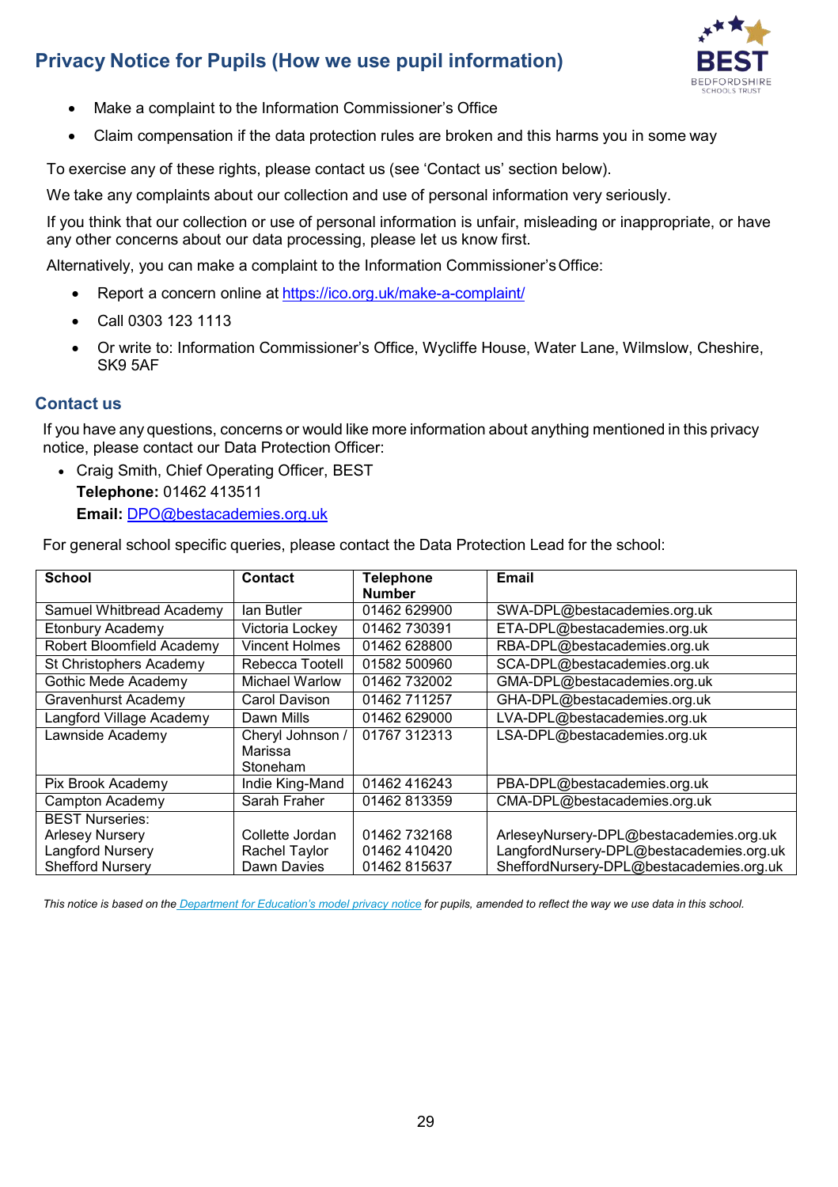- Make a complaint to the Information Commissioner's Office
- Claim compensation if the data protection rules are broken and this harms you in some way

To exercise any of these rights, please contact us (see 'Contact us' section below).

We take any complaints about our collection and use of personal information very seriously.

If you think that our collection or use of personal information is unfair, misleading or inappropriate, or have any other concerns about our data processing, please let us know first.

Alternatively, you can make a complaint to the Information Commissioner's Office:

- Report a concern online at https://ico.org.uk/make-a-complaint/
- Call 0303 123 1113
- Or write to: Information Commissioner's Office, Wycliffe House, Water Lane, Wilmslow, Cheshire, SK9 5AF

## Contact us

If you have any questions, concerns or would like more information about anything mentioned in this privacy notice, please contact our Data Protection Officer:

- Craig Smith, Chief Operating Officer, BEST
  **Telephone:** 01462 413511
  **Email:** DPO@bestacademies.org.uk

For general school specific queries, please contact the Data Protection Lead for the school:

| School | Contact | Telephone Number | Email |
|---|---|---|---|
| Samuel Whitbread Academy | Ian Butler | 01462 629900 | SWA-DPL@bestacademies.org.uk |
| Etonbury Academy | Victoria Lockey | 01462 730391 | ETA-DPL@bestacademies.org.uk |
| Robert Bloomfield Academy | Vincent Holmes | 01462 628800 | RBA-DPL@bestacademies.org.uk |
| St Christophers Academy | Rebecca Tootell | 01582 500960 | SCA-DPL@bestacademies.org.uk |
| Gothic Mede Academy | Michael Warlow | 01462 732002 | GMA-DPL@bestacademies.org.uk |
| Gravenhurst Academy | Carol Davison | 01462 711257 | GHA-DPL@bestacademies.org.uk |
| Langford Village Academy | Dawn Mills | 01462 629000 | LVA-DPL@bestacademies.org.uk |
| Lawnside Academy | Cheryl Johnson / Marissa Stoneham | 01767 312313 | LSA-DPL@bestacademies.org.uk |
| Pix Brook Academy | Indie King-Mand | 01462 416243 | PBA-DPL@bestacademies.org.uk |
| Campton Academy | Sarah Fraher | 01462 813359 | CMA-DPL@bestacademies.org.uk |
| BEST Nurseries: | | | |
| Arlesey Nursery | Collette Jordan | 01462 732168 | ArleseyNursery-DPL@bestacademies.org.uk |
| Langford Nursery | Rachel Taylor | 01462 410420 | LangfordNursery-DPL@bestacademies.org.uk |
| Shefford Nursery | Dawn Davies | 01462 815637 | SheffordNursery-DPL@bestacademies.org.uk |

*This notice is based on the Department for Education's model privacy notice for pupils, amended to reflect the way we use data in this school.*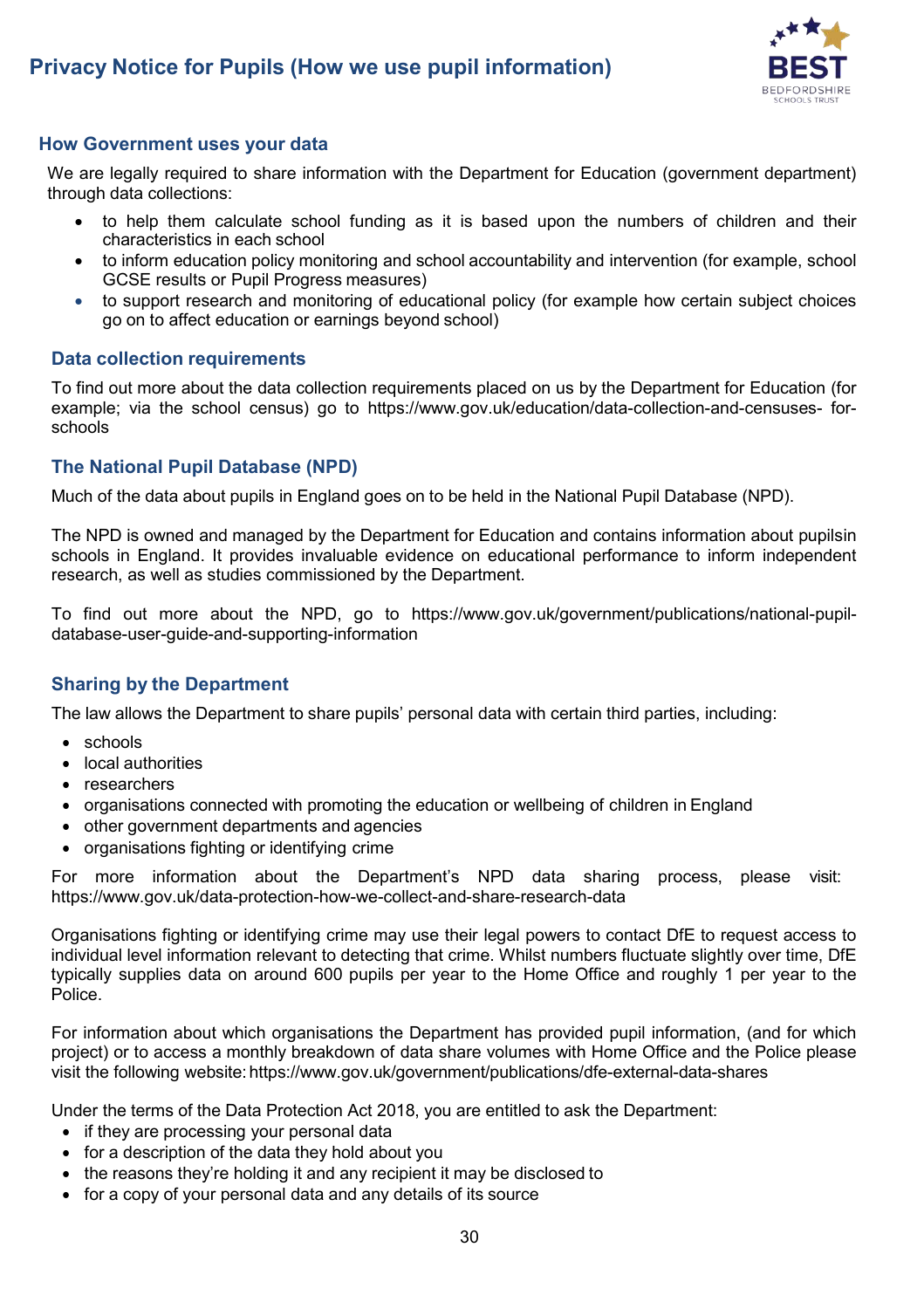## How Government uses your data

We are legally required to share information with the Department for Education (government department) through data collections:

- to help them calculate school funding as it is based upon the numbers of children and their characteristics in each school
- to inform education policy monitoring and school accountability and intervention (for example, school GCSE results or Pupil Progress measures)
- to support research and monitoring of educational policy (for example how certain subject choices go on to affect education or earnings beyond school)

### Data collection requirements

To find out more about the data collection requirements placed on us by the Department for Education (for example; via the school census) go to https://www.gov.uk/education/data-collection-and-censuses- for-schools

### The National Pupil Database (NPD)

Much of the data about pupils in England goes on to be held in the National Pupil Database (NPD).

The NPD is owned and managed by the Department for Education and contains information about pupilsin schools in England. It provides invaluable evidence on educational performance to inform independent research, as well as studies commissioned by the Department.

To find out more about the NPD, go to https://www.gov.uk/government/publications/national-pupil-database-user-guide-and-supporting-information

### Sharing by the Department

The law allows the Department to share pupils' personal data with certain third parties, including:

- schools
- local authorities
- researchers
- organisations connected with promoting the education or wellbeing of children in England
- other government departments and agencies
- organisations fighting or identifying crime

For more information about the Department's NPD data sharing process, please visit: https://www.gov.uk/data-protection-how-we-collect-and-share-research-data

Organisations fighting or identifying crime may use their legal powers to contact DfE to request access to individual level information relevant to detecting that crime. Whilst numbers fluctuate slightly over time, DfE typically supplies data on around 600 pupils per year to the Home Office and roughly 1 per year to the Police.

For information about which organisations the Department has provided pupil information, (and for which project) or to access a monthly breakdown of data share volumes with Home Office and the Police please visit the following website: https://www.gov.uk/government/publications/dfe-external-data-shares

Under the terms of the Data Protection Act 2018, you are entitled to ask the Department:

- if they are processing your personal data
- for a description of the data they hold about you
- the reasons they're holding it and any recipient it may be disclosed to
- for a copy of your personal data and any details of its source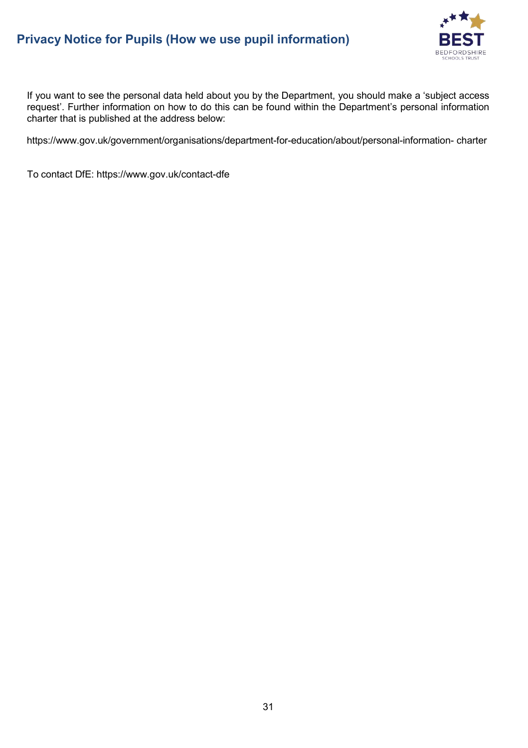If you want to see the personal data held about you by the Department, you should make a 'subject access request'. Further information on how to do this can be found within the Department's personal information charter that is published at the address below:

https://www.gov.uk/government/organisations/department-for-education/about/personal-information- charter

To contact DfE: https://www.gov.uk/contact-dfe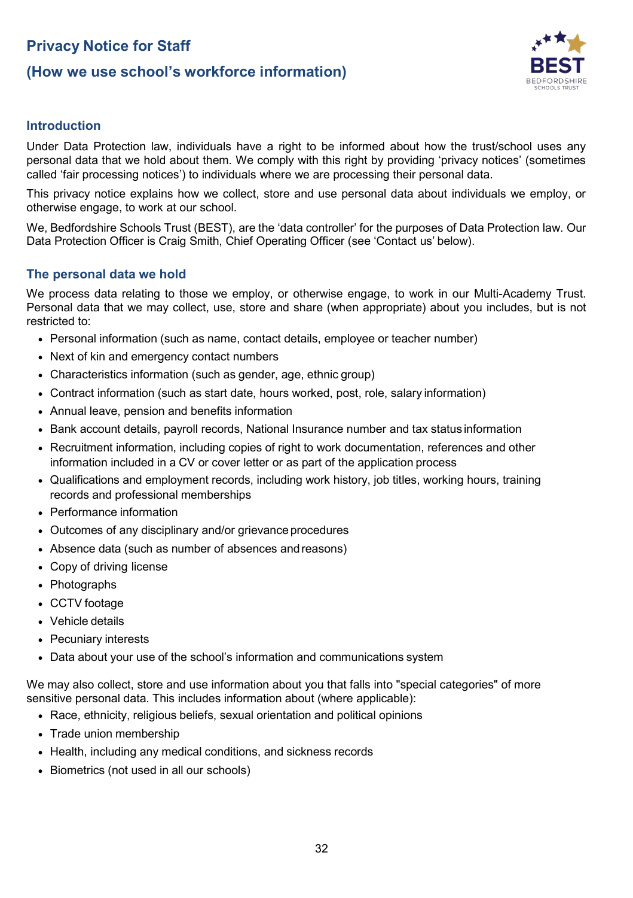# Privacy Notice for Staff

# (How we use school's workforce information)

## Introduction

Under Data Protection law, individuals have a right to be informed about how the trust/school uses any personal data that we hold about them. We comply with this right by providing 'privacy notices' (sometimes called 'fair processing notices') to individuals where we are processing their personal data.

This privacy notice explains how we collect, store and use personal data about individuals we employ, or otherwise engage, to work at our school.

We, Bedfordshire Schools Trust (BEST), are the 'data controller' for the purposes of Data Protection law. Our Data Protection Officer is Craig Smith, Chief Operating Officer (see 'Contact us' below).

## The personal data we hold

We process data relating to those we employ, or otherwise engage, to work in our Multi-Academy Trust. Personal data that we may collect, use, store and share (when appropriate) about you includes, but is not restricted to:

- Personal information (such as name, contact details, employee or teacher number)
- Next of kin and emergency contact numbers
- Characteristics information (such as gender, age, ethnic group)
- Contract information (such as start date, hours worked, post, role, salary information)
- Annual leave, pension and benefits information
- Bank account details, payroll records, National Insurance number and tax status information
- Recruitment information, including copies of right to work documentation, references and other information included in a CV or cover letter or as part of the application process
- Qualifications and employment records, including work history, job titles, working hours, training records and professional memberships
- Performance information
- Outcomes of any disciplinary and/or grievance procedures
- Absence data (such as number of absences and reasons)
- Copy of driving license
- Photographs
- CCTV footage
- Vehicle details
- Pecuniary interests
- Data about your use of the school's information and communications system

We may also collect, store and use information about you that falls into "special categories" of more sensitive personal data. This includes information about (where applicable):

- Race, ethnicity, religious beliefs, sexual orientation and political opinions
- Trade union membership
- Health, including any medical conditions, and sickness records
- Biometrics (not used in all our schools)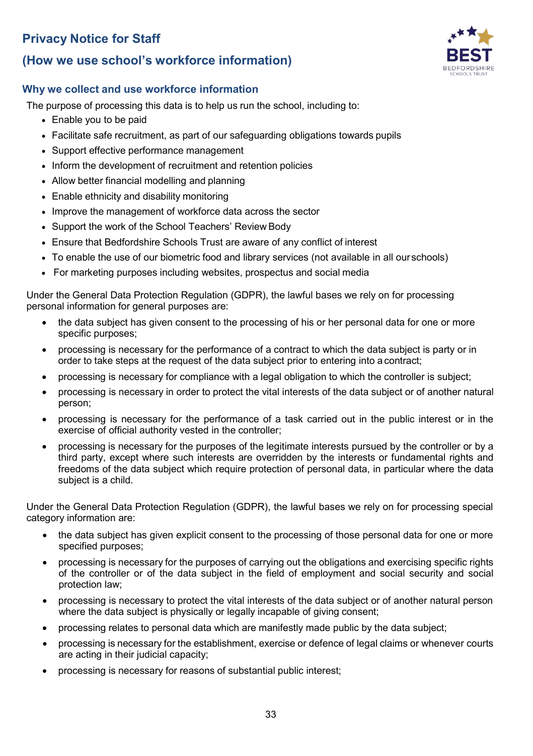## Privacy Notice for Staff

## (How we use school's workforce information)

### Why we collect and use workforce information

The purpose of processing this data is to help us run the school, including to:

- Enable you to be paid
- Facilitate safe recruitment, as part of our safeguarding obligations towards pupils
- Support effective performance management
- Inform the development of recruitment and retention policies
- Allow better financial modelling and planning
- Enable ethnicity and disability monitoring
- Improve the management of workforce data across the sector
- Support the work of the School Teachers' Review Body
- Ensure that Bedfordshire Schools Trust are aware of any conflict of interest
- To enable the use of our biometric food and library services (not available in all our schools)
- For marketing purposes including websites, prospectus and social media

Under the General Data Protection Regulation (GDPR), the lawful bases we rely on for processing personal information for general purposes are:

- the data subject has given consent to the processing of his or her personal data for one or more specific purposes;
- processing is necessary for the performance of a contract to which the data subject is party or in order to take steps at the request of the data subject prior to entering into a contract;
- processing is necessary for compliance with a legal obligation to which the controller is subject;
- processing is necessary in order to protect the vital interests of the data subject or of another natural person;
- processing is necessary for the performance of a task carried out in the public interest or in the exercise of official authority vested in the controller;
- processing is necessary for the purposes of the legitimate interests pursued by the controller or by a third party, except where such interests are overridden by the interests or fundamental rights and freedoms of the data subject which require protection of personal data, in particular where the data subject is a child.

Under the General Data Protection Regulation (GDPR), the lawful bases we rely on for processing special category information are:

- the data subject has given explicit consent to the processing of those personal data for one or more specified purposes;
- processing is necessary for the purposes of carrying out the obligations and exercising specific rights of the controller or of the data subject in the field of employment and social security and social protection law;
- processing is necessary to protect the vital interests of the data subject or of another natural person where the data subject is physically or legally incapable of giving consent;
- processing relates to personal data which are manifestly made public by the data subject;
- processing is necessary for the establishment, exercise or defence of legal claims or whenever courts are acting in their judicial capacity;
- processing is necessary for reasons of substantial public interest;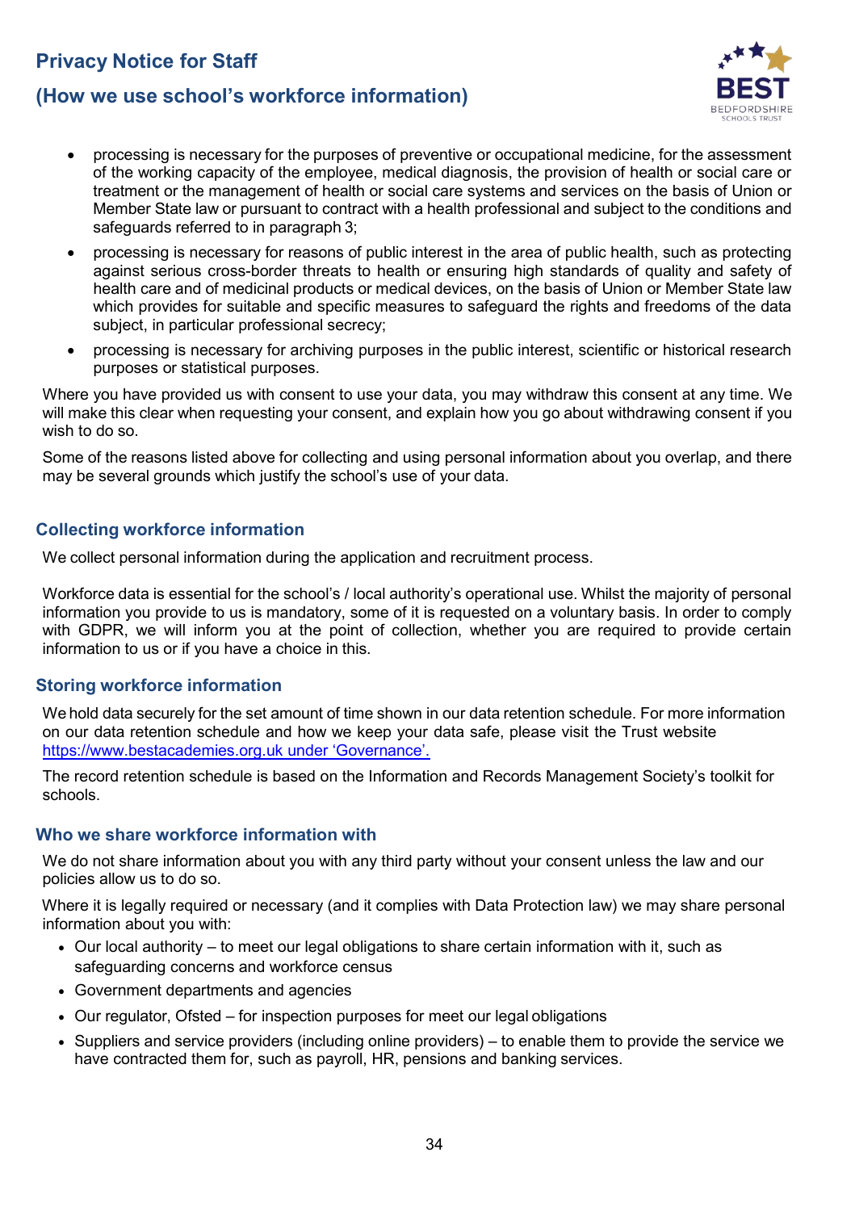- processing is necessary for the purposes of preventive or occupational medicine, for the assessment of the working capacity of the employee, medical diagnosis, the provision of health or social care or treatment or the management of health or social care systems and services on the basis of Union or Member State law or pursuant to contract with a health professional and subject to the conditions and safeguards referred to in paragraph 3;
- processing is necessary for reasons of public interest in the area of public health, such as protecting against serious cross-border threats to health or ensuring high standards of quality and safety of health care and of medicinal products or medical devices, on the basis of Union or Member State law which provides for suitable and specific measures to safeguard the rights and freedoms of the data subject, in particular professional secrecy;
- processing is necessary for archiving purposes in the public interest, scientific or historical research purposes or statistical purposes.

Where you have provided us with consent to use your data, you may withdraw this consent at any time. We will make this clear when requesting your consent, and explain how you go about withdrawing consent if you wish to do so.

Some of the reasons listed above for collecting and using personal information about you overlap, and there may be several grounds which justify the school's use of your data.

## Collecting workforce information

We collect personal information during the application and recruitment process.

Workforce data is essential for the school's / local authority's operational use. Whilst the majority of personal information you provide to us is mandatory, some of it is requested on a voluntary basis. In order to comply with GDPR, we will inform you at the point of collection, whether you are required to provide certain information to us or if you have a choice in this.

## Storing workforce information

We hold data securely for the set amount of time shown in our data retention schedule. For more information on our data retention schedule and how we keep your data safe, please visit the Trust website https://www.bestacademies.org.uk under 'Governance'.

The record retention schedule is based on the Information and Records Management Society's toolkit for schools.

## Who we share workforce information with

We do not share information about you with any third party without your consent unless the law and our policies allow us to do so.

Where it is legally required or necessary (and it complies with Data Protection law) we may share personal information about you with:

- Our local authority – to meet our legal obligations to share certain information with it, such as safeguarding concerns and workforce census
- Government departments and agencies
- Our regulator, Ofsted – for inspection purposes for meet our legal obligations
- Suppliers and service providers (including online providers) – to enable them to provide the service we have contracted them for, such as payroll, HR, pensions and banking services.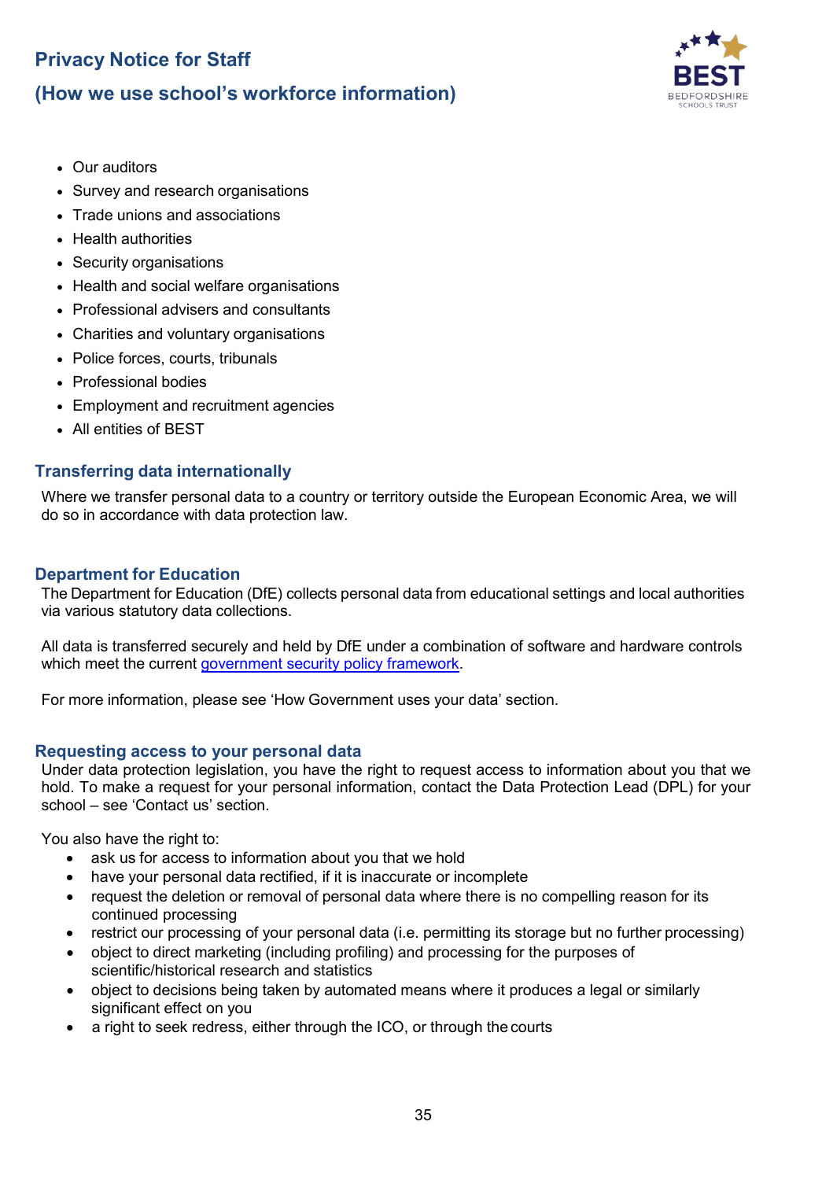- Our auditors
- Survey and research organisations
- Trade unions and associations
- Health authorities
- Security organisations
- Health and social welfare organisations
- Professional advisers and consultants
- Charities and voluntary organisations
- Police forces, courts, tribunals
- Professional bodies
- Employment and recruitment agencies
- All entities of BEST

## Transferring data internationally

Where we transfer personal data to a country or territory outside the European Economic Area, we will do so in accordance with data protection law.

## Department for Education

The Department for Education (DfE) collects personal data from educational settings and local authorities via various statutory data collections.

All data is transferred securely and held by DfE under a combination of software and hardware controls which meet the current [government security policy framework](government security policy framework).

For more information, please see 'How Government uses your data' section.

## Requesting access to your personal data

Under data protection legislation, you have the right to request access to information about you that we hold. To make a request for your personal information, contact the Data Protection Lead (DPL) for your school – see 'Contact us' section.

You also have the right to:

- ask us for access to information about you that we hold
- have your personal data rectified, if it is inaccurate or incomplete
- request the deletion or removal of personal data where there is no compelling reason for its continued processing
- restrict our processing of your personal data (i.e. permitting its storage but no further processing)
- object to direct marketing (including profiling) and processing for the purposes of scientific/historical research and statistics
- object to decisions being taken by automated means where it produces a legal or similarly significant effect on you
- a right to seek redress, either through the ICO, or through the courts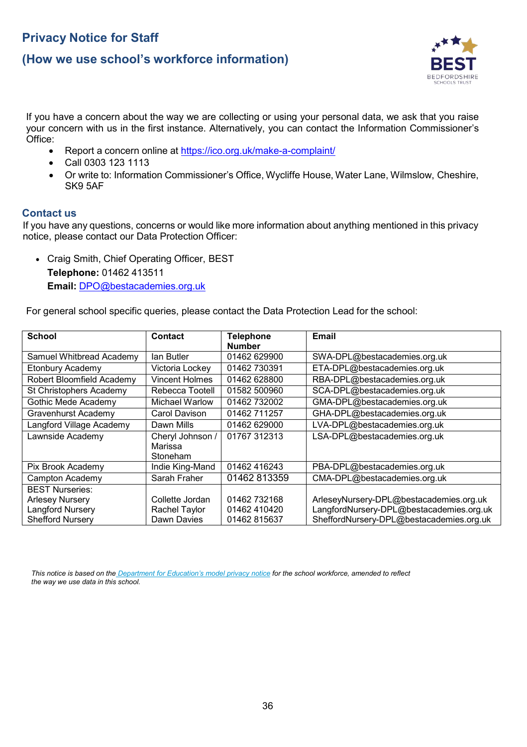## Privacy Notice for Staff

## (How we use school's workforce information)

If you have a concern about the way we are collecting or using your personal data, we ask that you raise your concern with us in the first instance. Alternatively, you can contact the Information Commissioner's Office:

- Report a concern online at https://ico.org.uk/make-a-complaint/
- Call 0303 123 1113
- Or write to: Information Commissioner's Office, Wycliffe House, Water Lane, Wilmslow, Cheshire, SK9 5AF

### Contact us

If you have any questions, concerns or would like more information about anything mentioned in this privacy notice, please contact our Data Protection Officer:

- Craig Smith, Chief Operating Officer, BEST
  **Telephone:** 01462 413511
  **Email:** DPO@bestacademies.org.uk

For general school specific queries, please contact the Data Protection Lead for the school:

| School | Contact | Telephone Number | Email |
|---|---|---|---|
| Samuel Whitbread Academy | Ian Butler | 01462 629900 | SWA-DPL@bestacademies.org.uk |
| Etonbury Academy | Victoria Lockey | 01462 730391 | ETA-DPL@bestacademies.org.uk |
| Robert Bloomfield Academy | Vincent Holmes | 01462 628800 | RBA-DPL@bestacademies.org.uk |
| St Christophers Academy | Rebecca Tootell | 01582 500960 | SCA-DPL@bestacademies.org.uk |
| Gothic Mede Academy | Michael Warlow | 01462 732002 | GMA-DPL@bestacademies.org.uk |
| Gravenhurst Academy | Carol Davison | 01462 711257 | GHA-DPL@bestacademies.org.uk |
| Langford Village Academy | Dawn Mills | 01462 629000 | LVA-DPL@bestacademies.org.uk |
| Lawnside Academy | Cheryl Johnson / Marissa Stoneham | 01767 312313 | LSA-DPL@bestacademies.org.uk |
| Pix Brook Academy | Indie King-Mand | 01462 416243 | PBA-DPL@bestacademies.org.uk |
| Campton Academy | Sarah Fraher | 01462 813359 | CMA-DPL@bestacademies.org.uk |
| BEST Nurseries:<br>Arlesey Nursery<br>Langford Nursery<br>Shefford Nursery | <br>Collette Jordan<br>Rachel Taylor<br>Dawn Davies | <br>01462 732168<br>01462 410420<br>01462 815637 | <br>ArleseyNursery-DPL@bestacademies.org.uk<br>LangfordNursery-DPL@bestacademies.org.uk<br>SheffordNursery-DPL@bestacademies.org.uk |

*This notice is based on the Department for Education's model privacy notice for the school workforce, amended to reflect the way we use data in this school.*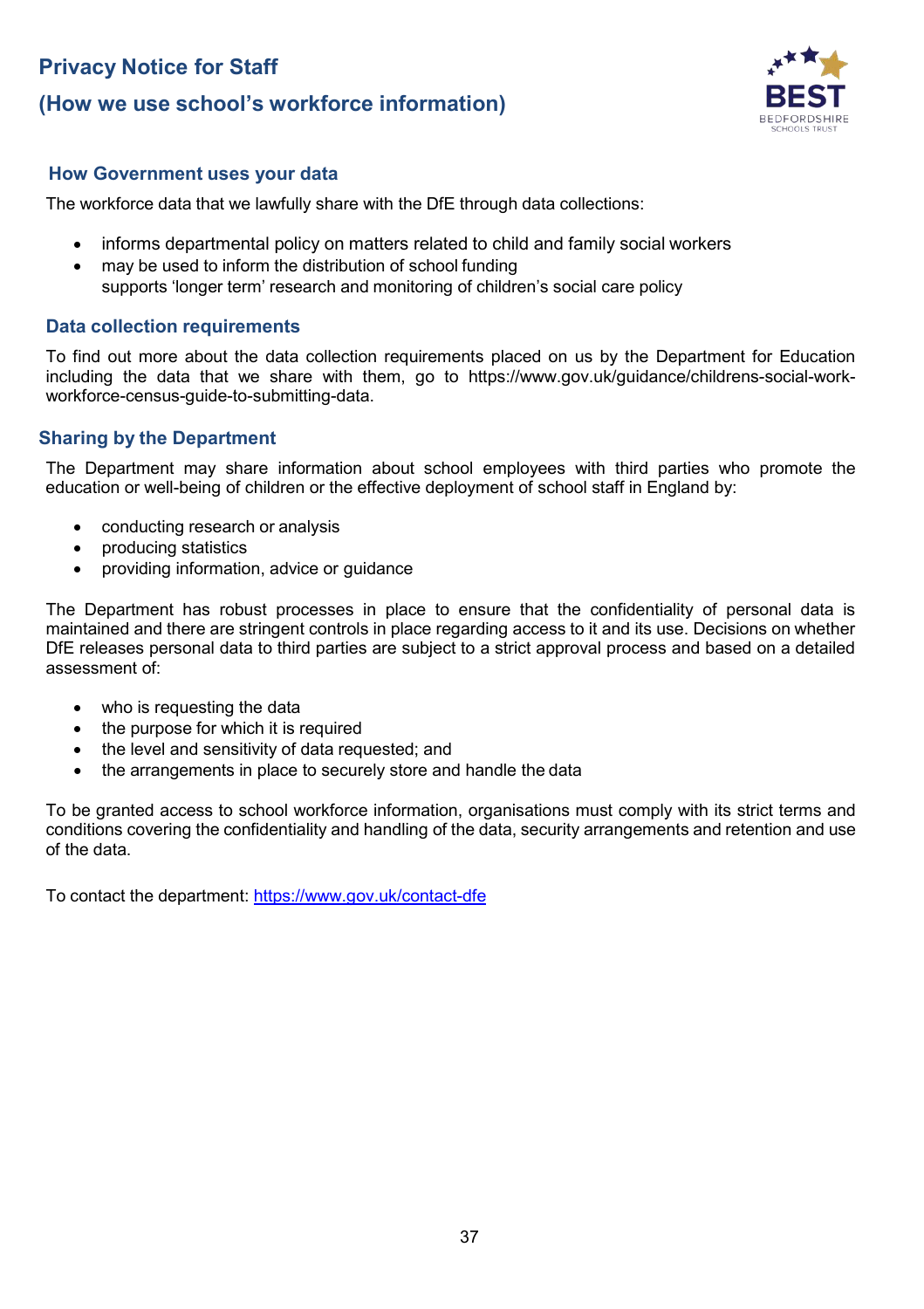## How Government uses your data

The workforce data that we lawfully share with the DfE through data collections:

- informs departmental policy on matters related to child and family social workers
- may be used to inform the distribution of school funding
  supports 'longer term' research and monitoring of children's social care policy

## Data collection requirements

To find out more about the data collection requirements placed on us by the Department for Education including the data that we share with them, go to https://www.gov.uk/guidance/childrens-social-work-workforce-census-guide-to-submitting-data.

## Sharing by the Department

The Department may share information about school employees with third parties who promote the education or well-being of children or the effective deployment of school staff in England by:

- conducting research or analysis
- producing statistics
- providing information, advice or guidance

The Department has robust processes in place to ensure that the confidentiality of personal data is maintained and there are stringent controls in place regarding access to it and its use. Decisions on whether DfE releases personal data to third parties are subject to a strict approval process and based on a detailed assessment of:

- who is requesting the data
- the purpose for which it is required
- the level and sensitivity of data requested; and
- the arrangements in place to securely store and handle the data

To be granted access to school workforce information, organisations must comply with its strict terms and conditions covering the confidentiality and handling of the data, security arrangements and retention and use of the data.

To contact the department: https://www.gov.uk/contact-dfe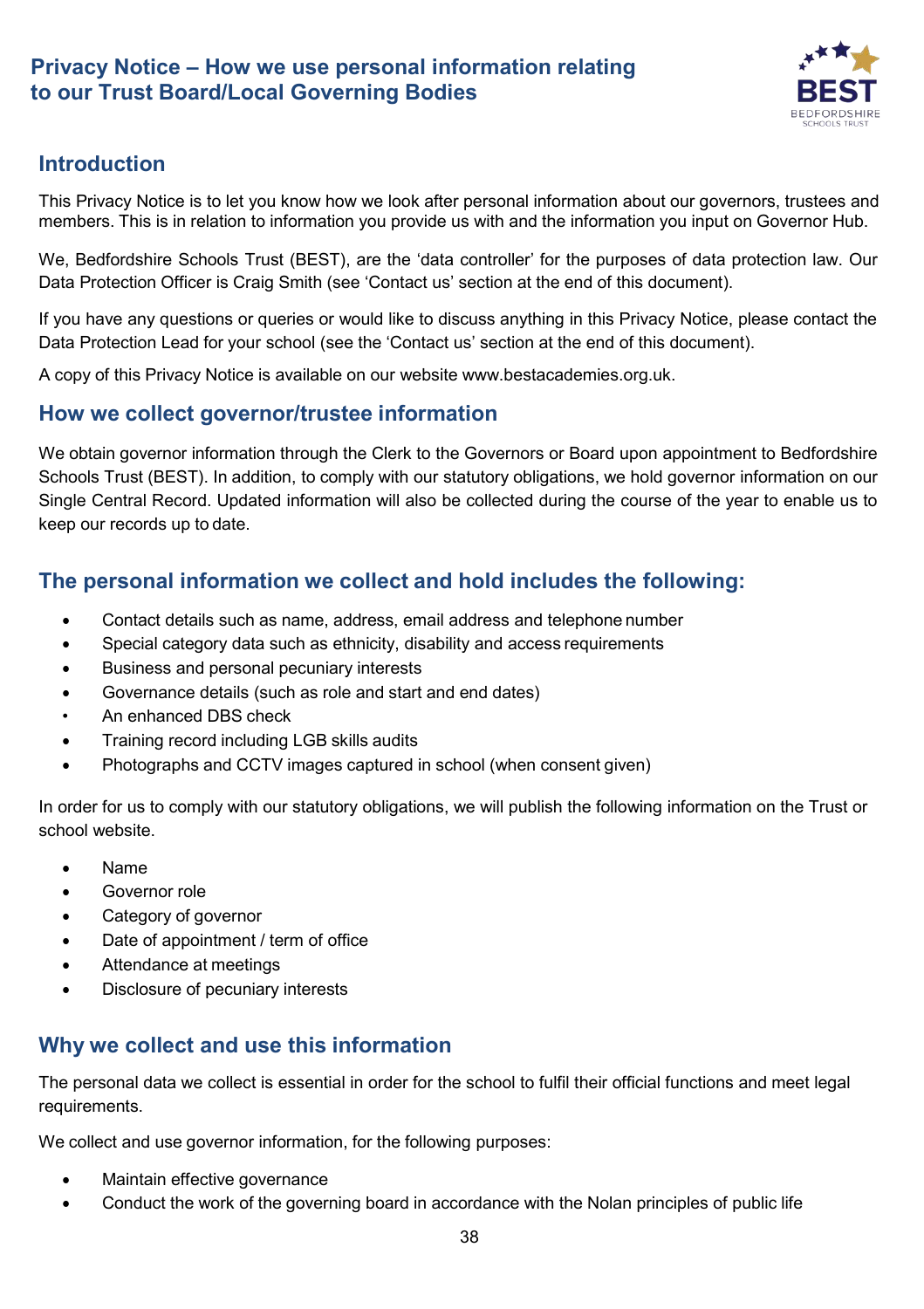## Privacy Notice – How we use personal information relating to our Trust Board/Local Governing Bodies

## Introduction

This Privacy Notice is to let you know how we look after personal information about our governors, trustees and members. This is in relation to information you provide us with and the information you input on Governor Hub.

We, Bedfordshire Schools Trust (BEST), are the 'data controller' for the purposes of data protection law. Our Data Protection Officer is Craig Smith (see 'Contact us' section at the end of this document).

If you have any questions or queries or would like to discuss anything in this Privacy Notice, please contact the Data Protection Lead for your school (see the 'Contact us' section at the end of this document).

A copy of this Privacy Notice is available on our website www.bestacademies.org.uk.

## How we collect governor/trustee information

We obtain governor information through the Clerk to the Governors or Board upon appointment to Bedfordshire Schools Trust (BEST). In addition, to comply with our statutory obligations, we hold governor information on our Single Central Record. Updated information will also be collected during the course of the year to enable us to keep our records up to date.

## The personal information we collect and hold includes the following:

- Contact details such as name, address, email address and telephone number
- Special category data such as ethnicity, disability and access requirements
- Business and personal pecuniary interests
- Governance details (such as role and start and end dates)
- An enhanced DBS check
- Training record including LGB skills audits
- Photographs and CCTV images captured in school (when consent given)

In order for us to comply with our statutory obligations, we will publish the following information on the Trust or school website.

- Name
- Governor role
- Category of governor
- Date of appointment / term of office
- Attendance at meetings
- Disclosure of pecuniary interests

## Why we collect and use this information

The personal data we collect is essential in order for the school to fulfil their official functions and meet legal requirements.

We collect and use governor information, for the following purposes:

- Maintain effective governance
- Conduct the work of the governing board in accordance with the Nolan principles of public life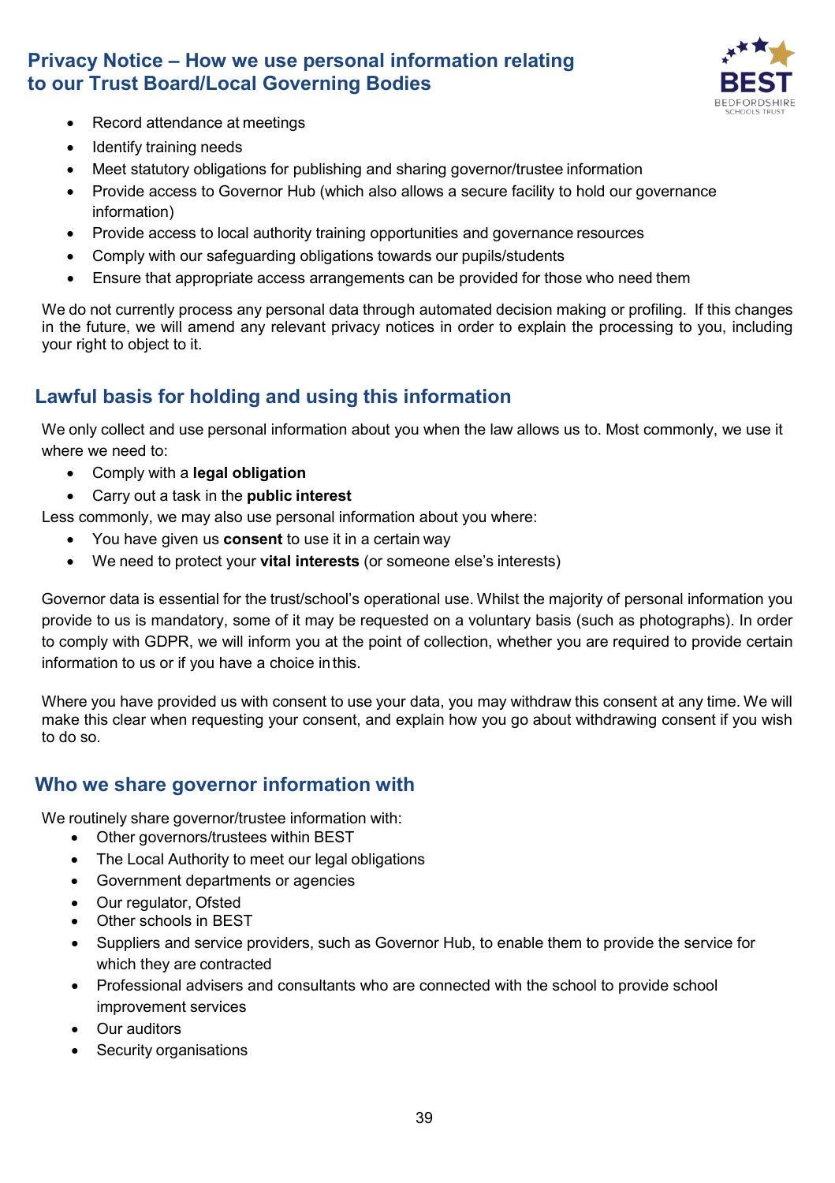- Record attendance at meetings
- Identify training needs
- Meet statutory obligations for publishing and sharing governor/trustee information
- Provide access to Governor Hub (which also allows a secure facility to hold our governance information)
- Provide access to local authority training opportunities and governance resources
- Comply with our safeguarding obligations towards our pupils/students
- Ensure that appropriate access arrangements can be provided for those who need them

We do not currently process any personal data through automated decision making or profiling. If this changes in the future, we will amend any relevant privacy notices in order to explain the processing to you, including your right to object to it.

## Lawful basis for holding and using this information

We only collect and use personal information about you when the law allows us to. Most commonly, we use it where we need to:

- Comply with a **legal obligation**
- Carry out a task in the **public interest**

Less commonly, we may also use personal information about you where:

- You have given us **consent** to use it in a certain way
- We need to protect your **vital interests** (or someone else's interests)

Governor data is essential for the trust/school's operational use. Whilst the majority of personal information you provide to us is mandatory, some of it may be requested on a voluntary basis (such as photographs). In order to comply with GDPR, we will inform you at the point of collection, whether you are required to provide certain information to us or if you have a choice in this.

Where you have provided us with consent to use your data, you may withdraw this consent at any time. We will make this clear when requesting your consent, and explain how you go about withdrawing consent if you wish to do so.

## Who we share governor information with

We routinely share governor/trustee information with:

- Other governors/trustees within BEST
- The Local Authority to meet our legal obligations
- Government departments or agencies
- Our regulator, Ofsted
- Other schools in BEST
- Suppliers and service providers, such as Governor Hub, to enable them to provide the service for which they are contracted
- Professional advisers and consultants who are connected with the school to provide school improvement services
- Our auditors
- Security organisations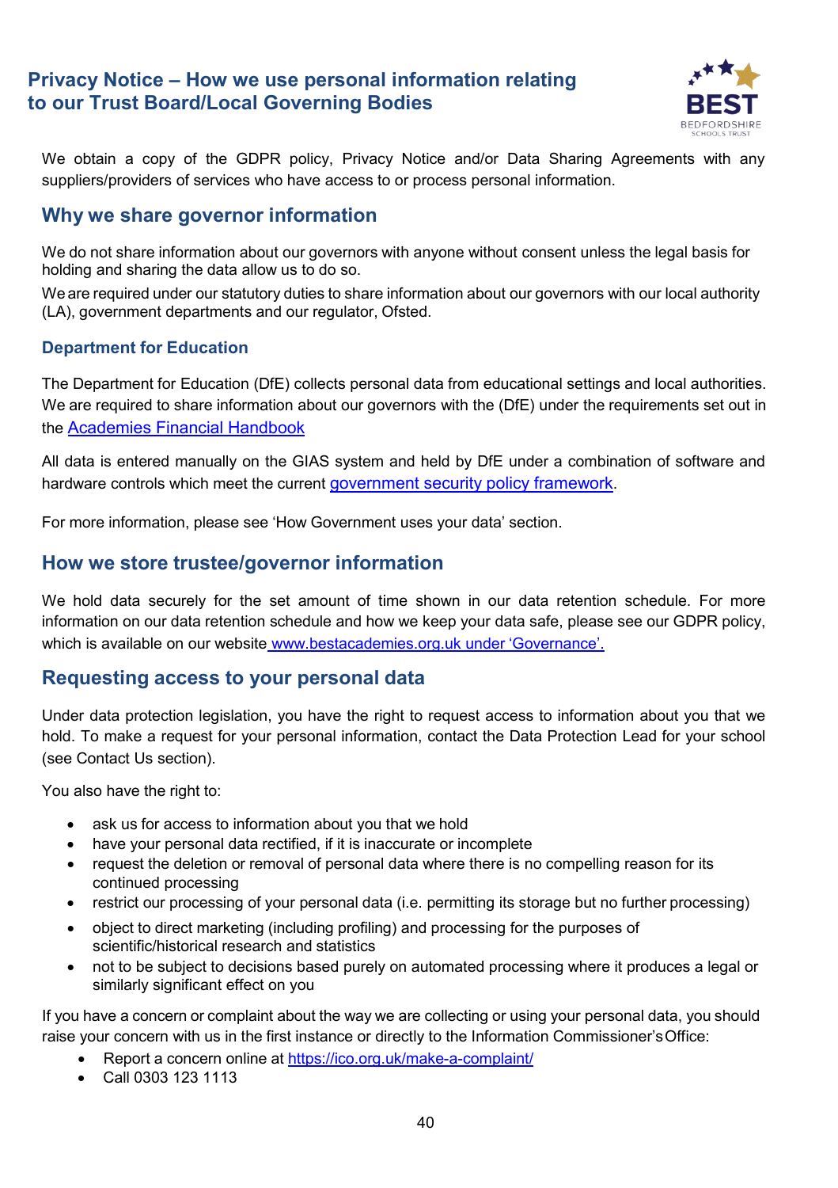# Privacy Notice – How we use personal information relating to our Trust Board/Local Governing Bodies

We obtain a copy of the GDPR policy, Privacy Notice and/or Data Sharing Agreements with any suppliers/providers of services who have access to or process personal information.

## Why we share governor information

We do not share information about our governors with anyone without consent unless the legal basis for holding and sharing the data allow us to do so.

We are required under our statutory duties to share information about our governors with our local authority (LA), government departments and our regulator, Ofsted.

### Department for Education

The Department for Education (DfE) collects personal data from educational settings and local authorities. We are required to share information about our governors with the (DfE) under the requirements set out in the [Academies Financial Handbook](Academies Financial Handbook)

All data is entered manually on the GIAS system and held by DfE under a combination of software and hardware controls which meet the current [government security policy framework](government security policy framework).

For more information, please see 'How Government uses your data' section.

## How we store trustee/governor information

We hold data securely for the set amount of time shown in our data retention schedule. For more information on our data retention schedule and how we keep your data safe, please see our GDPR policy, which is available on our website www.bestacademies.org.uk under 'Governance'.

## Requesting access to your personal data

Under data protection legislation, you have the right to request access to information about you that we hold. To make a request for your personal information, contact the Data Protection Lead for your school (see Contact Us section).

You also have the right to:

- ask us for access to information about you that we hold
- have your personal data rectified, if it is inaccurate or incomplete
- request the deletion or removal of personal data where there is no compelling reason for its continued processing
- restrict our processing of your personal data (i.e. permitting its storage but no further processing)
- object to direct marketing (including profiling) and processing for the purposes of scientific/historical research and statistics
- not to be subject to decisions based purely on automated processing where it produces a legal or similarly significant effect on you

If you have a concern or complaint about the way we are collecting or using your personal data, you should raise your concern with us in the first instance or directly to the Information Commissioner's Office:

- Report a concern online at https://ico.org.uk/make-a-complaint/
- Call 0303 123 1113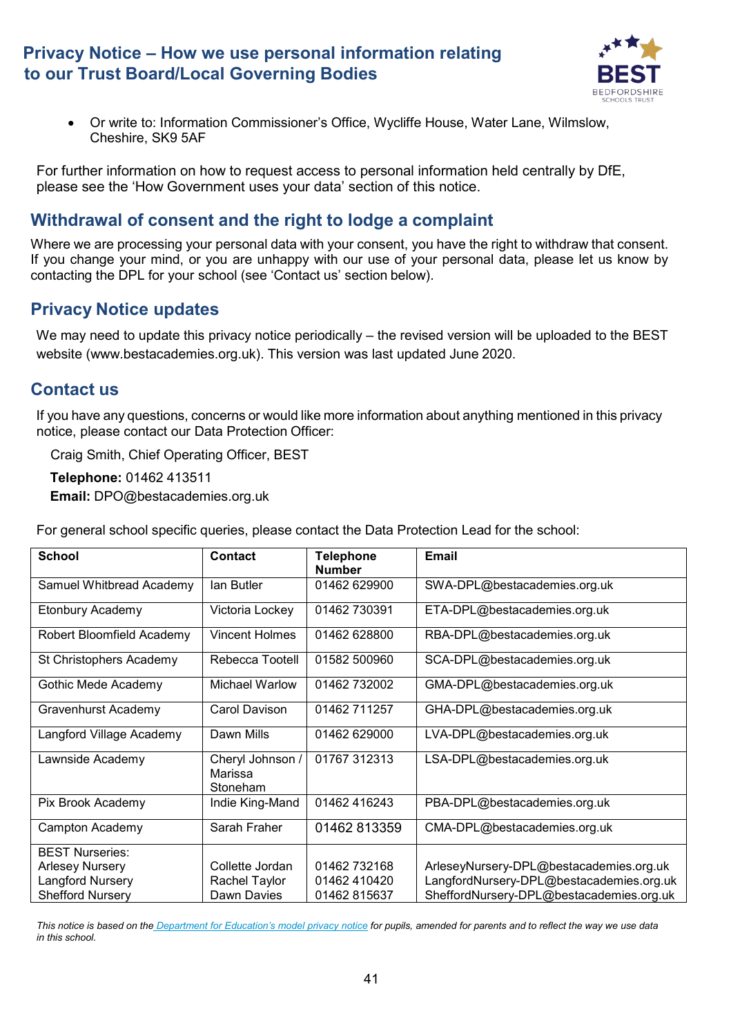- Or write to: Information Commissioner's Office, Wycliffe House, Water Lane, Wilmslow, Cheshire, SK9 5AF

For further information on how to request access to personal information held centrally by DfE, please see the 'How Government uses your data' section of this notice.

## Withdrawal of consent and the right to lodge a complaint

Where we are processing your personal data with your consent, you have the right to withdraw that consent. If you change your mind, or you are unhappy with our use of your personal data, please let us know by contacting the DPL for your school (see 'Contact us' section below).

## Privacy Notice updates

We may need to update this privacy notice periodically – the revised version will be uploaded to the BEST website (www.bestacademies.org.uk). This version was last updated June 2020.

## Contact us

If you have any questions, concerns or would like more information about anything mentioned in this privacy notice, please contact our Data Protection Officer:

Craig Smith, Chief Operating Officer, BEST

**Telephone:** 01462 413511

**Email:** DPO@bestacademies.org.uk

For general school specific queries, please contact the Data Protection Lead for the school:

| School | Contact | Telephone Number | Email |
|---|---|---|---|
| Samuel Whitbread Academy | Ian Butler | 01462 629900 | SWA-DPL@bestacademies.org.uk |
| Etonbury Academy | Victoria Lockey | 01462 730391 | ETA-DPL@bestacademies.org.uk |
| Robert Bloomfield Academy | Vincent Holmes | 01462 628800 | RBA-DPL@bestacademies.org.uk |
| St Christophers Academy | Rebecca Tootell | 01582 500960 | SCA-DPL@bestacademies.org.uk |
| Gothic Mede Academy | Michael Warlow | 01462 732002 | GMA-DPL@bestacademies.org.uk |
| Gravenhurst Academy | Carol Davison | 01462 711257 | GHA-DPL@bestacademies.org.uk |
| Langford Village Academy | Dawn Mills | 01462 629000 | LVA-DPL@bestacademies.org.uk |
| Lawnside Academy | Cheryl Johnson / Marissa Stoneham | 01767 312313 | LSA-DPL@bestacademies.org.uk |
| Pix Brook Academy | Indie King-Mand | 01462 416243 | PBA-DPL@bestacademies.org.uk |
| Campton Academy | Sarah Fraher | 01462 813359 | CMA-DPL@bestacademies.org.uk |
| BEST Nurseries:<br>Arlesey Nursery<br>Langford Nursery<br>Shefford Nursery | <br>Collette Jordan<br>Rachel Taylor<br>Dawn Davies | <br>01462 732168<br>01462 410420<br>01462 815637 | <br>ArleseyNursery-DPL@bestacademies.org.uk<br>LangfordNursery-DPL@bestacademies.org.uk<br>SheffordNursery-DPL@bestacademies.org.uk |

*This notice is based on the Department for Education's model privacy notice for pupils, amended for parents and to reflect the way we use data in this school.*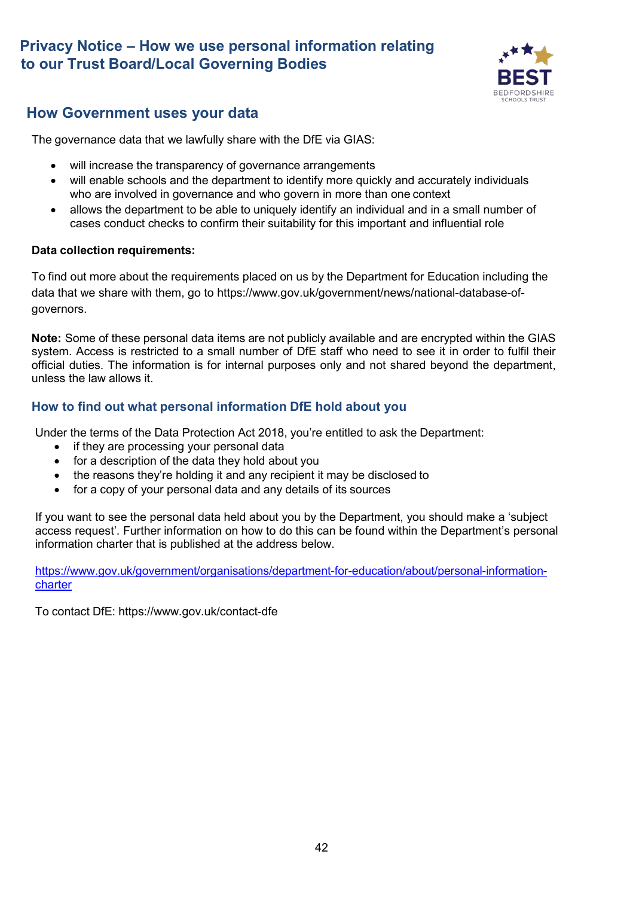## How Government uses your data

The governance data that we lawfully share with the DfE via GIAS:

- will increase the transparency of governance arrangements
- will enable schools and the department to identify more quickly and accurately individuals who are involved in governance and who govern in more than one context
- allows the department to be able to uniquely identify an individual and in a small number of cases conduct checks to confirm their suitability for this important and influential role

**Data collection requirements:**

To find out more about the requirements placed on us by the Department for Education including the data that we share with them, go to https://www.gov.uk/government/news/national-database-of-governors.

**Note:** Some of these personal data items are not publicly available and are encrypted within the GIAS system. Access is restricted to a small number of DfE staff who need to see it in order to fulfil their official duties. The information is for internal purposes only and not shared beyond the department, unless the law allows it.

### How to find out what personal information DfE hold about you

Under the terms of the Data Protection Act 2018, you're entitled to ask the Department:

- if they are processing your personal data
- for a description of the data they hold about you
- the reasons they're holding it and any recipient it may be disclosed to
- for a copy of your personal data and any details of its sources

If you want to see the personal data held about you by the Department, you should make a 'subject access request'. Further information on how to do this can be found within the Department's personal information charter that is published at the address below.

https://www.gov.uk/government/organisations/department-for-education/about/personal-information-charter

To contact DfE: https://www.gov.uk/contact-dfe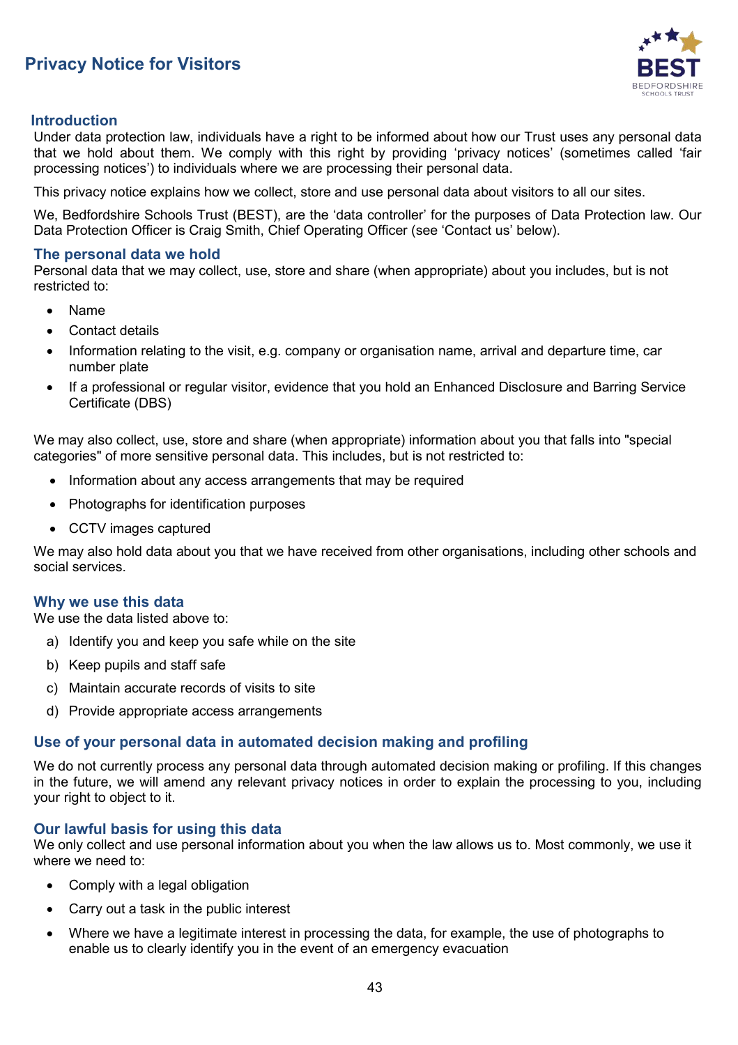# Privacy Notice for Visitors

## Introduction

Under data protection law, individuals have a right to be informed about how our Trust uses any personal data that we hold about them. We comply with this right by providing 'privacy notices' (sometimes called 'fair processing notices') to individuals where we are processing their personal data.

This privacy notice explains how we collect, store and use personal data about visitors to all our sites.

We, Bedfordshire Schools Trust (BEST), are the 'data controller' for the purposes of Data Protection law. Our Data Protection Officer is Craig Smith, Chief Operating Officer (see 'Contact us' below).

## The personal data we hold

Personal data that we may collect, use, store and share (when appropriate) about you includes, but is not restricted to:

- Name
- Contact details
- Information relating to the visit, e.g. company or organisation name, arrival and departure time, car number plate
- If a professional or regular visitor, evidence that you hold an Enhanced Disclosure and Barring Service Certificate (DBS)

We may also collect, use, store and share (when appropriate) information about you that falls into "special categories" of more sensitive personal data. This includes, but is not restricted to:

- Information about any access arrangements that may be required
- Photographs for identification purposes
- CCTV images captured

We may also hold data about you that we have received from other organisations, including other schools and social services.

## Why we use this data

We use the data listed above to:

a) Identify you and keep you safe while on the site
b) Keep pupils and staff safe
c) Maintain accurate records of visits to site
d) Provide appropriate access arrangements

## Use of your personal data in automated decision making and profiling

We do not currently process any personal data through automated decision making or profiling. If this changes in the future, we will amend any relevant privacy notices in order to explain the processing to you, including your right to object to it.

## Our lawful basis for using this data

We only collect and use personal information about you when the law allows us to. Most commonly, we use it where we need to:

- Comply with a legal obligation
- Carry out a task in the public interest
- Where we have a legitimate interest in processing the data, for example, the use of photographs to enable us to clearly identify you in the event of an emergency evacuation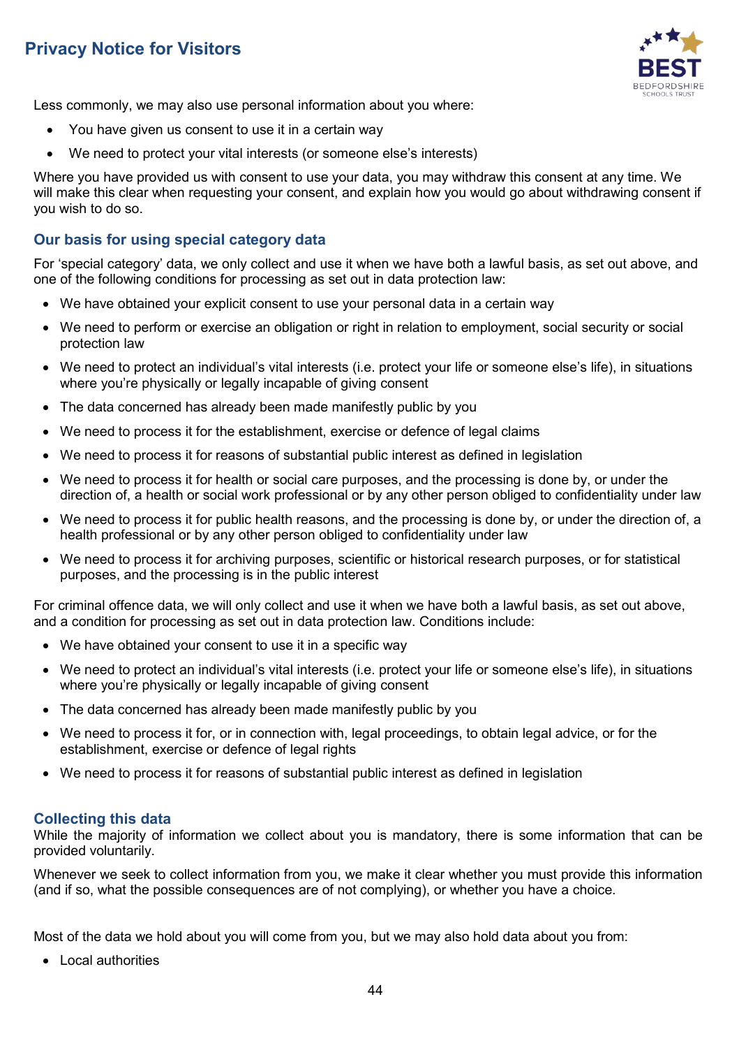Less commonly, we may also use personal information about you where:

- You have given us consent to use it in a certain way
- We need to protect your vital interests (or someone else's interests)

Where you have provided us with consent to use your data, you may withdraw this consent at any time. We will make this clear when requesting your consent, and explain how you would go about withdrawing consent if you wish to do so.

## Our basis for using special category data

For 'special category' data, we only collect and use it when we have both a lawful basis, as set out above, and one of the following conditions for processing as set out in data protection law:

- We have obtained your explicit consent to use your personal data in a certain way
- We need to perform or exercise an obligation or right in relation to employment, social security or social protection law
- We need to protect an individual's vital interests (i.e. protect your life or someone else's life), in situations where you're physically or legally incapable of giving consent
- The data concerned has already been made manifestly public by you
- We need to process it for the establishment, exercise or defence of legal claims
- We need to process it for reasons of substantial public interest as defined in legislation
- We need to process it for health or social care purposes, and the processing is done by, or under the direction of, a health or social work professional or by any other person obliged to confidentiality under law
- We need to process it for public health reasons, and the processing is done by, or under the direction of, a health professional or by any other person obliged to confidentiality under law
- We need to process it for archiving purposes, scientific or historical research purposes, or for statistical purposes, and the processing is in the public interest

For criminal offence data, we will only collect and use it when we have both a lawful basis, as set out above, and a condition for processing as set out in data protection law. Conditions include:

- We have obtained your consent to use it in a specific way
- We need to protect an individual's vital interests (i.e. protect your life or someone else's life), in situations where you're physically or legally incapable of giving consent
- The data concerned has already been made manifestly public by you
- We need to process it for, or in connection with, legal proceedings, to obtain legal advice, or for the establishment, exercise or defence of legal rights
- We need to process it for reasons of substantial public interest as defined in legislation

## Collecting this data

While the majority of information we collect about you is mandatory, there is some information that can be provided voluntarily.

Whenever we seek to collect information from you, we make it clear whether you must provide this information (and if so, what the possible consequences are of not complying), or whether you have a choice.

Most of the data we hold about you will come from you, but we may also hold data about you from:

- Local authorities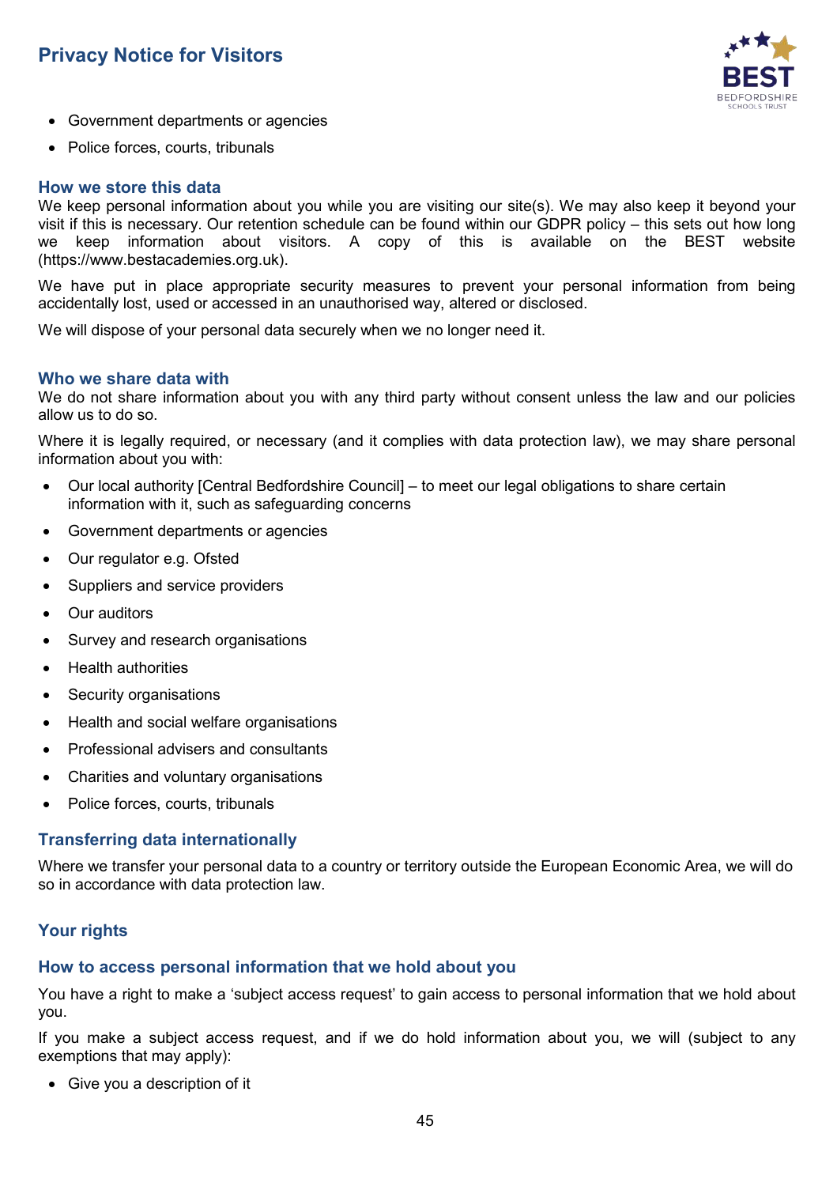- Government departments or agencies
- Police forces, courts, tribunals

### How we store this data

We keep personal information about you while you are visiting our site(s). We may also keep it beyond your visit if this is necessary. Our retention schedule can be found within our GDPR policy – this sets out how long we keep information about visitors. A copy of this is available on the BEST website (https://www.bestacademies.org.uk).

We have put in place appropriate security measures to prevent your personal information from being accidentally lost, used or accessed in an unauthorised way, altered or disclosed.

We will dispose of your personal data securely when we no longer need it.

### Who we share data with

We do not share information about you with any third party without consent unless the law and our policies allow us to do so.

Where it is legally required, or necessary (and it complies with data protection law), we may share personal information about you with:

- Our local authority [Central Bedfordshire Council] – to meet our legal obligations to share certain information with it, such as safeguarding concerns
- Government departments or agencies
- Our regulator e.g. Ofsted
- Suppliers and service providers
- Our auditors
- Survey and research organisations
- Health authorities
- Security organisations
- Health and social welfare organisations
- Professional advisers and consultants
- Charities and voluntary organisations
- Police forces, courts, tribunals

### Transferring data internationally

Where we transfer your personal data to a country or territory outside the European Economic Area, we will do so in accordance with data protection law.

### Your rights

### How to access personal information that we hold about you

You have a right to make a 'subject access request' to gain access to personal information that we hold about you.

If you make a subject access request, and if we do hold information about you, we will (subject to any exemptions that may apply):

- Give you a description of it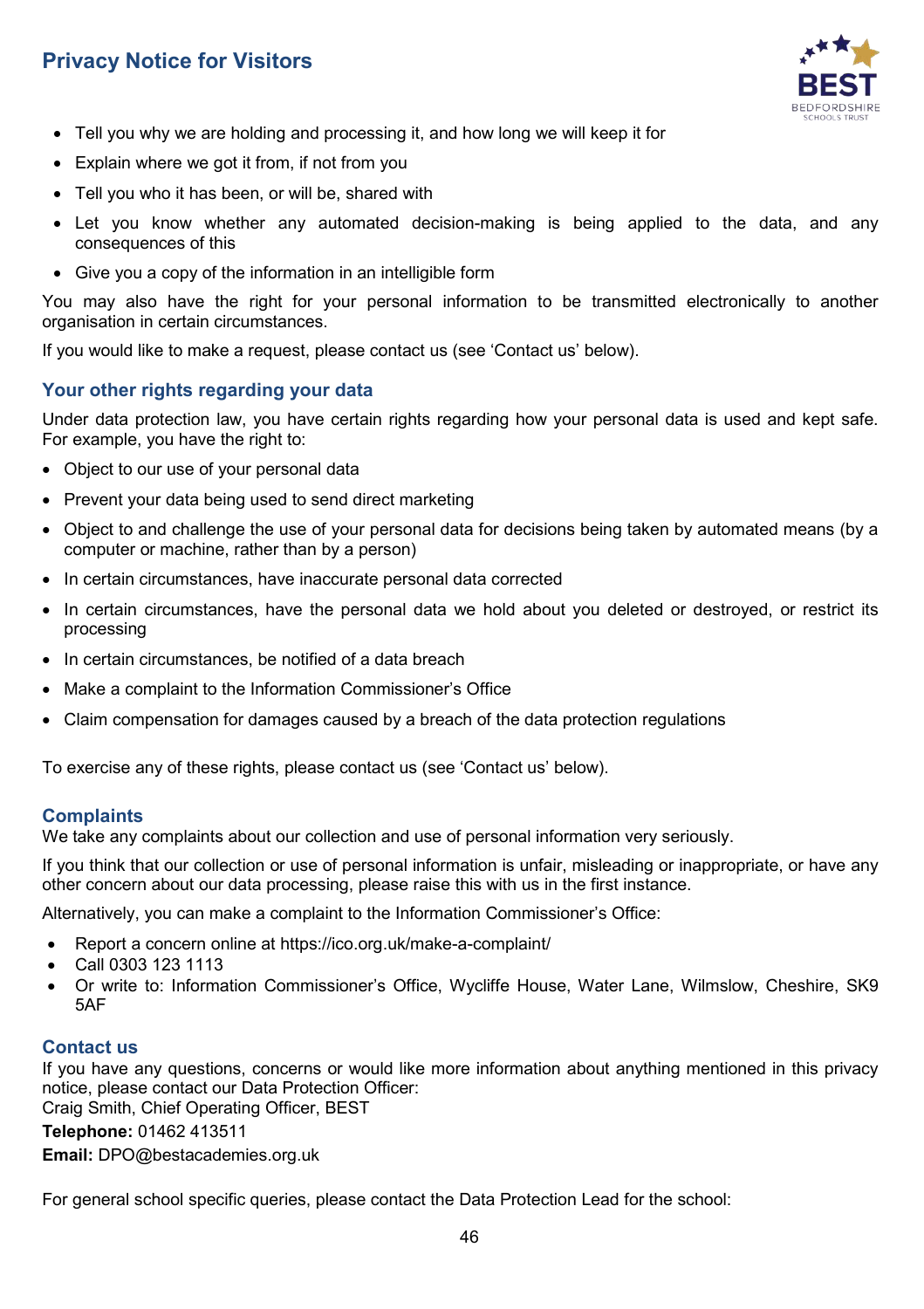- Tell you why we are holding and processing it, and how long we will keep it for
- Explain where we got it from, if not from you
- Tell you who it has been, or will be, shared with
- Let you know whether any automated decision-making is being applied to the data, and any consequences of this
- Give you a copy of the information in an intelligible form

You may also have the right for your personal information to be transmitted electronically to another organisation in certain circumstances.

If you would like to make a request, please contact us (see 'Contact us' below).

## Your other rights regarding your data

Under data protection law, you have certain rights regarding how your personal data is used and kept safe. For example, you have the right to:

- Object to our use of your personal data
- Prevent your data being used to send direct marketing
- Object to and challenge the use of your personal data for decisions being taken by automated means (by a computer or machine, rather than by a person)
- In certain circumstances, have inaccurate personal data corrected
- In certain circumstances, have the personal data we hold about you deleted or destroyed, or restrict its processing
- In certain circumstances, be notified of a data breach
- Make a complaint to the Information Commissioner's Office
- Claim compensation for damages caused by a breach of the data protection regulations

To exercise any of these rights, please contact us (see 'Contact us' below).

## Complaints

We take any complaints about our collection and use of personal information very seriously.

If you think that our collection or use of personal information is unfair, misleading or inappropriate, or have any other concern about our data processing, please raise this with us in the first instance.

Alternatively, you can make a complaint to the Information Commissioner's Office:

- Report a concern online at https://ico.org.uk/make-a-complaint/
- Call 0303 123 1113
- Or write to: Information Commissioner's Office, Wycliffe House, Water Lane, Wilmslow, Cheshire, SK9 5AF

## Contact us

If you have any questions, concerns or would like more information about anything mentioned in this privacy notice, please contact our Data Protection Officer:
Craig Smith, Chief Operating Officer, BEST

**Telephone:** 01462 413511

**Email:** DPO@bestacademies.org.uk

For general school specific queries, please contact the Data Protection Lead for the school: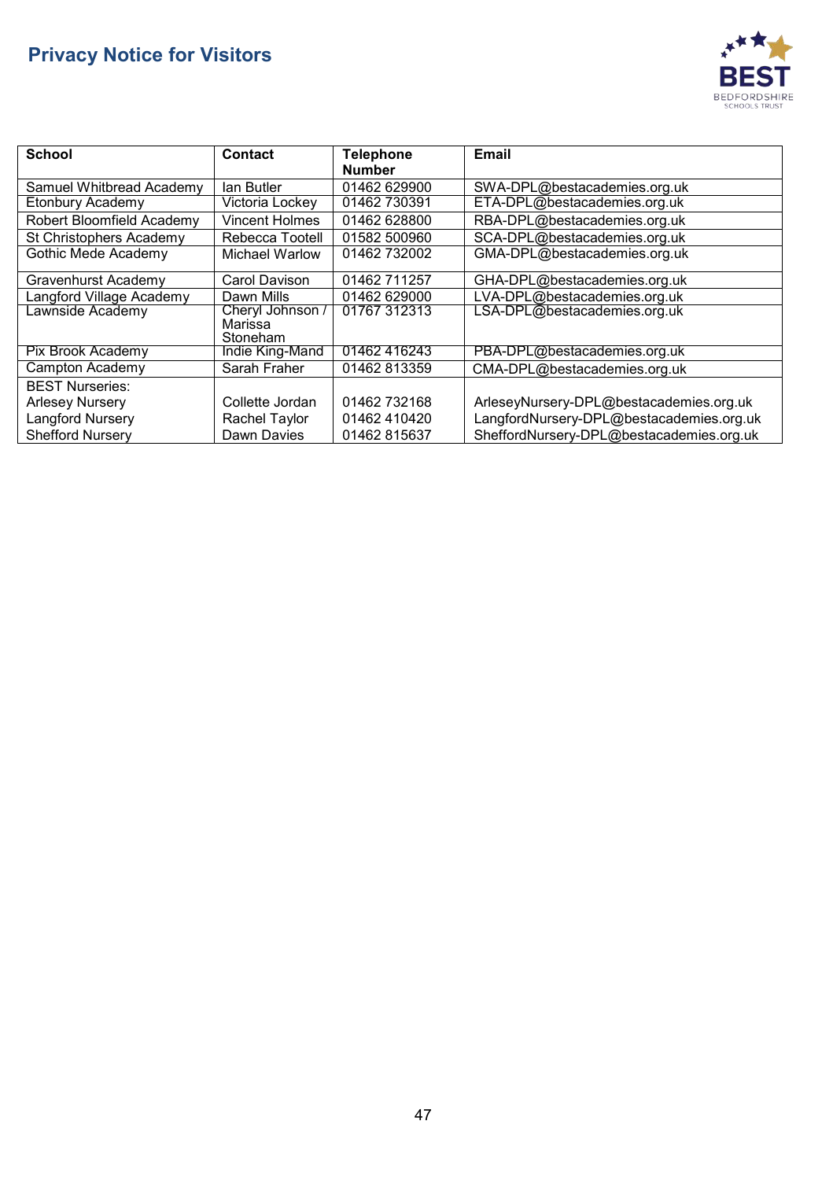| School | Contact | Telephone Number | Email |
| --- | --- | --- | --- |
| Samuel Whitbread Academy | Ian Butler | 01462 629900 | SWA-DPL@bestacademies.org.uk |
| Etonbury Academy | Victoria Lockey | 01462 730391 | ETA-DPL@bestacademies.org.uk |
| Robert Bloomfield Academy | Vincent Holmes | 01462 628800 | RBA-DPL@bestacademies.org.uk |
| St Christophers Academy | Rebecca Tootell | 01582 500960 | SCA-DPL@bestacademies.org.uk |
| Gothic Mede Academy | Michael Warlow | 01462 732002 | GMA-DPL@bestacademies.org.uk |
| Gravenhurst Academy | Carol Davison | 01462 711257 | GHA-DPL@bestacademies.org.uk |
| Langford Village Academy | Dawn Mills | 01462 629000 | LVA-DPL@bestacademies.org.uk |
| Lawnside Academy | Cheryl Johnson / Marissa Stoneham | 01767 312313 | LSA-DPL@bestacademies.org.uk |
| Pix Brook Academy | Indie King-Mand | 01462 416243 | PBA-DPL@bestacademies.org.uk |
| Campton Academy | Sarah Fraher | 01462 813359 | CMA-DPL@bestacademies.org.uk |
| BEST Nurseries: | | | |
| Arlesey Nursery | Collette Jordan | 01462 732168 | ArleseyNursery-DPL@bestacademies.org.uk |
| Langford Nursery | Rachel Taylor | 01462 410420 | LangfordNursery-DPL@bestacademies.org.uk |
| Shefford Nursery | Dawn Davies | 01462 815637 | SheffordNursery-DPL@bestacademies.org.uk |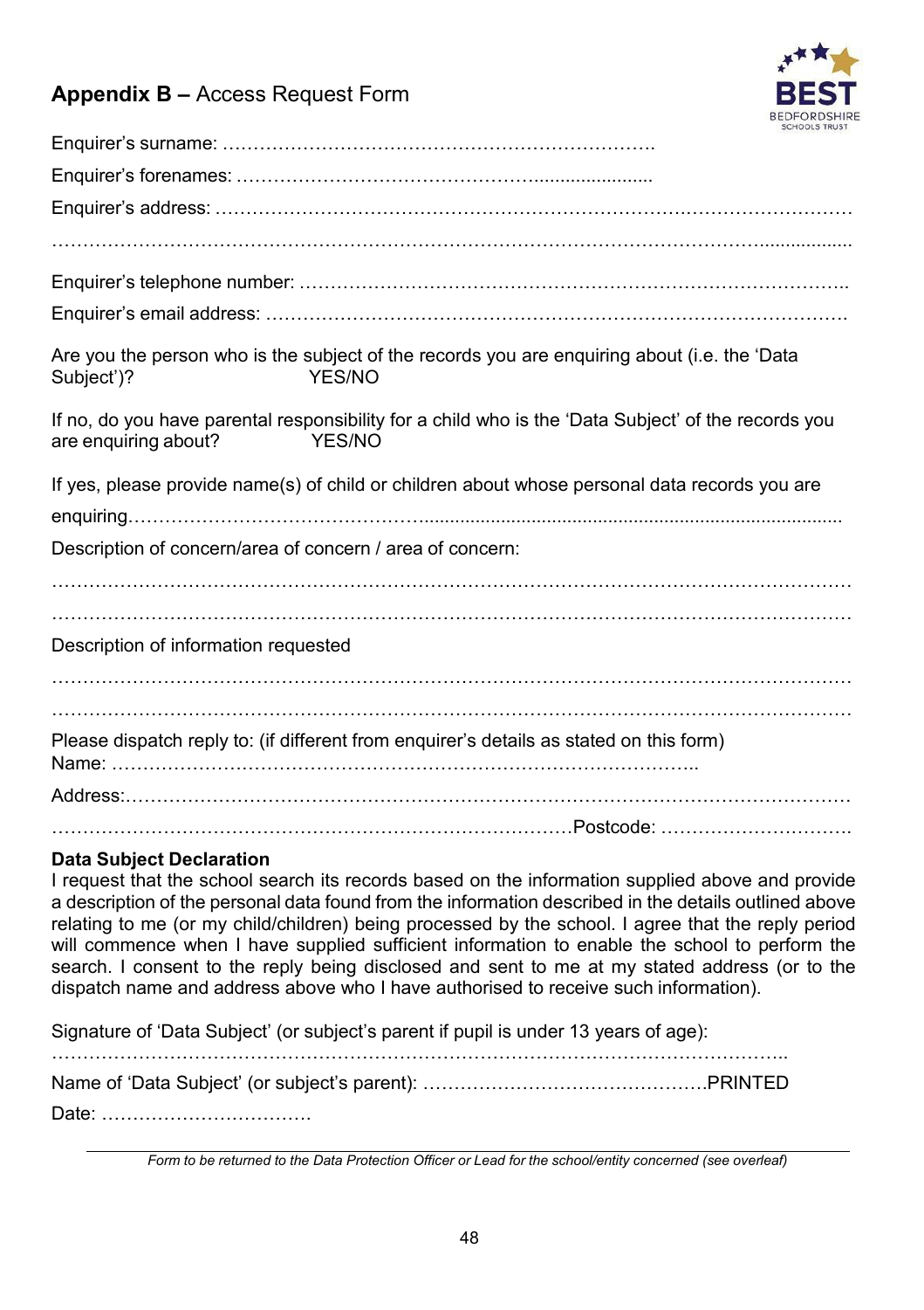## **Appendix B –** Access Request Form

Enquirer's surname: ………………………………………………………….

Enquirer's forenames: ……………………………………........................

Enquirer's address: ……………………………………………………………….……………………

………………………………………………………………………………………………..................

Enquirer's telephone number: ………………………………………………………………………..

Enquirer's email address: …………………………………………………………………………….

Are you the person who is the subject of the records you are enquiring about (i.e. the 'Data Subject')? YES/NO

If no, do you have parental responsibility for a child who is the 'Data Subject' of the records you are enquiring about? YES/NO

If yes, please provide name(s) of child or children about whose personal data records you are enquiring………………………………….........................................................................................

Description of concern/area of concern / area of concern:

……………………………………………………………………………………………………………

……………………………………………………………………………………………………………

Description of information requested

……………………………………………………………………………………………………………

……………………………………………………………………………………………………………

Please dispatch reply to: (if different from enquirer's details as stated on this form)
Name: …………………………………………………………………………………..

Address:…………………………………………………………………………………………………

………………………………………………………………………Postcode: ………………………….

**Data Subject Declaration**
I request that the school search its records based on the information supplied above and provide a description of the personal data found from the information described in the details outlined above relating to me (or my child/children) being processed by the school. I agree that the reply period will commence when I have supplied sufficient information to enable the school to perform the search. I consent to the reply being disclosed and sent to me at my stated address (or to the dispatch name and address above who I have authorised to receive such information).

Signature of 'Data Subject' (or subject's parent if pupil is under 13 years of age):

……………………………………………………………………………………………………..

Name of 'Data Subject' (or subject's parent): ……………………………………….PRINTED

Date: ……………………………

*Form to be returned to the Data Protection Officer or Lead for the school/entity concerned (see overleaf)*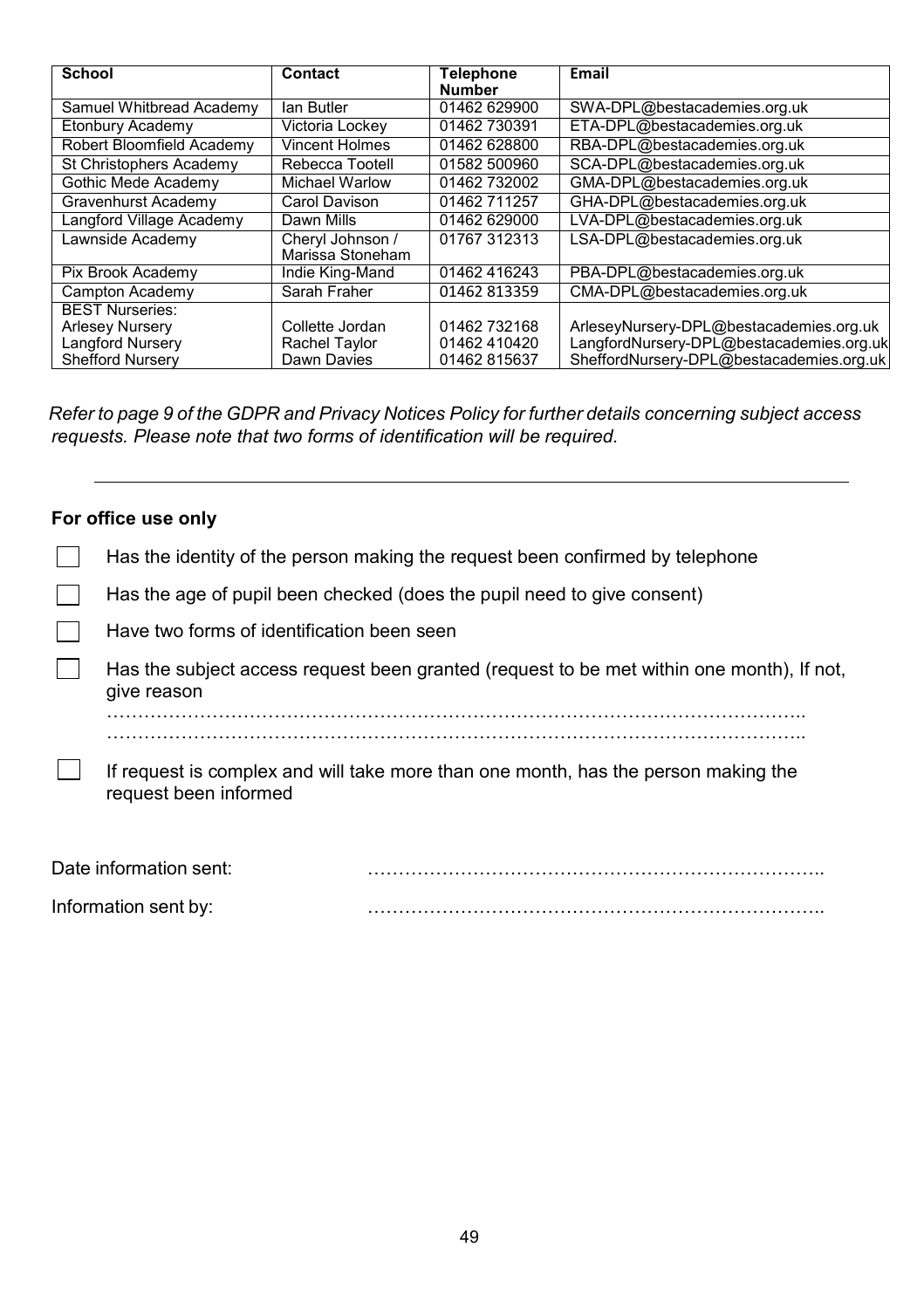| School | Contact | Telephone Number | Email |
|---|---|---|---|
| Samuel Whitbread Academy | Ian Butler | 01462 629900 | SWA-DPL@bestacademies.org.uk |
| Etonbury Academy | Victoria Lockey | 01462 730391 | ETA-DPL@bestacademies.org.uk |
| Robert Bloomfield Academy | Vincent Holmes | 01462 628800 | RBA-DPL@bestacademies.org.uk |
| St Christophers Academy | Rebecca Tootell | 01582 500960 | SCA-DPL@bestacademies.org.uk |
| Gothic Mede Academy | Michael Warlow | 01462 732002 | GMA-DPL@bestacademies.org.uk |
| Gravenhurst Academy | Carol Davison | 01462 711257 | GHA-DPL@bestacademies.org.uk |
| Langford Village Academy | Dawn Mills | 01462 629000 | LVA-DPL@bestacademies.org.uk |
| Lawnside Academy | Cheryl Johnson / Marissa Stoneham | 01767 312313 | LSA-DPL@bestacademies.org.uk |
| Pix Brook Academy | Indie King-Mand | 01462 416243 | PBA-DPL@bestacademies.org.uk |
| Campton Academy | Sarah Fraher | 01462 813359 | CMA-DPL@bestacademies.org.uk |
| BEST Nurseries: | | | |
| Arlesey Nursery | Collette Jordan | 01462 732168 | ArleseyNursery-DPL@bestacademies.org.uk |
| Langford Nursery | Rachel Taylor | 01462 410420 | LangfordNursery-DPL@bestacademies.org.uk |
| Shefford Nursery | Dawn Davies | 01462 815637 | SheffordNursery-DPL@bestacademies.org.uk |

*Refer to page 9 of the GDPR and Privacy Notices Policy for further details concerning subject access requests. Please note that two forms of identification will be required.*

---

**For office use only**

- ☐ Has the identity of the person making the request been confirmed by telephone
- ☐ Has the age of pupil been checked (does the pupil need to give consent)
- ☐ Have two forms of identification been seen
- ☐ Has the subject access request been granted (request to be met within one month), If not, give reason

  ……………………………………………………………………………………………..

  ……………………………………………………………………………………………..
- ☐ If request is complex and will take more than one month, has the person making the request been informed

Date information sent: ……………………………………………………………..

Information sent by: ……………………………………………………………..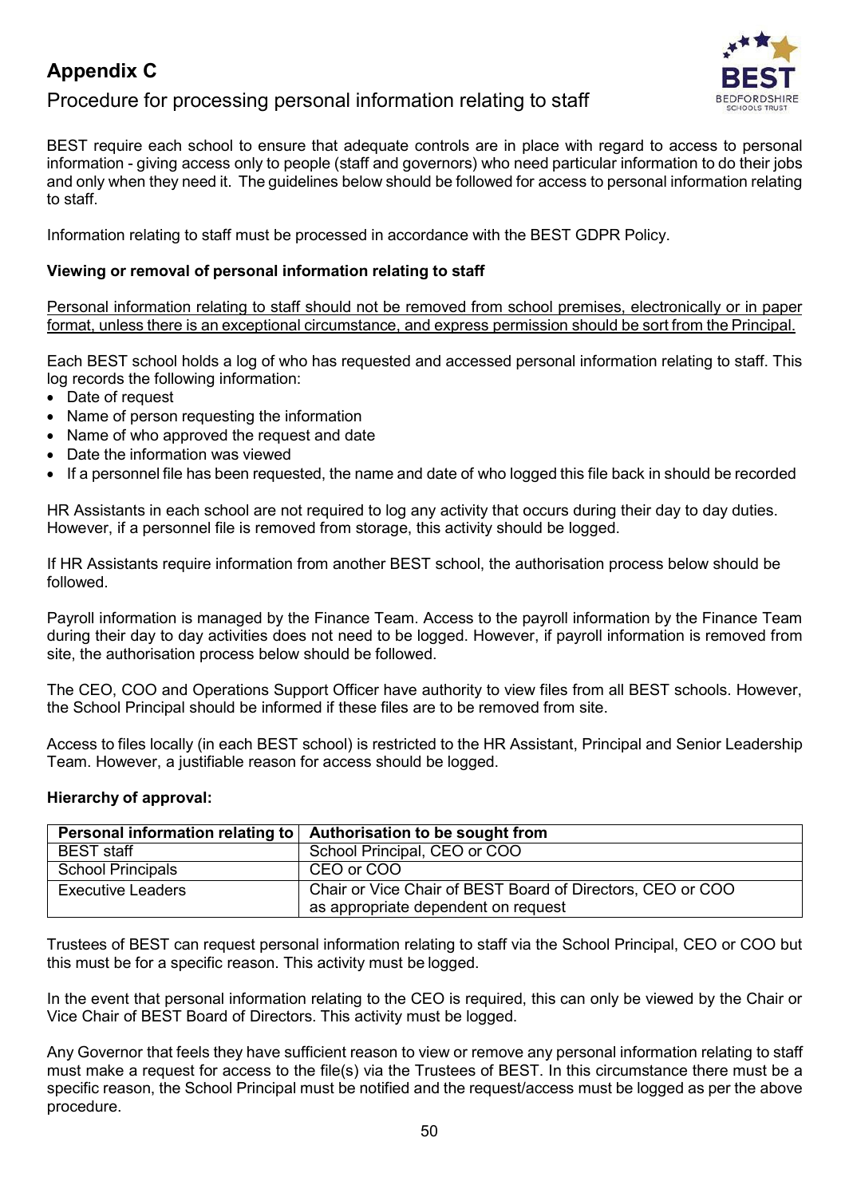# Appendix C

## Procedure for processing personal information relating to staff

BEST require each school to ensure that adequate controls are in place with regard to access to personal information - giving access only to people (staff and governors) who need particular information to do their jobs and only when they need it. The guidelines below should be followed for access to personal information relating to staff.

Information relating to staff must be processed in accordance with the BEST GDPR Policy.

**Viewing or removal of personal information relating to staff**

<u>Personal information relating to staff should not be removed from school premises, electronically or in paper format, unless there is an exceptional circumstance, and express permission should be sort from the Principal.</u>

Each BEST school holds a log of who has requested and accessed personal information relating to staff. This log records the following information:

- Date of request
- Name of person requesting the information
- Name of who approved the request and date
- Date the information was viewed
- If a personnel file has been requested, the name and date of who logged this file back in should be recorded

HR Assistants in each school are not required to log any activity that occurs during their day to day duties. However, if a personnel file is removed from storage, this activity should be logged.

If HR Assistants require information from another BEST school, the authorisation process below should be followed.

Payroll information is managed by the Finance Team. Access to the payroll information by the Finance Team during their day to day activities does not need to be logged. However, if payroll information is removed from site, the authorisation process below should be followed.

The CEO, COO and Operations Support Officer have authority to view files from all BEST schools. However, the School Principal should be informed if these files are to be removed from site.

Access to files locally (in each BEST school) is restricted to the HR Assistant, Principal and Senior Leadership Team. However, a justifiable reason for access should be logged.

**Hierarchy of approval:**

| Personal information relating to | Authorisation to be sought from |
|---|---|
| BEST staff | School Principal, CEO or COO |
| School Principals | CEO or COO |
| Executive Leaders | Chair or Vice Chair of BEST Board of Directors, CEO or COO as appropriate dependent on request |

Trustees of BEST can request personal information relating to staff via the School Principal, CEO or COO but this must be for a specific reason. This activity must be logged.

In the event that personal information relating to the CEO is required, this can only be viewed by the Chair or Vice Chair of BEST Board of Directors. This activity must be logged.

Any Governor that feels they have sufficient reason to view or remove any personal information relating to staff must make a request for access to the file(s) via the Trustees of BEST. In this circumstance there must be a specific reason, the School Principal must be notified and the request/access must be logged as per the above procedure.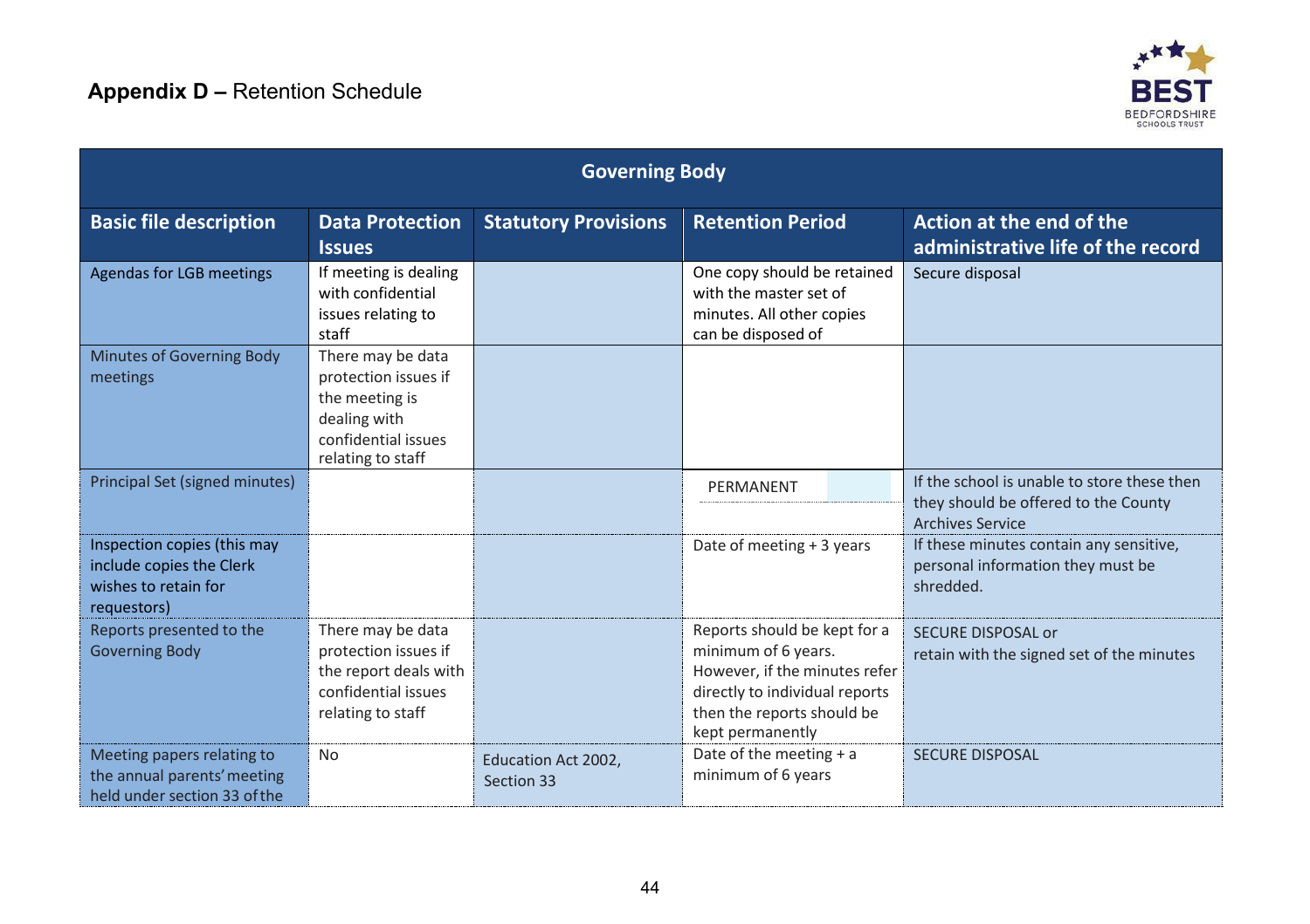## Appendix D – Retention Schedule

| Governing Body | | | | |
|---|---|---|---|---|
| **Basic file description** | **Data Protection Issues** | **Statutory Provisions** | **Retention Period** | **Action at the end of the administrative life of the record** |
| Agendas for LGB meetings | If meeting is dealing with confidential issues relating to staff | | One copy should be retained with the master set of minutes. All other copies can be disposed of | Secure disposal |
| Minutes of Governing Body meetings | There may be data protection issues if the meeting is dealing with confidential issues relating to staff | | | |
| Principal Set (signed minutes) | | | PERMANENT | If the school is unable to store these then they should be offered to the County Archives Service |
| Inspection copies (this may include copies the Clerk wishes to retain for requestors) | | | Date of meeting + 3 years | If these minutes contain any sensitive, personal information they must be shredded. |
| Reports presented to the Governing Body | There may be data protection issues if the report deals with confidential issues relating to staff | | Reports should be kept for a minimum of 6 years. However, if the minutes refer directly to individual reports then the reports should be kept permanently | SECURE DISPOSAL or retain with the signed set of the minutes |
| Meeting papers relating to the annual parents' meeting held under section 33 of the | No | Education Act 2002, Section 33 | Date of the meeting + a minimum of 6 years | SECURE DISPOSAL |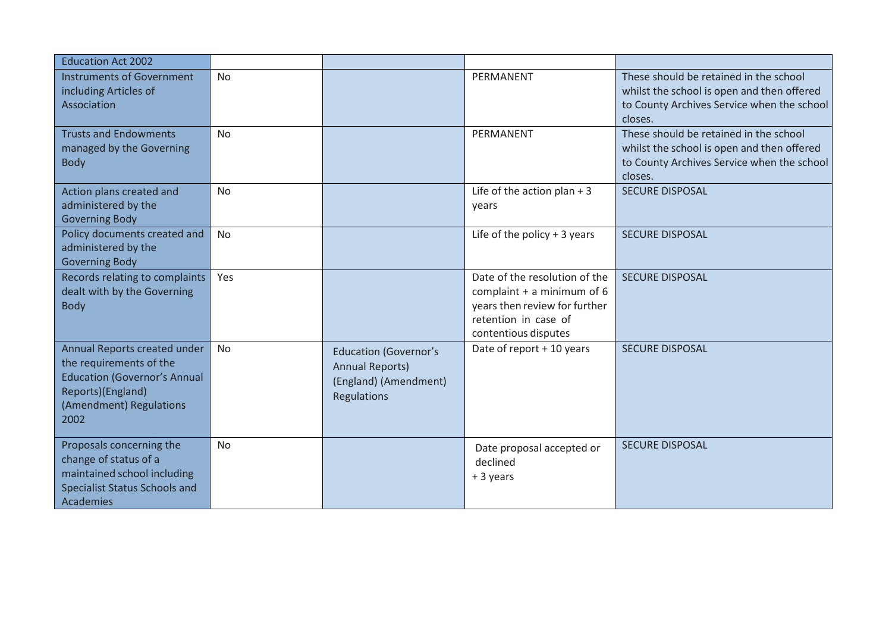| Education Act 2002 | | | | |
|---|---|---|---|---|
| Instruments of Government including Articles of Association | No | | PERMANENT | These should be retained in the school whilst the school is open and then offered to County Archives Service when the school closes. |
| Trusts and Endowments managed by the Governing Body | No | | PERMANENT | These should be retained in the school whilst the school is open and then offered to County Archives Service when the school closes. |
| Action plans created and administered by the Governing Body | No | | Life of the action plan + 3 years | SECURE DISPOSAL |
| Policy documents created and administered by the Governing Body | No | | Life of the policy + 3 years | SECURE DISPOSAL |
| Records relating to complaints dealt with by the Governing Body | Yes | | Date of the resolution of the complaint + a minimum of 6 years then review for further retention in case of contentious disputes | SECURE DISPOSAL |
| Annual Reports created under the requirements of the Education (Governor's Annual Reports)(England) (Amendment) Regulations 2002 | No | Education (Governor's Annual Reports) (England) (Amendment) Regulations | Date of report + 10 years | SECURE DISPOSAL |
| Proposals concerning the change of status of a maintained school including Specialist Status Schools and Academies | No | | Date proposal accepted or declined + 3 years | SECURE DISPOSAL |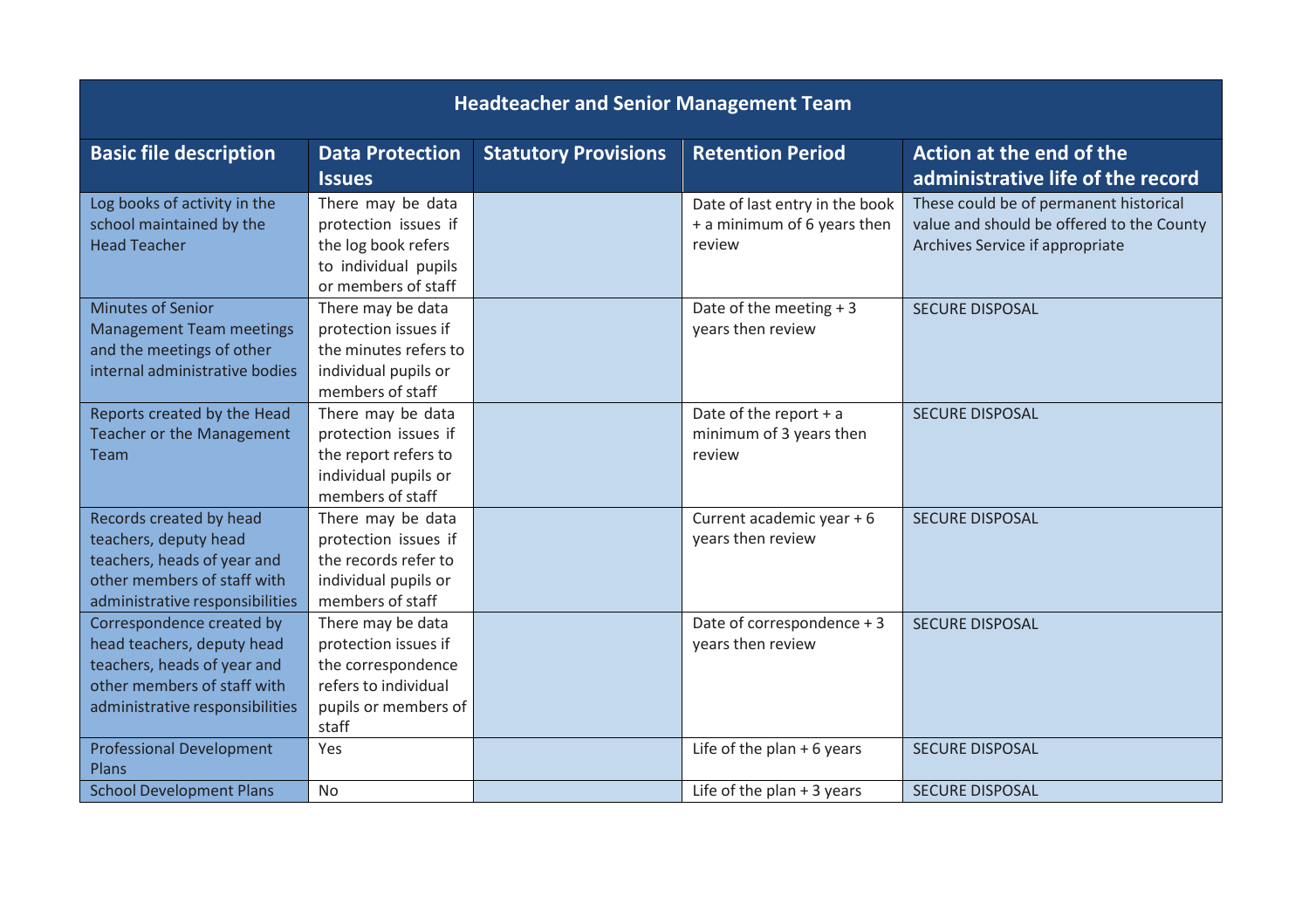| Headteacher and Senior Management Team | | | | |
|---|---|---|---|---|
| **Basic file description** | **Data Protection Issues** | **Statutory Provisions** | **Retention Period** | **Action at the end of the administrative life of the record** |
| Log books of activity in the school maintained by the Head Teacher | There may be data protection issues if the log book refers to individual pupils or members of staff | | Date of last entry in the book + a minimum of 6 years then review | These could be of permanent historical value and should be offered to the County Archives Service if appropriate |
| Minutes of Senior Management Team meetings and the meetings of other internal administrative bodies | There may be data protection issues if the minutes refers to individual pupils or members of staff | | Date of the meeting + 3 years then review | SECURE DISPOSAL |
| Reports created by the Head Teacher or the Management Team | There may be data protection issues if the report refers to individual pupils or members of staff | | Date of the report + a minimum of 3 years then review | SECURE DISPOSAL |
| Records created by head teachers, deputy head teachers, heads of year and other members of staff with administrative responsibilities | There may be data protection issues if the records refer to individual pupils or members of staff | | Current academic year + 6 years then review | SECURE DISPOSAL |
| Correspondence created by head teachers, deputy head teachers, heads of year and other members of staff with administrative responsibilities | There may be data protection issues if the correspondence refers to individual pupils or members of staff | | Date of correspondence + 3 years then review | SECURE DISPOSAL |
| Professional Development Plans | Yes | | Life of the plan + 6 years | SECURE DISPOSAL |
| School Development Plans | No | | Life of the plan + 3 years | SECURE DISPOSAL |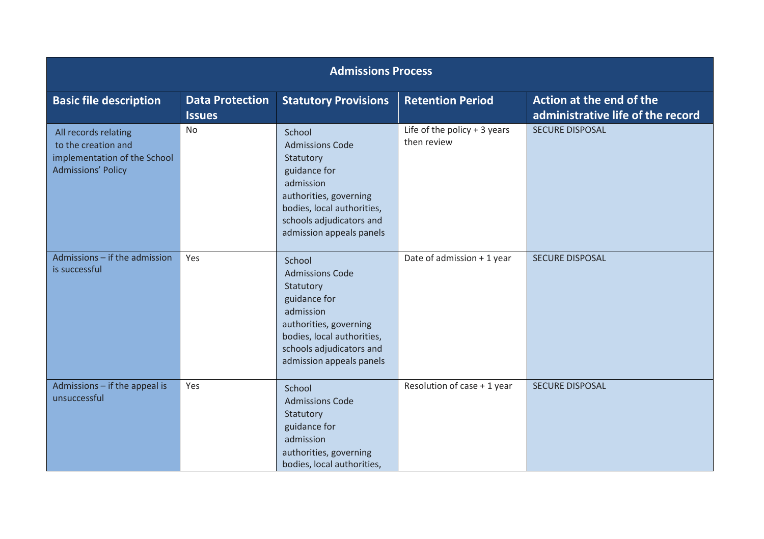| Admissions Process | | | | |
|---|---|---|---|---|
| **Basic file description** | **Data Protection Issues** | **Statutory Provisions** | **Retention Period** | **Action at the end of the administrative life of the record** |
| All records relating to the creation and implementation of the School Admissions' Policy | No | School Admissions Code Statutory guidance for admission authorities, governing bodies, local authorities, schools adjudicators and admission appeals panels | Life of the policy + 3 years then review | SECURE DISPOSAL |
| Admissions – if the admission is successful | Yes | School Admissions Code Statutory guidance for admission authorities, governing bodies, local authorities, schools adjudicators and admission appeals panels | Date of admission + 1 year | SECURE DISPOSAL |
| Admissions – if the appeal is unsuccessful | Yes | School Admissions Code Statutory guidance for admission authorities, governing bodies, local authorities, | Resolution of case + 1 year | SECURE DISPOSAL |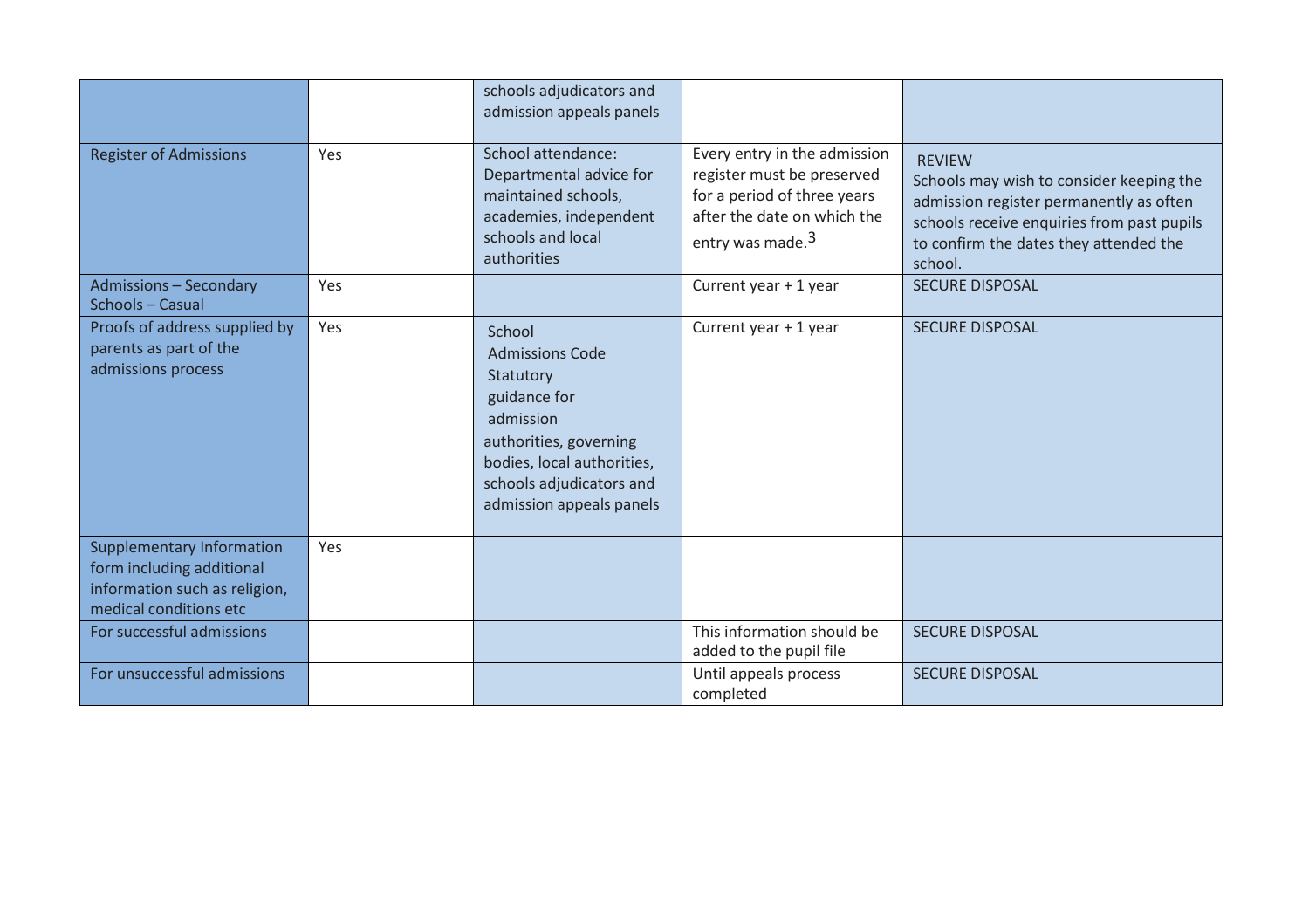| | | | | |
|---|---|---|---|---|
| | | schools adjudicators and admission appeals panels | | |
| Register of Admissions | Yes | School attendance: Departmental advice for maintained schools, academies, independent schools and local authorities | Every entry in the admission register must be preserved for a period of three years after the date on which the entry was made.[3] | REVIEW Schools may wish to consider keeping the admission register permanently as often schools receive enquiries from past pupils to confirm the dates they attended the school. |
| Admissions – Secondary Schools – Casual | Yes | | Current year + 1 year | SECURE DISPOSAL |
| Proofs of address supplied by parents as part of the admissions process | Yes | School Admissions Code Statutory guidance for admission authorities, governing bodies, local authorities, schools adjudicators and admission appeals panels | Current year + 1 year | SECURE DISPOSAL |
| Supplementary Information form including additional information such as religion, medical conditions etc | Yes | | | |
| For successful admissions | | | This information should be added to the pupil file | SECURE DISPOSAL |
| For unsuccessful admissions | | | Until appeals process completed | SECURE DISPOSAL |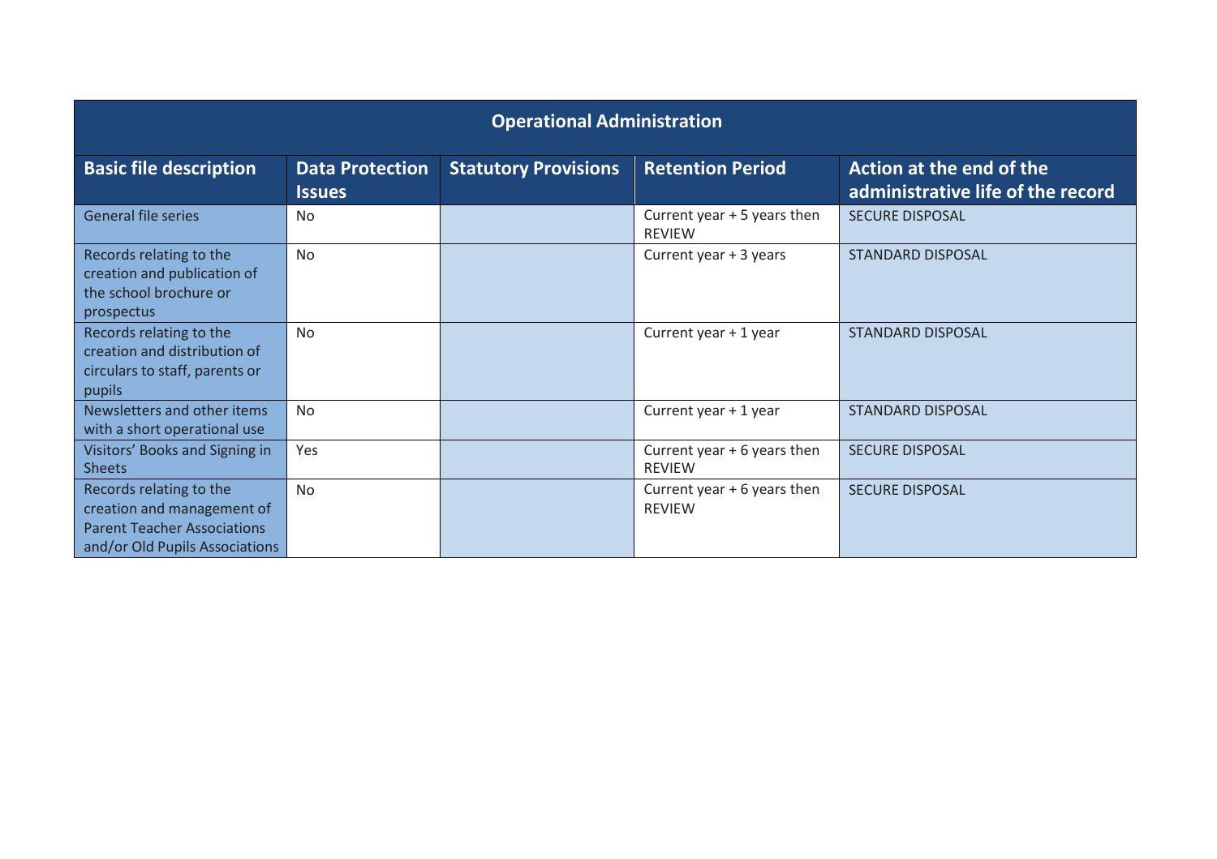| Operational Administration | | | | |
|---|---|---|---|---|
| **Basic file description** | **Data Protection Issues** | **Statutory Provisions** | **Retention Period** | **Action at the end of the administrative life of the record** |
| General file series | No | | Current year + 5 years then REVIEW | SECURE DISPOSAL |
| Records relating to the creation and publication of the school brochure or prospectus | No | | Current year + 3 years | STANDARD DISPOSAL |
| Records relating to the creation and distribution of circulars to staff, parents or pupils | No | | Current year + 1 year | STANDARD DISPOSAL |
| Newsletters and other items with a short operational use | No | | Current year + 1 year | STANDARD DISPOSAL |
| Visitors' Books and Signing in Sheets | Yes | | Current year + 6 years then REVIEW | SECURE DISPOSAL |
| Records relating to the creation and management of Parent Teacher Associations and/or Old Pupils Associations | No | | Current year + 6 years then REVIEW | SECURE DISPOSAL |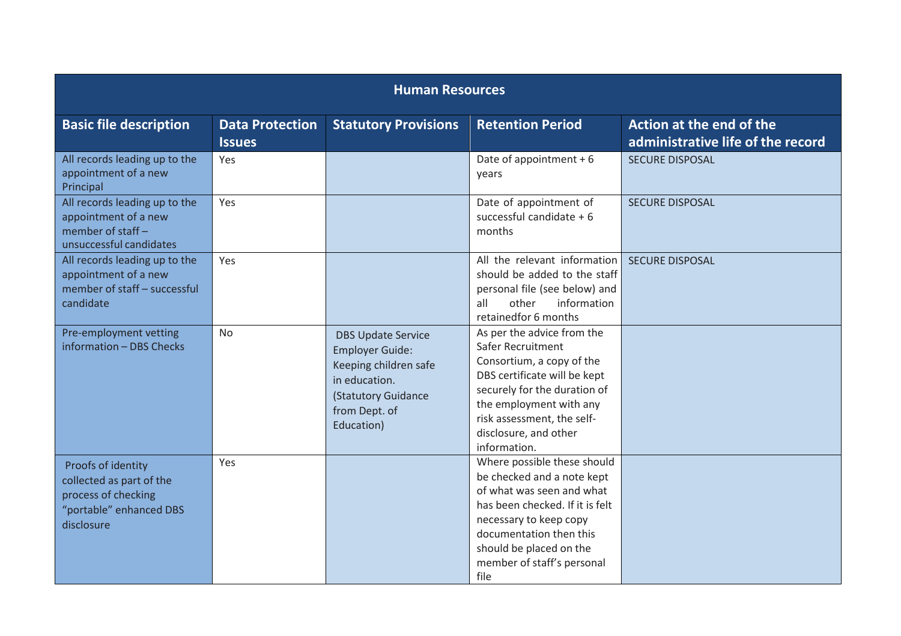| Human Resources | | | | |
|---|---|---|---|---|
| **Basic file description** | **Data Protection Issues** | **Statutory Provisions** | **Retention Period** | **Action at the end of the administrative life of the record** |
| All records leading up to the appointment of a new Principal | Yes | | Date of appointment + 6 years | SECURE DISPOSAL |
| All records leading up to the appointment of a new member of staff – unsuccessful candidates | Yes | | Date of appointment of successful candidate + 6 months | SECURE DISPOSAL |
| All records leading up to the appointment of a new member of staff – successful candidate | Yes | | All the relevant information should be added to the staff personal file (see below) and all other information retainedfor 6 months | SECURE DISPOSAL |
| Pre-employment vetting information – DBS Checks | No | DBS Update Service Employer Guide: Keeping children safe in education. (Statutory Guidance from Dept. of Education) | As per the advice from the Safer Recruitment Consortium, a copy of the DBS certificate will be kept securely for the duration of the employment with any risk assessment, the self-disclosure, and other information. | |
| Proofs of identity collected as part of the process of checking "portable" enhanced DBS disclosure | Yes | | Where possible these should be checked and a note kept of what was seen and what has been checked. If it is felt necessary to keep copy documentation then this should be placed on the member of staff's personal file | |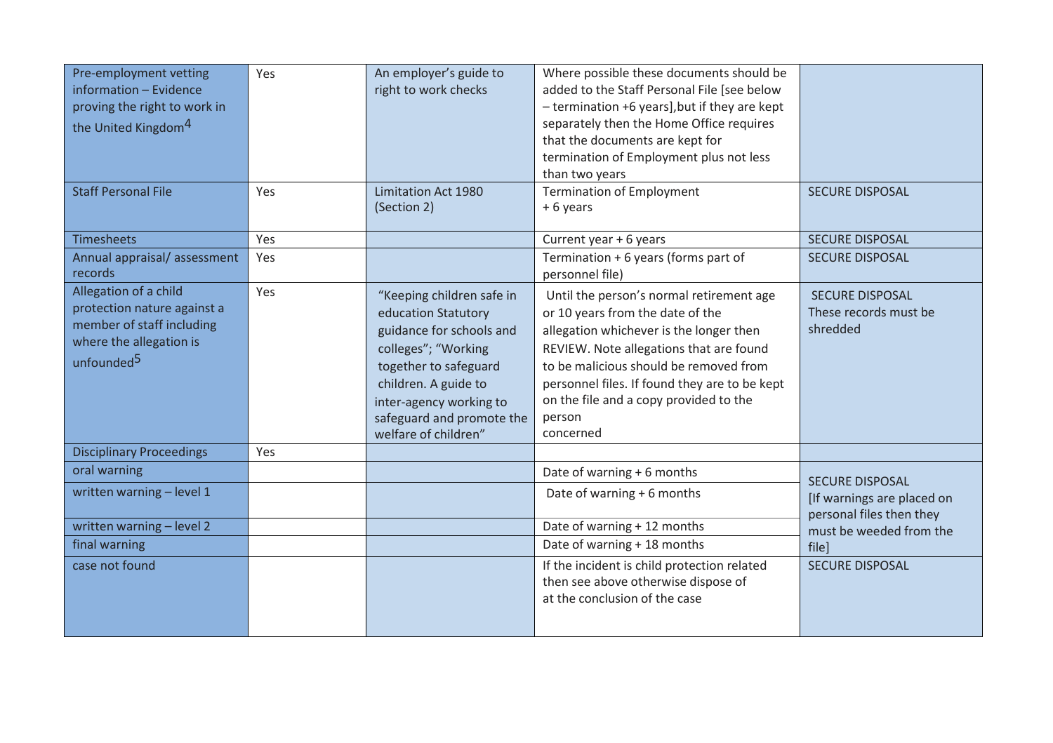| | | | | |
|---|---|---|---|---|
| Pre-employment vetting information – Evidence proving the right to work in the United Kingdom[4] | Yes | An employer's guide to right to work checks | Where possible these documents should be added to the Staff Personal File [see below – termination +6 years],but if they are kept separately then the Home Office requires that the documents are kept for termination of Employment plus not less than two years | |
| Staff Personal File | Yes | Limitation Act 1980 (Section 2) | Termination of Employment + 6 years | SECURE DISPOSAL |
| Timesheets | Yes | | Current year + 6 years | SECURE DISPOSAL |
| Annual appraisal/ assessment records | Yes | | Termination + 6 years (forms part of personnel file) | SECURE DISPOSAL |
| Allegation of a child protection nature against a member of staff including where the allegation is unfounded[5] | Yes | "Keeping children safe in education Statutory guidance for schools and colleges"; "Working together to safeguard children. A guide to inter-agency working to safeguard and promote the welfare of children" | Until the person's normal retirement age or 10 years from the date of the allegation whichever is the longer then REVIEW. Note allegations that are found to be malicious should be removed from personnel files. If found they are to be kept on the file and a copy provided to the person concerned | SECURE DISPOSAL These records must be shredded |
| Disciplinary Proceedings | Yes | | | |
| oral warning | | | Date of warning + 6 months | SECURE DISPOSAL [If warnings are placed on personal files then they must be weeded from the file] |
| written warning – level 1 | | | Date of warning + 6 months | |
| written warning – level 2 | | | Date of warning + 12 months | |
| final warning | | | Date of warning + 18 months | |
| case not found | | | If the incident is child protection related then see above otherwise dispose of at the conclusion of the case | SECURE DISPOSAL |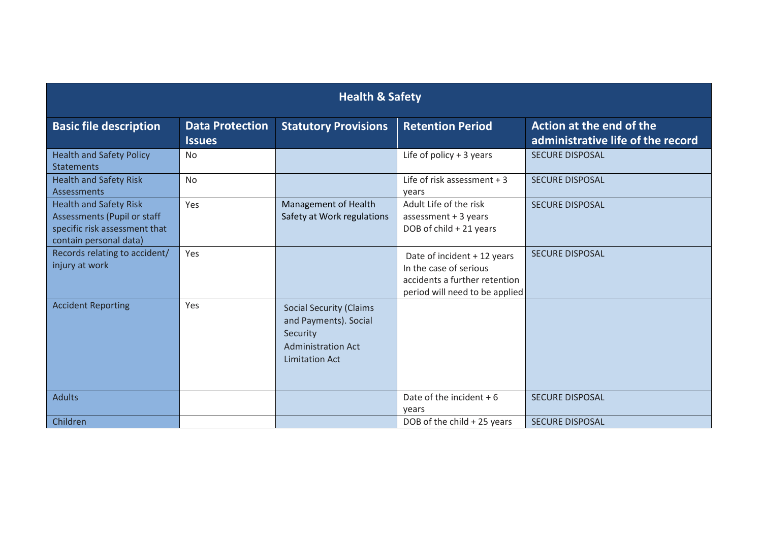| Health & Safety | | | | |
|---|---|---|---|---|
| **Basic file description** | **Data Protection Issues** | **Statutory Provisions** | **Retention Period** | **Action at the end of the administrative life of the record** |
| Health and Safety Policy Statements | No | | Life of policy + 3 years | SECURE DISPOSAL |
| Health and Safety Risk Assessments | No | | Life of risk assessment + 3 years | SECURE DISPOSAL |
| Health and Safety Risk Assessments (Pupil or staff specific risk assessment that contain personal data) | Yes | Management of Health Safety at Work regulations | Adult Life of the risk assessment + 3 years<br>DOB of child + 21 years | SECURE DISPOSAL |
| Records relating to accident/ injury at work | Yes | | Date of incident + 12 years<br>In the case of serious accidents a further retention period will need to be applied | SECURE DISPOSAL |
| Accident Reporting | Yes | Social Security (Claims and Payments). Social Security Administration Act<br>Limitation Act | | |
| Adults | | | Date of the incident + 6 years | SECURE DISPOSAL |
| Children | | | DOB of the child + 25 years | SECURE DISPOSAL |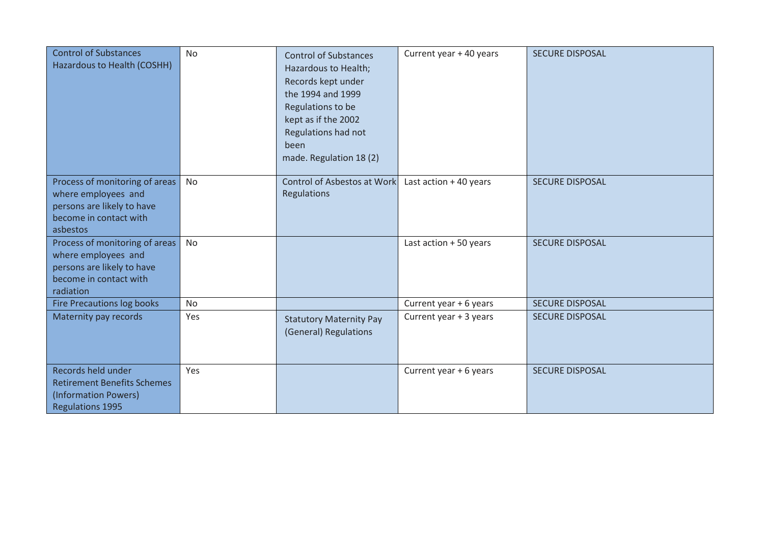| Control of Substances Hazardous to Health (COSHH) | No | Control of Substances Hazardous to Health; Records kept under the 1994 and 1999 Regulations to be kept as if the 2002 Regulations had not been made. Regulation 18 (2) | Current year + 40 years | SECURE DISPOSAL |
|---|---|---|---|---|
| Process of monitoring of areas where employees and persons are likely to have become in contact with asbestos | No | Control of Asbestos at Work Regulations | Last action + 40 years | SECURE DISPOSAL |
| Process of monitoring of areas where employees and persons are likely to have become in contact with radiation | No | | Last action + 50 years | SECURE DISPOSAL |
| Fire Precautions log books | No | | Current year + 6 years | SECURE DISPOSAL |
| Maternity pay records | Yes | Statutory Maternity Pay (General) Regulations | Current year + 3 years | SECURE DISPOSAL |
| Records held under Retirement Benefits Schemes (Information Powers) Regulations 1995 | Yes | | Current year + 6 years | SECURE DISPOSAL |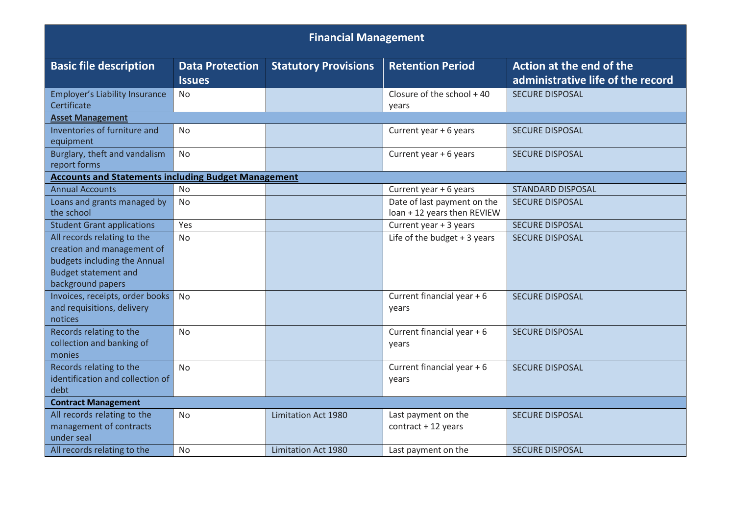| Financial Management | | | | |
|---|---|---|---|---|
| **Basic file description** | **Data Protection Issues** | **Statutory Provisions** | **Retention Period** | **Action at the end of the administrative life of the record** |
| Employer's Liability Insurance Certificate | No | | Closure of the school + 40 years | SECURE DISPOSAL |
| **Asset Management** | | | | |
| Inventories of furniture and equipment | No | | Current year + 6 years | SECURE DISPOSAL |
| Burglary, theft and vandalism report forms | No | | Current year + 6 years | SECURE DISPOSAL |
| **Accounts and Statements including Budget Management** | | | | |
| Annual Accounts | No | | Current year + 6 years | STANDARD DISPOSAL |
| Loans and grants managed by the school | No | | Date of last payment on the loan + 12 years then REVIEW | SECURE DISPOSAL |
| Student Grant applications | Yes | | Current year + 3 years | SECURE DISPOSAL |
| All records relating to the creation and management of budgets including the Annual Budget statement and background papers | No | | Life of the budget + 3 years | SECURE DISPOSAL |
| Invoices, receipts, order books and requisitions, delivery notices | No | | Current financial year + 6 years | SECURE DISPOSAL |
| Records relating to the collection and banking of monies | No | | Current financial year + 6 years | SECURE DISPOSAL |
| Records relating to the identification and collection of debt | No | | Current financial year + 6 years | SECURE DISPOSAL |
| **Contract Management** | | | | |
| All records relating to the management of contracts under seal | No | Limitation Act 1980 | Last payment on the contract + 12 years | SECURE DISPOSAL |
| All records relating to the | No | Limitation Act 1980 | Last payment on the | SECURE DISPOSAL |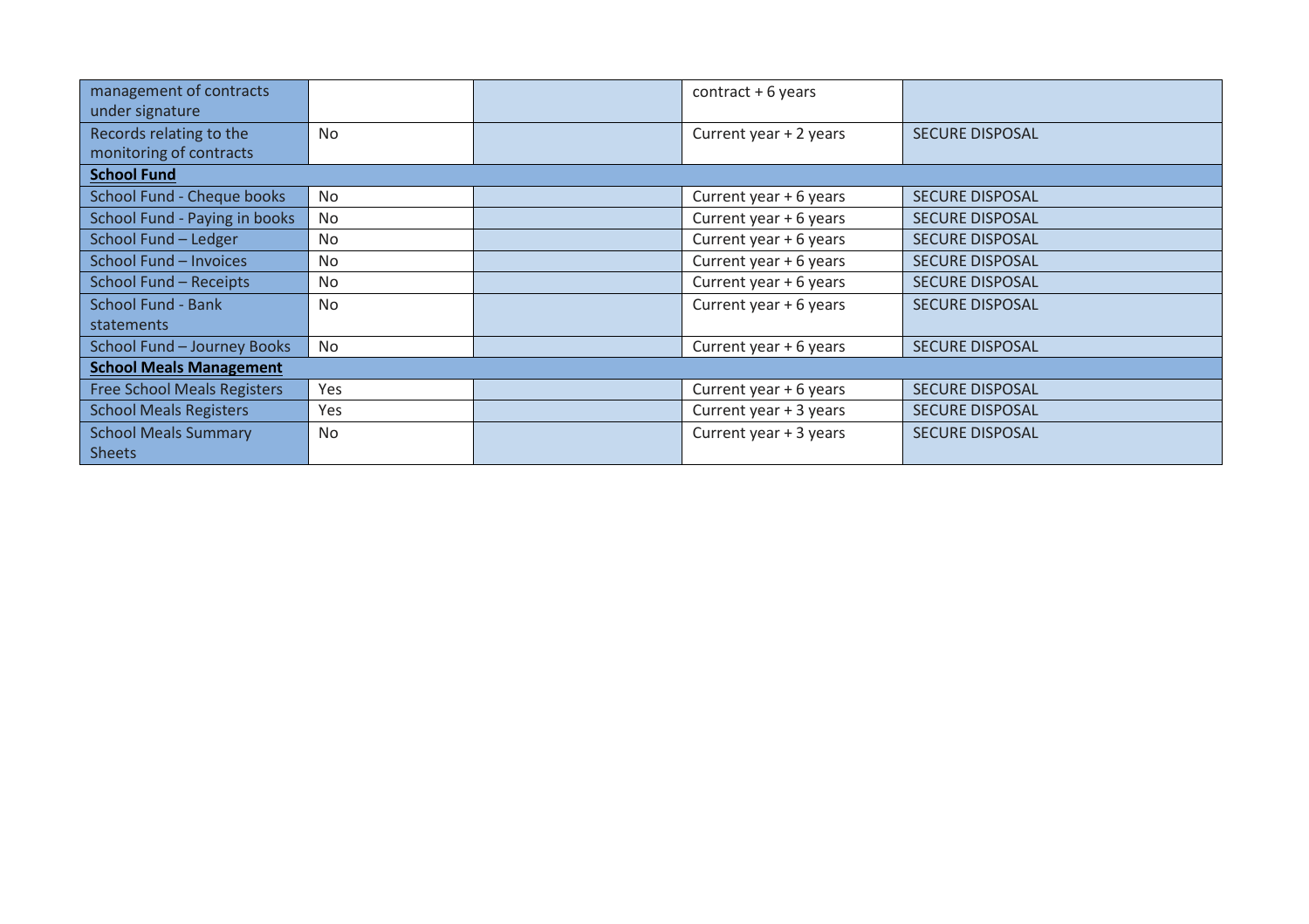| | | | | |
|---|---|---|---|---|
| management of contracts under signature | | | contract + 6 years | |
| Records relating to the monitoring of contracts | No | | Current year + 2 years | SECURE DISPOSAL |
| **School Fund** | | | | |
| School Fund - Cheque books | No | | Current year + 6 years | SECURE DISPOSAL |
| School Fund - Paying in books | No | | Current year + 6 years | SECURE DISPOSAL |
| School Fund – Ledger | No | | Current year + 6 years | SECURE DISPOSAL |
| School Fund – Invoices | No | | Current year + 6 years | SECURE DISPOSAL |
| School Fund – Receipts | No | | Current year + 6 years | SECURE DISPOSAL |
| School Fund - Bank statements | No | | Current year + 6 years | SECURE DISPOSAL |
| School Fund – Journey Books | No | | Current year + 6 years | SECURE DISPOSAL |
| **School Meals Management** | | | | |
| Free School Meals Registers | Yes | | Current year + 6 years | SECURE DISPOSAL |
| School Meals Registers | Yes | | Current year + 3 years | SECURE DISPOSAL |
| School Meals Summary Sheets | No | | Current year + 3 years | SECURE DISPOSAL |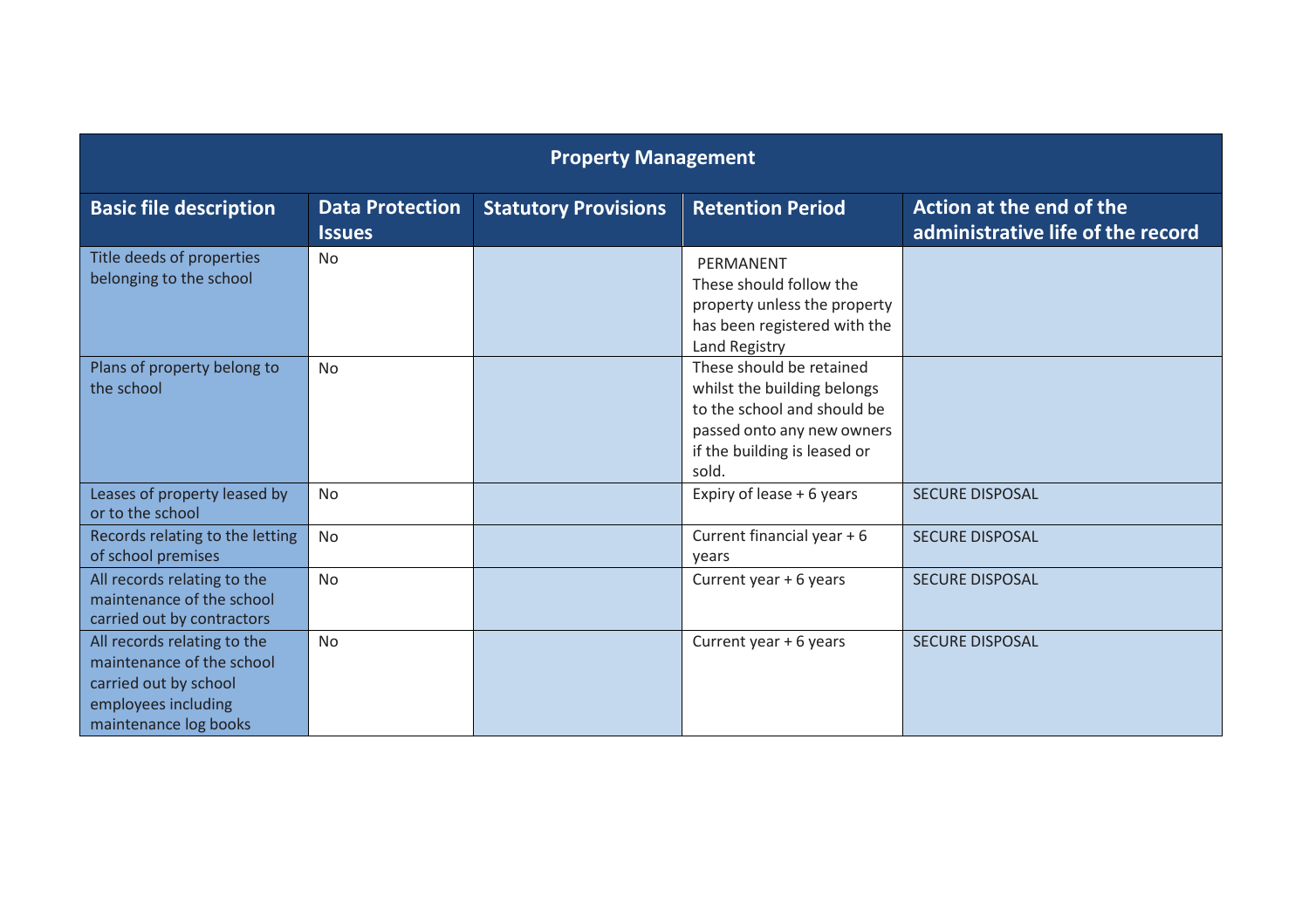| Property Management | | | | |
|---|---|---|---|---|
| **Basic file description** | **Data Protection Issues** | **Statutory Provisions** | **Retention Period** | **Action at the end of the administrative life of the record** |
| Title deeds of properties belonging to the school | No | | PERMANENT These should follow the property unless the property has been registered with the Land Registry | |
| Plans of property belong to the school | No | | These should be retained whilst the building belongs to the school and should be passed onto any new owners if the building is leased or sold. | |
| Leases of property leased by or to the school | No | | Expiry of lease + 6 years | SECURE DISPOSAL |
| Records relating to the letting of school premises | No | | Current financial year + 6 years | SECURE DISPOSAL |
| All records relating to the maintenance of the school carried out by contractors | No | | Current year + 6 years | SECURE DISPOSAL |
| All records relating to the maintenance of the school carried out by school employees including maintenance log books | No | | Current year + 6 years | SECURE DISPOSAL |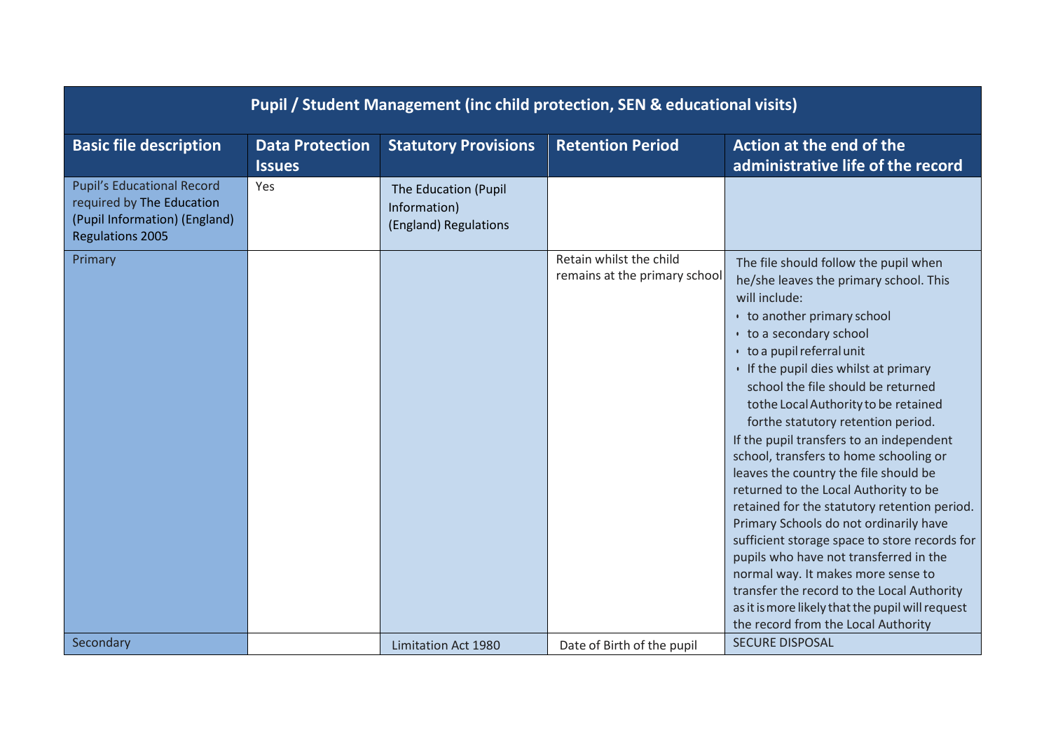| Pupil / Student Management (inc child protection, SEN & educational visits) | | | | |
|---|---|---|---|---|
| **Basic file description** | **Data Protection Issues** | **Statutory Provisions** | **Retention Period** | **Action at the end of the administrative life of the record** |
| Pupil's Educational Record required by The Education (Pupil Information) (England) Regulations 2005 | Yes | The Education (Pupil Information) (England) Regulations | | |
| Primary | | | Retain whilst the child remains at the primary school | The file should follow the pupil when he/she leaves the primary school. This will include:<br>• to another primary school<br>• to a secondary school<br>• to a pupil referral unit<br>• If the pupil dies whilst at primary school the file should be returned tothe Local Authority to be retained forthe statutory retention period.<br>If the pupil transfers to an independent school, transfers to home schooling or leaves the country the file should be returned to the Local Authority to be retained for the statutory retention period. Primary Schools do not ordinarily have sufficient storage space to store records for pupils who have not transferred in the normal way. It makes more sense to transfer the record to the Local Authority as it is more likely that the pupil will request the record from the Local Authority |
| Secondary | | Limitation Act 1980 | Date of Birth of the pupil | SECURE DISPOSAL |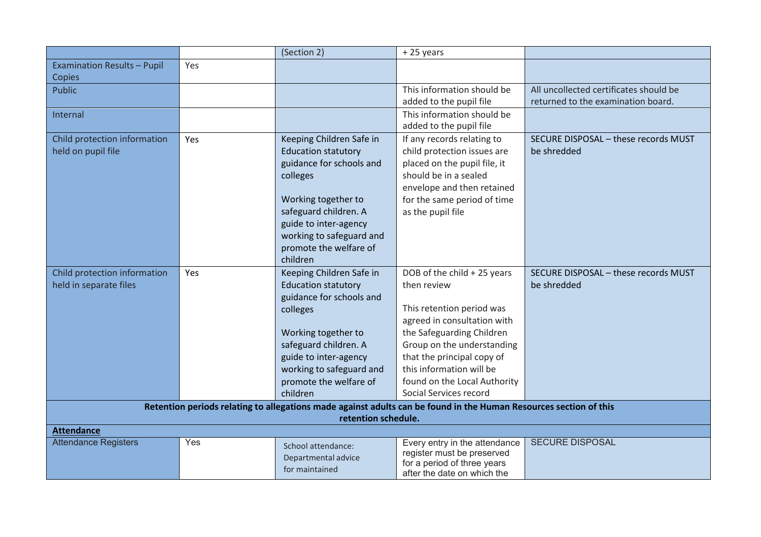| | | | | |
|---|---|---|---|---|
| | | (Section 2) | + 25 years | |
| Examination Results – Pupil Copies | Yes | | | |
| Public | | | This information should be added to the pupil file | All uncollected certificates should be returned to the examination board. |
| Internal | | | This information should be added to the pupil file | |
| Child protection information held on pupil file | Yes | Keeping Children Safe in Education statutory guidance for schools and colleges<br><br>Working together to safeguard children. A guide to inter-agency working to safeguard and promote the welfare of children | If any records relating to child protection issues are placed on the pupil file, it should be in a sealed envelope and then retained for the same period of time as the pupil file | SECURE DISPOSAL – these records MUST be shredded |
| Child protection information held in separate files | Yes | Keeping Children Safe in Education statutory guidance for schools and colleges<br><br>Working together to safeguard children. A guide to inter-agency working to safeguard and promote the welfare of children | DOB of the child + 25 years then review<br><br>This retention period was agreed in consultation with the Safeguarding Children Group on the understanding that the principal copy of this information will be found on the Local Authority Social Services record | SECURE DISPOSAL – these records MUST be shredded |
| **Retention periods relating to allegations made against adults can be found in the Human Resources section of this retention schedule.** | | | | |
| **<u>Attendance</u>** | | | | |
| Attendance Registers | Yes | School attendance: Departmental advice for maintained | Every entry in the attendance register must be preserved for a period of three years after the date on which the | SECURE DISPOSAL |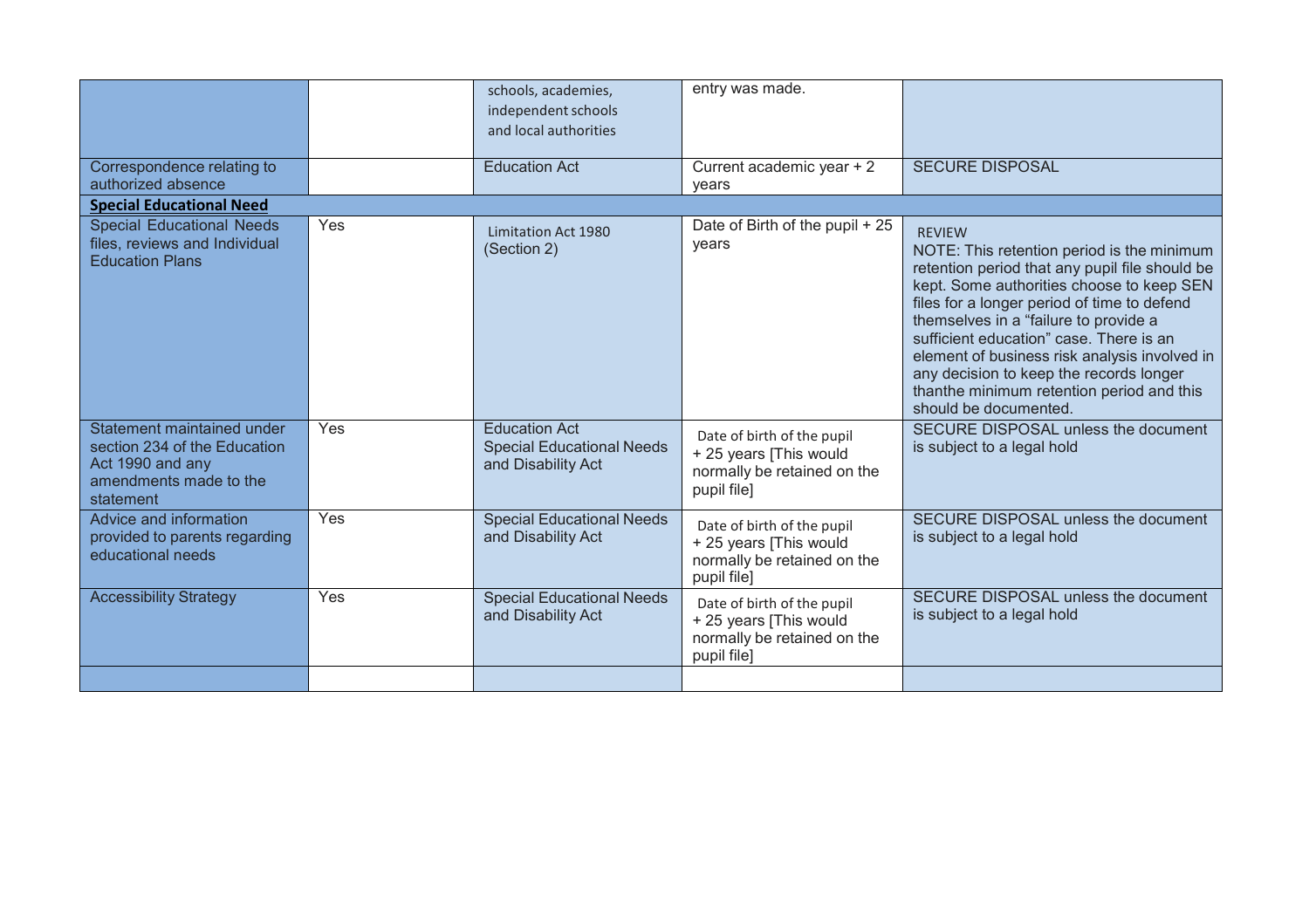| | | | | |
|---|---|---|---|---|
| | | schools, academies, independent schools and local authorities | entry was made. | |
| Correspondence relating to authorized absence | | Education Act | Current academic year + 2 years | SECURE DISPOSAL |
| **Special Educational Need** | | | | |
| Special Educational Needs files, reviews and Individual Education Plans | Yes | Limitation Act 1980 (Section 2) | Date of Birth of the pupil + 25 years | REVIEW<br>NOTE: This retention period is the minimum retention period that any pupil file should be kept. Some authorities choose to keep SEN files for a longer period of time to defend themselves in a "failure to provide a sufficient education" case. There is an element of business risk analysis involved in any decision to keep the records longer thanthe minimum retention period and this should be documented. |
| Statement maintained under section 234 of the Education Act 1990 and any amendments made to the statement | Yes | Education Act<br>Special Educational Needs and Disability Act | Date of birth of the pupil + 25 years [This would normally be retained on the pupil file] | SECURE DISPOSAL unless the document is subject to a legal hold |
| Advice and information provided to parents regarding educational needs | Yes | Special Educational Needs and Disability Act | Date of birth of the pupil + 25 years [This would normally be retained on the pupil file] | SECURE DISPOSAL unless the document is subject to a legal hold |
| Accessibility Strategy | Yes | Special Educational Needs and Disability Act | Date of birth of the pupil + 25 years [This would normally be retained on the pupil file] | SECURE DISPOSAL unless the document is subject to a legal hold |
| | | | | |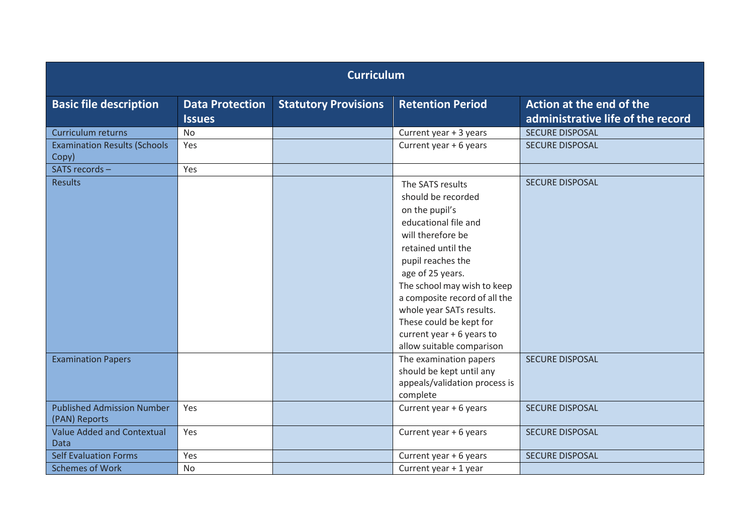| Curriculum | | | | |
|---|---|---|---|---|
| **Basic file description** | **Data Protection Issues** | **Statutory Provisions** | **Retention Period** | **Action at the end of the administrative life of the record** |
| Curriculum returns | No | | Current year + 3 years | SECURE DISPOSAL |
| Examination Results (Schools Copy) | Yes | | Current year + 6 years | SECURE DISPOSAL |
| SATS records – | Yes | | | |
| Results | | | The SATS results should be recorded on the pupil's educational file and will therefore be retained until the pupil reaches the age of 25 years. The school may wish to keep a composite record of all the whole year SATs results. These could be kept for current year + 6 years to allow suitable comparison | SECURE DISPOSAL |
| Examination Papers | | | The examination papers should be kept until any appeals/validation process is complete | SECURE DISPOSAL |
| Published Admission Number (PAN) Reports | Yes | | Current year + 6 years | SECURE DISPOSAL |
| Value Added and Contextual Data | Yes | | Current year + 6 years | SECURE DISPOSAL |
| Self Evaluation Forms | Yes | | Current year + 6 years | SECURE DISPOSAL |
| Schemes of Work | No | | Current year + 1 year | |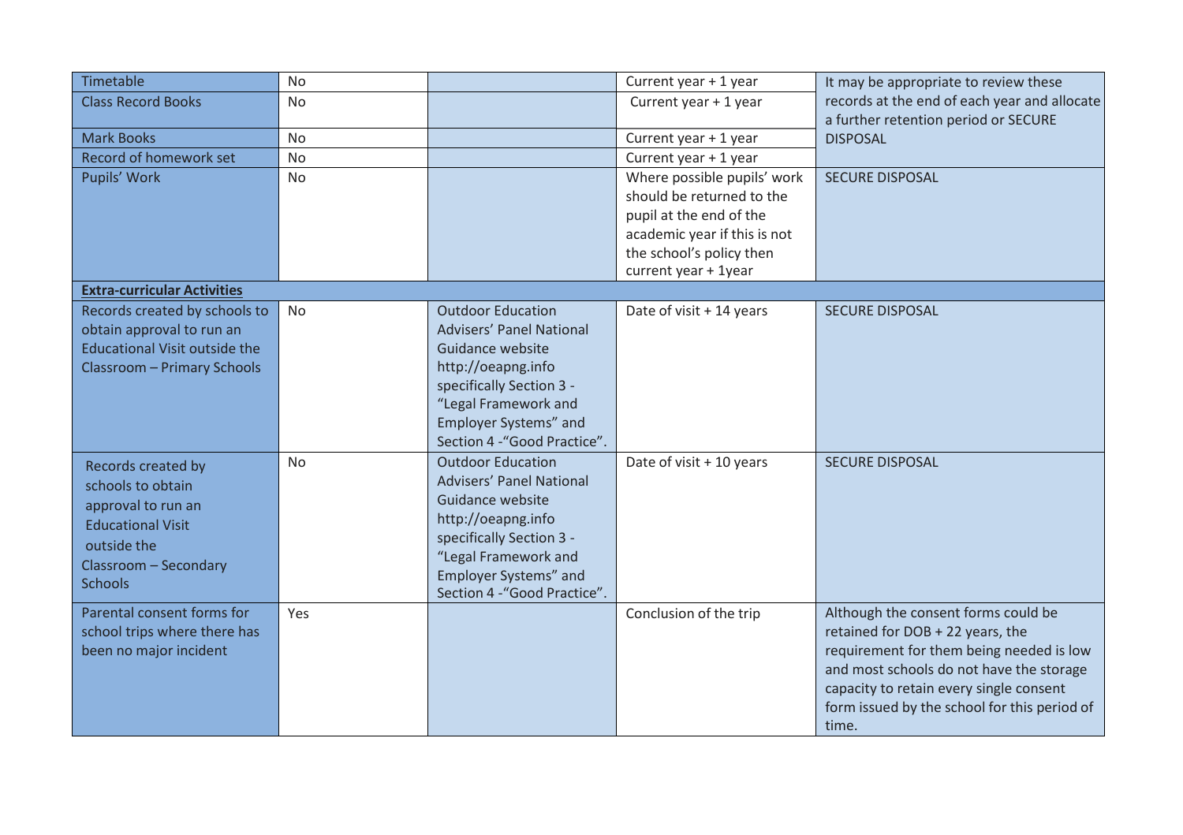| Timetable | No | | Current year + 1 year | It may be appropriate to review these records at the end of each year and allocate a further retention period or SECURE DISPOSAL |
|---|---|---|---|---|
| Class Record Books | No | | Current year + 1 year | |
| Mark Books | No | | Current year + 1 year | |
| Record of homework set | No | | Current year + 1 year | |
| Pupils' Work | No | | Where possible pupils' work should be returned to the pupil at the end of the academic year if this is not the school's policy then current year + 1year | SECURE DISPOSAL |
| **Extra-curricular Activities** | | | | |
| Records created by schools to obtain approval to run an Educational Visit outside the Classroom – Primary Schools | No | Outdoor Education Advisers' Panel National Guidance website http://oeapng.info specifically Section 3 - "Legal Framework and Employer Systems" and Section 4 -"Good Practice". | Date of visit + 14 years | SECURE DISPOSAL |
| Records created by schools to obtain approval to run an Educational Visit outside the Classroom – Secondary Schools | No | Outdoor Education Advisers' Panel National Guidance website http://oeapng.info specifically Section 3 - "Legal Framework and Employer Systems" and Section 4 -"Good Practice". | Date of visit + 10 years | SECURE DISPOSAL |
| Parental consent forms for school trips where there has been no major incident | Yes | | Conclusion of the trip | Although the consent forms could be retained for DOB + 22 years, the requirement for them being needed is low and most schools do not have the storage capacity to retain every single consent form issued by the school for this period of time. |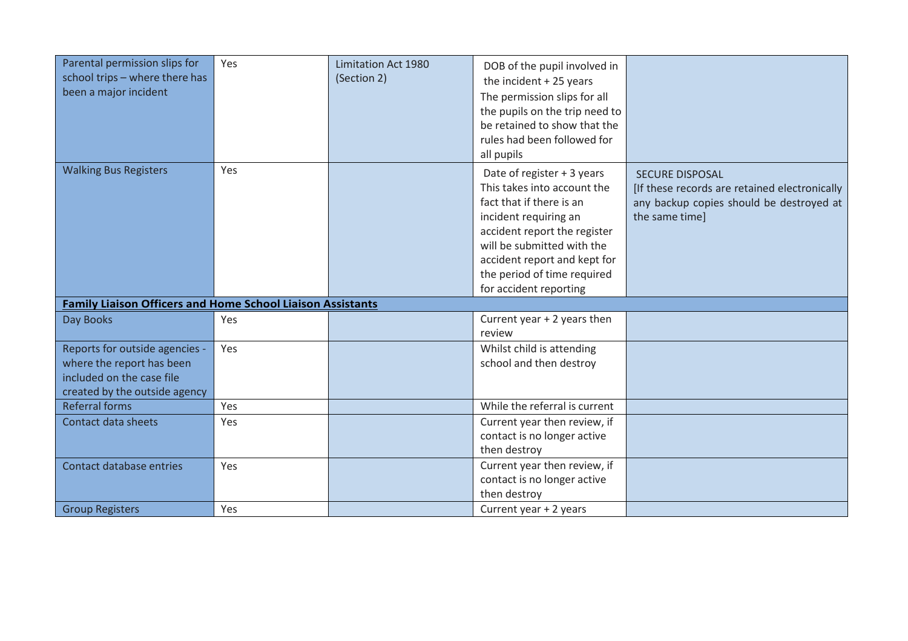| | | | | |
|---|---|---|---|---|
| Parental permission slips for school trips – where there has been a major incident | Yes | Limitation Act 1980 (Section 2) | DOB of the pupil involved in the incident + 25 years The permission slips for all the pupils on the trip need to be retained to show that the rules had been followed for all pupils | |
| Walking Bus Registers | Yes | | Date of register + 3 years This takes into account the fact that if there is an incident requiring an accident report the register will be submitted with the accident report and kept for the period of time required for accident reporting | SECURE DISPOSAL [If these records are retained electronically any backup copies should be destroyed at the same time] |
| **Family Liaison Officers and Home School Liaison Assistants** | | | | |
| Day Books | Yes | | Current year + 2 years then review | |
| Reports for outside agencies - where the report has been included on the case file created by the outside agency | Yes | | Whilst child is attending school and then destroy | |
| Referral forms | Yes | | While the referral is current | |
| Contact data sheets | Yes | | Current year then review, if contact is no longer active then destroy | |
| Contact database entries | Yes | | Current year then review, if contact is no longer active then destroy | |
| Group Registers | Yes | | Current year + 2 years | |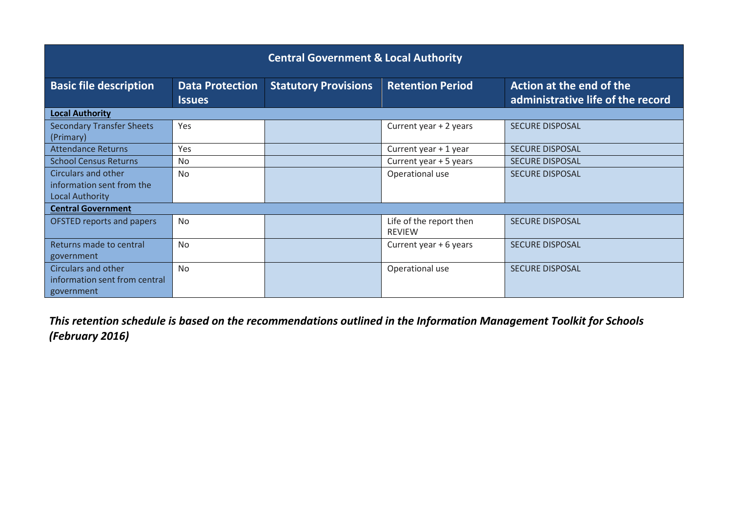| Central Government & Local Authority | | | | |
|---|---|---|---|---|
| **Basic file description** | **Data Protection Issues** | **Statutory Provisions** | **Retention Period** | **Action at the end of the administrative life of the record** |
| **Local Authority** | | | | |
| Secondary Transfer Sheets (Primary) | Yes | | Current year + 2 years | SECURE DISPOSAL |
| Attendance Returns | Yes | | Current year + 1 year | SECURE DISPOSAL |
| School Census Returns | No | | Current year + 5 years | SECURE DISPOSAL |
| Circulars and other information sent from the Local Authority | No | | Operational use | SECURE DISPOSAL |
| **Central Government** | | | | |
| OFSTED reports and papers | No | | Life of the report then REVIEW | SECURE DISPOSAL |
| Returns made to central government | No | | Current year + 6 years | SECURE DISPOSAL |
| Circulars and other information sent from central government | No | | Operational use | SECURE DISPOSAL |

***This retention schedule is based on the recommendations outlined in the Information Management Toolkit for Schools (February 2016)***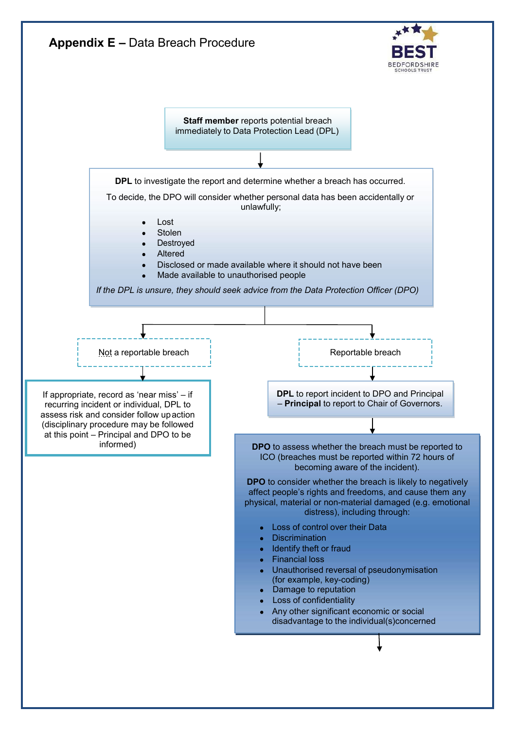## **Appendix E –** Data Breach Procedure

BEST
BEDFORDSHIRE
SCHOOLS TRUST

**Staff member** reports potential breach immediately to Data Protection Lead (DPL)

↓

**DPL** to investigate the report and determine whether a breach has occurred.

To decide, the DPO will consider whether personal data has been accidentally or unlawfully;

- Lost
- Stolen
- Destroyed
- Altered
- Disclosed or made available where it should not have been
- Made available to unauthorised people

*If the DPL is unsure, they should seek advice from the Data Protection Officer (DPO)*

↓

**Not a reportable breach**

If appropriate, record as 'near miss' – if recurring incident or individual, DPL to assess risk and consider follow up action (disciplinary procedure may be followed at this point – Principal and DPO to be informed)

**Reportable breach**

**DPL** to report incident to DPO and Principal – **Principal** to report to Chair of Governors.

↓

**DPO** to assess whether the breach must be reported to ICO (breaches must be reported within 72 hours of becoming aware of the incident).

**DPO** to consider whether the breach is likely to negatively affect people's rights and freedoms, and cause them any physical, material or non-material damaged (e.g. emotional distress), including through:

- Loss of control over their Data
- Discrimination
- Identify theft or fraud
- Financial loss
- Unauthorised reversal of pseudonymisation (for example, key-coding)
- Damage to reputation
- Loss of confidentiality
- Any other significant economic or social disadvantage to the individual(s)concerned

↓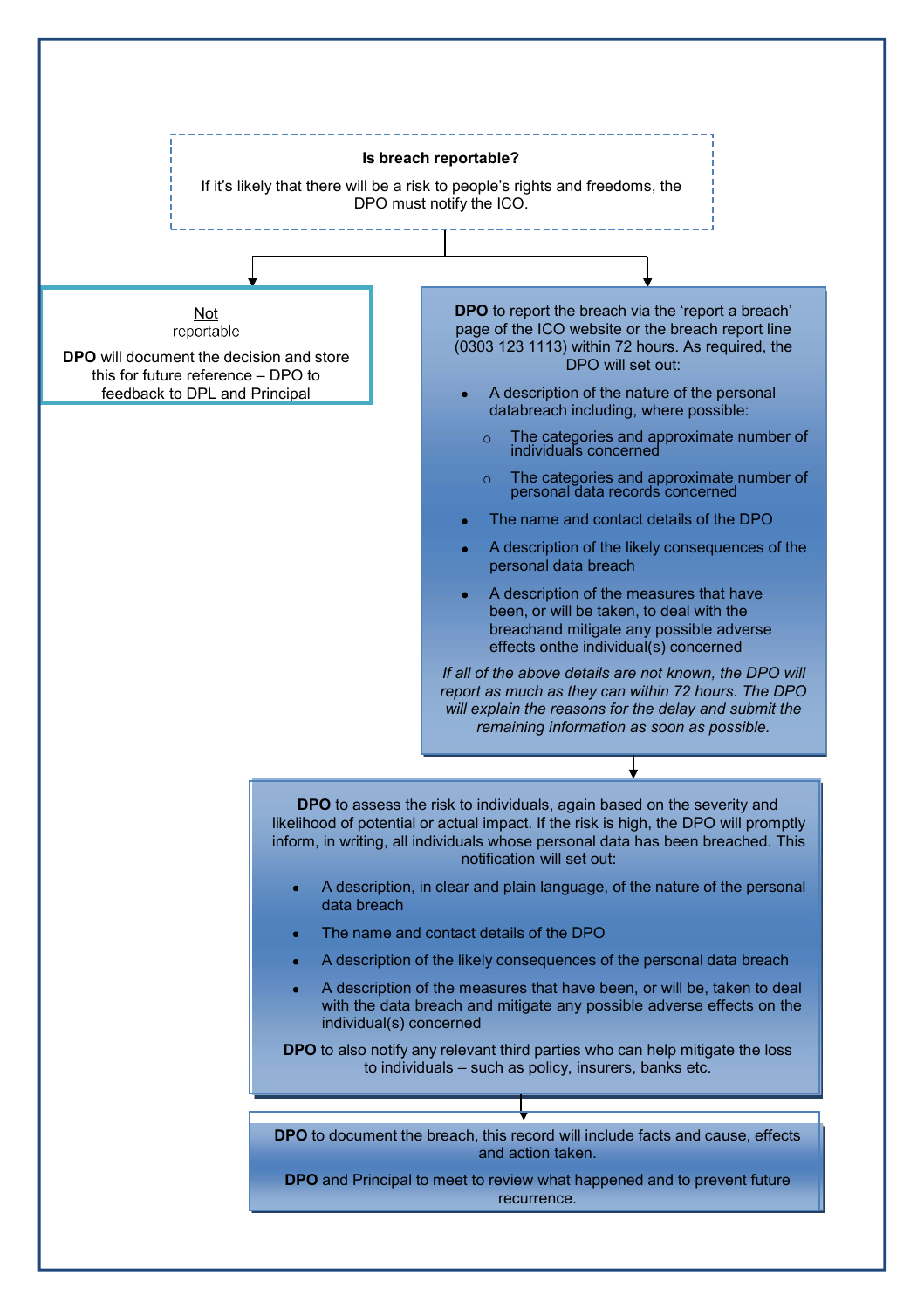**Is breach reportable?**

If it's likely that there will be a risk to people's rights and freedoms, the DPO must notify the ICO.

Not reportable

**DPO** will document the decision and store this for future reference – DPO to feedback to DPL and Principal

**DPO** to report the breach via the 'report a breach' page of the ICO website or the breach report line (0303 123 1113) within 72 hours. As required, the DPO will set out:

- A description of the nature of the personal databreach including, where possible:
  - The categories and approximate number of individuals concerned
  - The categories and approximate number of personal data records concerned
- The name and contact details of the DPO
- A description of the likely consequences of the personal data breach
- A description of the measures that have been, or will be taken, to deal with the breachand mitigate any possible adverse effects onthe individual(s) concerned

*If all of the above details are not known, the DPO will report as much as they can within 72 hours. The DPO will explain the reasons for the delay and submit the remaining information as soon as possible.*

**DPO** to assess the risk to individuals, again based on the severity and likelihood of potential or actual impact. If the risk is high, the DPO will promptly inform, in writing, all individuals whose personal data has been breached. This notification will set out:

- A description, in clear and plain language, of the nature of the personal data breach
- The name and contact details of the DPO
- A description of the likely consequences of the personal data breach
- A description of the measures that have been, or will be, taken to deal with the data breach and mitigate any possible adverse effects on the individual(s) concerned

**DPO** to also notify any relevant third parties who can help mitigate the loss to individuals – such as policy, insurers, banks etc.

**DPO** to document the breach, this record will include facts and cause, effects and action taken.

**DPO** and Principal to meet to review what happened and to prevent future recurrence.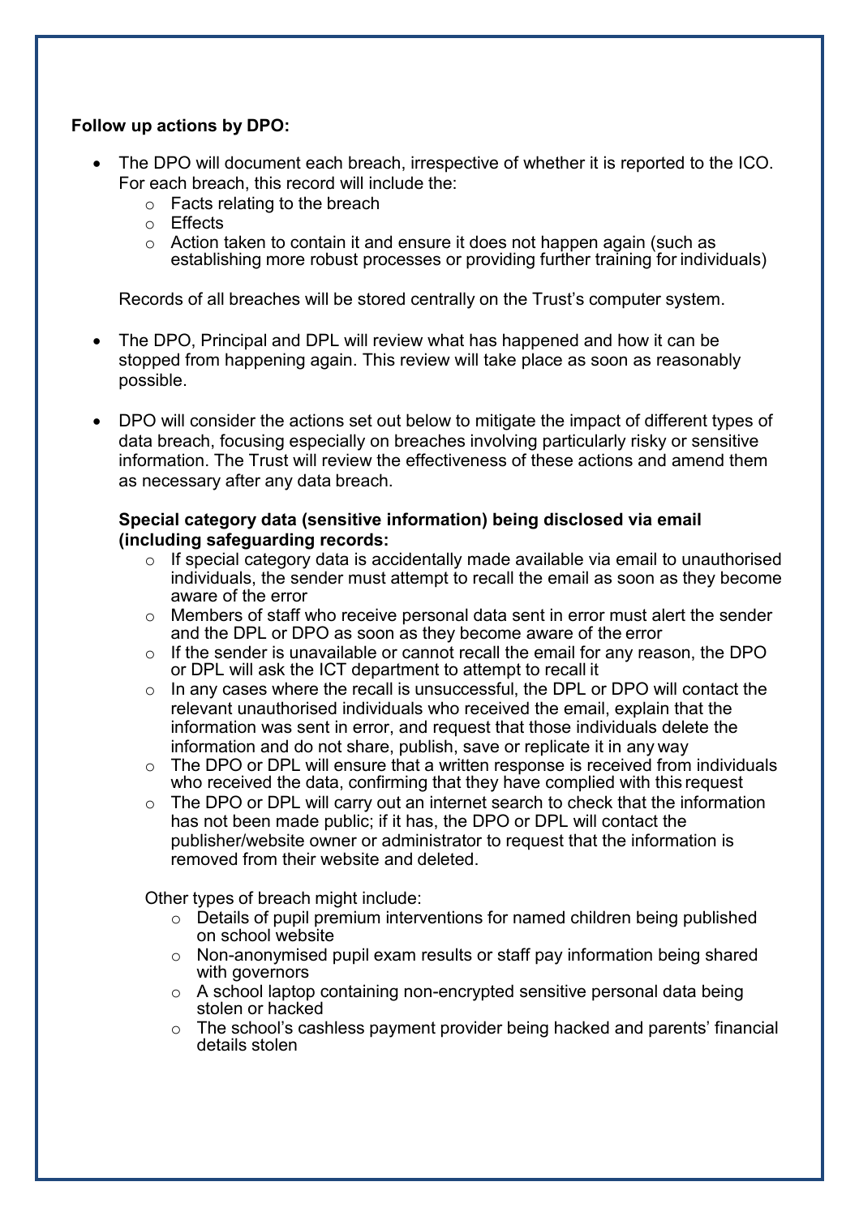**Follow up actions by DPO:**

- The DPO will document each breach, irrespective of whether it is reported to the ICO. For each breach, this record will include the:
  - Facts relating to the breach
  - Effects
  - Action taken to contain it and ensure it does not happen again (such as establishing more robust processes or providing further training for individuals)

  Records of all breaches will be stored centrally on the Trust's computer system.

- The DPO, Principal and DPL will review what has happened and how it can be stopped from happening again. This review will take place as soon as reasonably possible.

- DPO will consider the actions set out below to mitigate the impact of different types of data breach, focusing especially on breaches involving particularly risky or sensitive information. The Trust will review the effectiveness of these actions and amend them as necessary after any data breach.

  **Special category data (sensitive information) being disclosed via email (including safeguarding records:**
  - If special category data is accidentally made available via email to unauthorised individuals, the sender must attempt to recall the email as soon as they become aware of the error
  - Members of staff who receive personal data sent in error must alert the sender and the DPL or DPO as soon as they become aware of the error
  - If the sender is unavailable or cannot recall the email for any reason, the DPO or DPL will ask the ICT department to attempt to recall it
  - In any cases where the recall is unsuccessful, the DPL or DPO will contact the relevant unauthorised individuals who received the email, explain that the information was sent in error, and request that those individuals delete the information and do not share, publish, save or replicate it in any way
  - The DPO or DPL will ensure that a written response is received from individuals who received the data, confirming that they have complied with this request
  - The DPO or DPL will carry out an internet search to check that the information has not been made public; if it has, the DPO or DPL will contact the publisher/website owner or administrator to request that the information is removed from their website and deleted.

  Other types of breach might include:
  - Details of pupil premium interventions for named children being published on school website
  - Non-anonymised pupil exam results or staff pay information being shared with governors
  - A school laptop containing non-encrypted sensitive personal data being stolen or hacked
  - The school's cashless payment provider being hacked and parents' financial details stolen